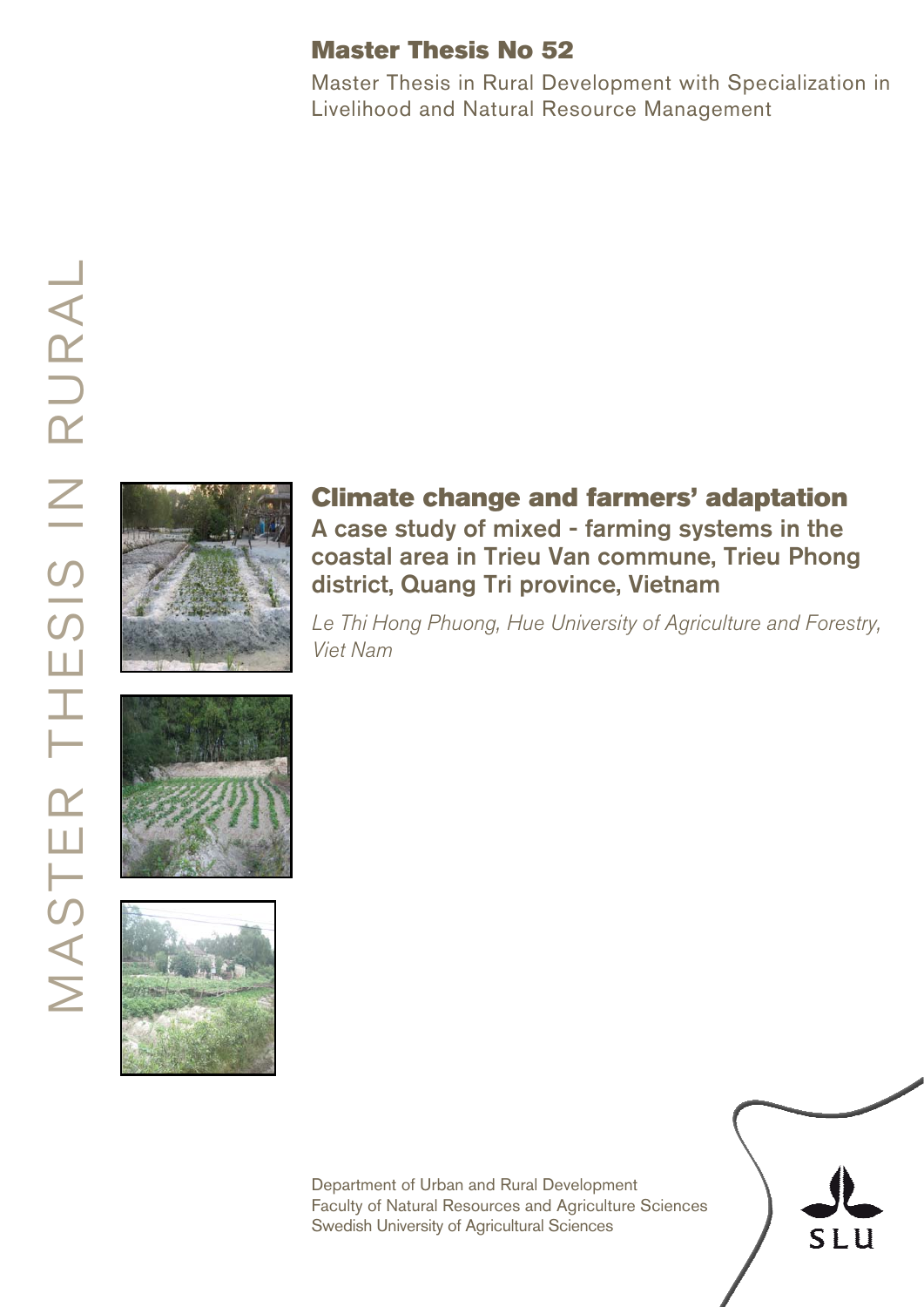# Master Thesis No 52

Master Thesis in Rural Development with Specialization in Livelihood and Natural Resource Management

MASTER THESIS IN RURAL

## Climate change and farmers' adaptation

### A case study of mixed - farming systems in the coastal area in Trieu Van commune, Trieu Phong district, Quang Tri province, Vietnam

*Le Thi Hong Phuong, Hue University of Agriculture and Forestry, Viet Nam*

Department of Urban and Rural Development
Faculty of Natural Resources and Agriculture Sciences
Swedish University of Agricultural Sciences

SLU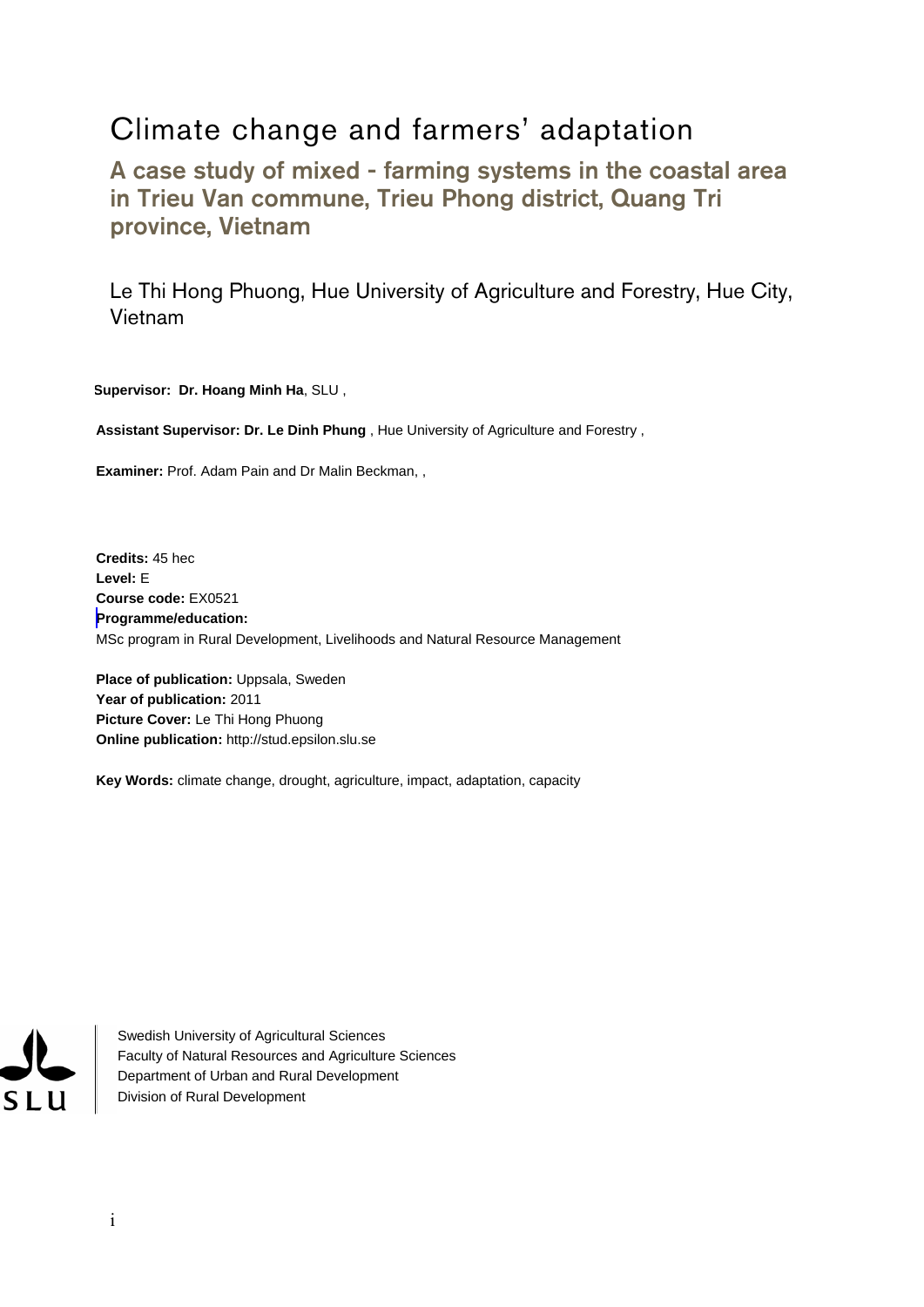# Climate change and farmers' adaptation

## A case study of mixed - farming systems in the coastal area in Trieu Van commune, Trieu Phong district, Quang Tri province, Vietnam

Le Thi Hong Phuong, Hue University of Agriculture and Forestry, Hue City, Vietnam

**Supervisor: Dr. Hoang Minh Ha**, SLU ,

**Assistant Supervisor: Dr. Le Dinh Phung** , Hue University of Agriculture and Forestry ,

**Examiner:** Prof. Adam Pain and Dr Malin Beckman, ,

**Credits:** 45 hec
**Level:** E
**Course code:** EX0521
**Programme/education:**
MSc program in Rural Development, Livelihoods and Natural Resource Management

**Place of publication:** Uppsala, Sweden
**Year of publication:** 2011
**Picture Cover:** Le Thi Hong Phuong
**Online publication:** http://stud.epsilon.slu.se

**Key Words:** climate change, drought, agriculture, impact, adaptation, capacity

SLU

Swedish University of Agricultural Sciences
Faculty of Natural Resources and Agriculture Sciences
Department of Urban and Rural Development
Division of Rural Development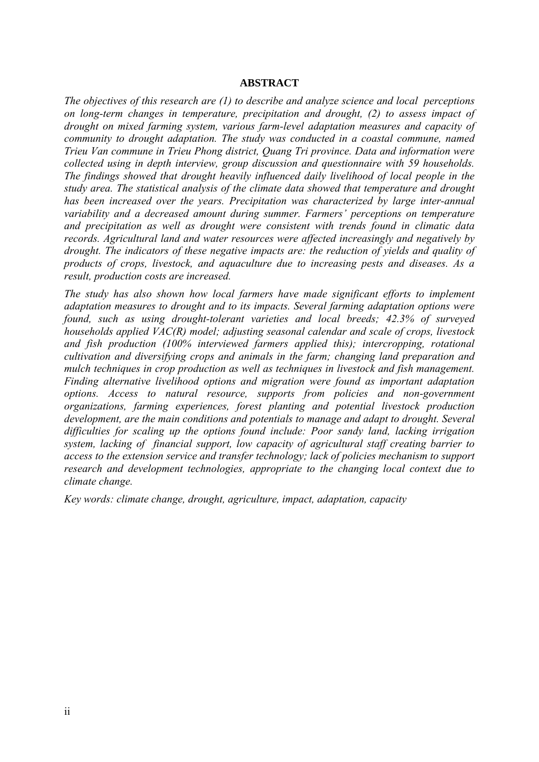## ABSTRACT

*The objectives of this research are (1) to describe and analyze science and local perceptions on long-term changes in temperature, precipitation and drought, (2) to assess impact of drought on mixed farming system, various farm-level adaptation measures and capacity of community to drought adaptation. The study was conducted in a coastal commune, named Trieu Van commune in Trieu Phong district, Quang Tri province. Data and information were collected using in depth interview, group discussion and questionnaire with 59 households. The findings showed that drought heavily influenced daily livelihood of local people in the study area. The statistical analysis of the climate data showed that temperature and drought has been increased over the years. Precipitation was characterized by large inter-annual variability and a decreased amount during summer. Farmers' perceptions on temperature and precipitation as well as drought were consistent with trends found in climatic data records. Agricultural land and water resources were affected increasingly and negatively by drought. The indicators of these negative impacts are: the reduction of yields and quality of products of crops, livestock, and aquaculture due to increasing pests and diseases. As a result, production costs are increased.*

*The study has also shown how local farmers have made significant efforts to implement adaptation measures to drought and to its impacts. Several farming adaptation options were found, such as using drought-tolerant varieties and local breeds; 42.3% of surveyed households applied VAC(R) model; adjusting seasonal calendar and scale of crops, livestock and fish production (100% interviewed farmers applied this); intercropping, rotational cultivation and diversifying crops and animals in the farm; changing land preparation and mulch techniques in crop production as well as techniques in livestock and fish management. Finding alternative livelihood options and migration were found as important adaptation options. Access to natural resource, supports from policies and non-government organizations, farming experiences, forest planting and potential livestock production development, are the main conditions and potentials to manage and adapt to drought. Several difficulties for scaling up the options found include: Poor sandy land, lacking irrigation system, lacking of financial support, low capacity of agricultural staff creating barrier to access to the extension service and transfer technology; lack of policies mechanism to support research and development technologies, appropriate to the changing local context due to climate change.*

*Key words: climate change, drought, agriculture, impact, adaptation, capacity*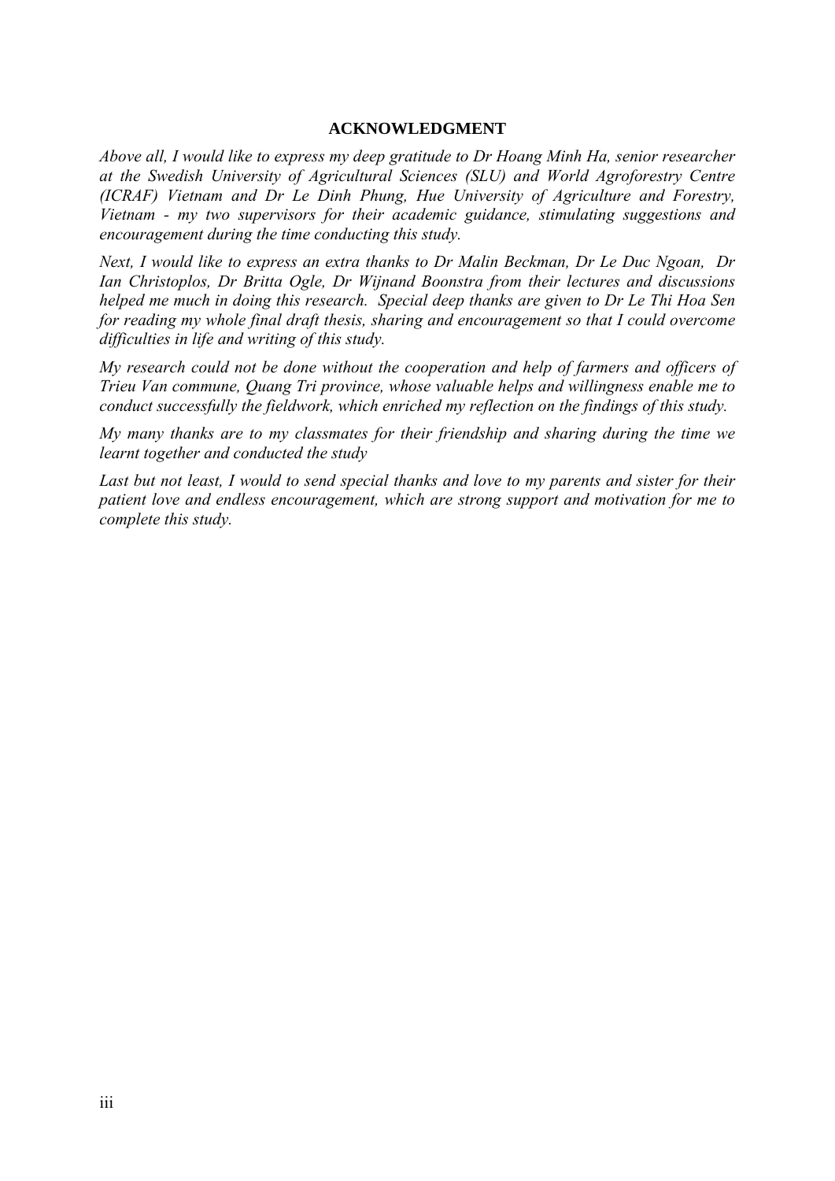## ACKNOWLEDGMENT

*Above all, I would like to express my deep gratitude to Dr Hoang Minh Ha, senior researcher at the Swedish University of Agricultural Sciences (SLU) and World Agroforestry Centre (ICRAF) Vietnam and Dr Le Dinh Phung, Hue University of Agriculture and Forestry, Vietnam - my two supervisors for their academic guidance, stimulating suggestions and encouragement during the time conducting this study.*

*Next, I would like to express an extra thanks to Dr Malin Beckman, Dr Le Duc Ngoan, Dr Ian Christoplos, Dr Britta Ogle, Dr Wijnand Boonstra from their lectures and discussions helped me much in doing this research. Special deep thanks are given to Dr Le Thi Hoa Sen for reading my whole final draft thesis, sharing and encouragement so that I could overcome difficulties in life and writing of this study.*

*My research could not be done without the cooperation and help of farmers and officers of Trieu Van commune, Quang Tri province, whose valuable helps and willingness enable me to conduct successfully the fieldwork, which enriched my reflection on the findings of this study.*

*My many thanks are to my classmates for their friendship and sharing during the time we learnt together and conducted the study*

*Last but not least, I would to send special thanks and love to my parents and sister for their patient love and endless encouragement, which are strong support and motivation for me to complete this study.*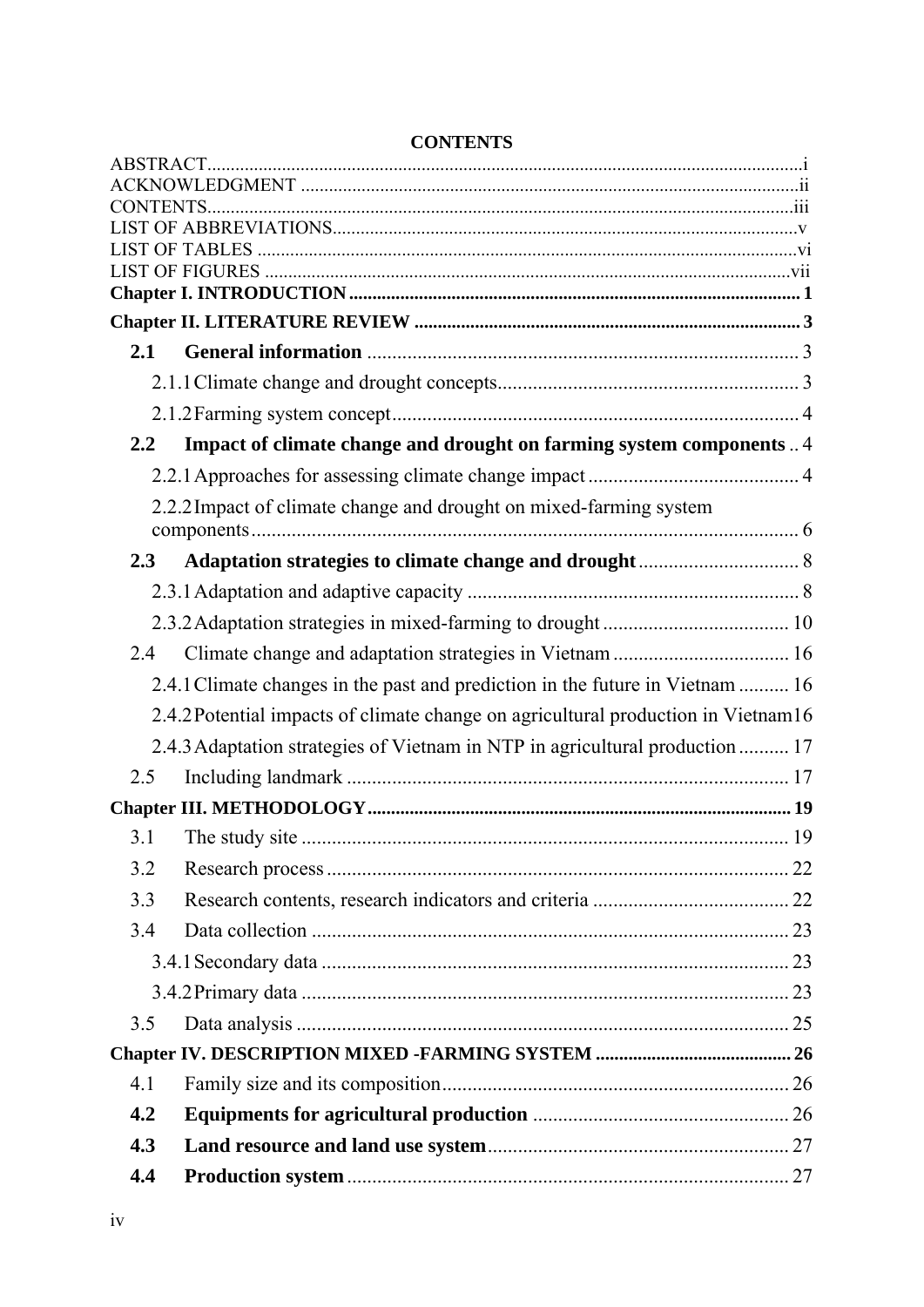# CONTENTS

ABSTRACT....................................................................................................................i
ACKNOWLEDGMENT ..........................................................................................ii
CONTENTS...............................................................................................................iii
LIST OF ABBREVIATIONS.....................................................................................v
LIST OF TABLES .....................................................................................................vi
LIST OF FIGURES ..................................................................................................vii
**Chapter I. INTRODUCTION ..................................................................................... 1**
**Chapter II. LITERATURE REVIEW ......................................................................... 3**

- **2.1 General information** ...................................................................................... 3
  - 2.1.1 Climate change and drought concepts............................................................ 3
  - 2.1.2 Farming system concept................................................................................ 4
- **2.2 Impact of climate change and drought on farming system components** .. 4
  - 2.2.1 Approaches for assessing climate change impact .......................................... 4
  - 2.2.2 Impact of climate change and drought on mixed-farming system components.............................................................................................................. 6
- **2.3 Adaptation strategies to climate change and drought**................................ 8
  - 2.3.1 Adaptation and adaptive capacity .................................................................. 8
  - 2.3.2 Adaptation strategies in mixed-farming to drought ..................................... 10
- 2.4 Climate change and adaptation strategies in Vietnam ................................... 16
  - 2.4.1 Climate changes in the past and prediction in the future in Vietnam .......... 16
  - 2.4.2 Potential impacts of climate change on agricultural production in Vietnam 16
  - 2.4.3 Adaptation strategies of Vietnam in NTP in agricultural production .......... 17
- 2.5 Including landmark ........................................................................................ 17

**Chapter III. METHODOLOGY.................................................................................. 19**

- 3.1 The study site ................................................................................................. 19
- 3.2 Research process ............................................................................................ 22
- 3.3 Research contents, research indicators and criteria ....................................... 22
- 3.4 Data collection ............................................................................................... 23
  - 3.4.1 Secondary data ............................................................................................. 23
  - 3.4.2 Primary data ................................................................................................. 23
- 3.5 Data analysis .................................................................................................. 25

**Chapter IV. DESCRIPTION MIXED -FARMING SYSTEM ........................................ 26**

- 4.1 Family size and its composition..................................................................... 26
- **4.2 Equipments for agricultural production** ................................................... 26
- **4.3 Land resource and land use system**............................................................ 27
- **4.4 Production system**........................................................................................ 27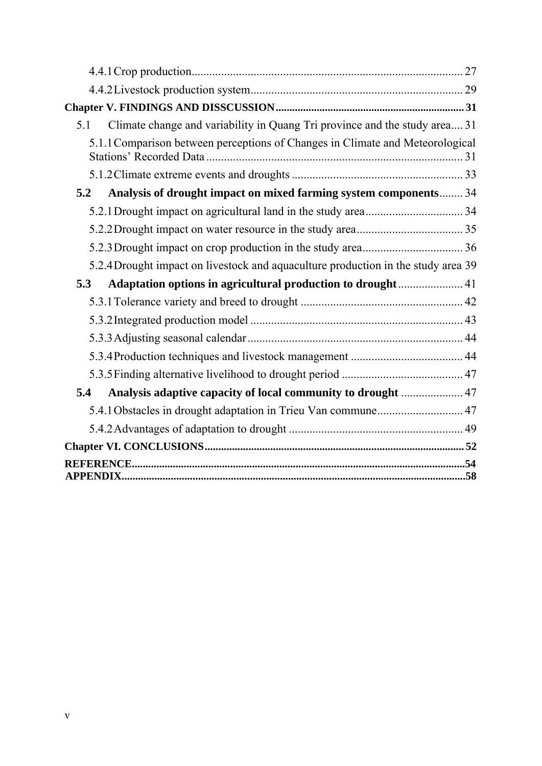4.4.1 Crop production ........................................................................................ 27

4.4.2 Livestock production system ........................................................................ 29

**Chapter V. FINDINGS AND DISSCUSSION** ........................................................................ 31

5.1 Climate change and variability in Quang Tri province and the study area .... 31

5.1.1 Comparison between perceptions of Changes in Climate and Meteorological Stations' Recorded Data ........................................................................................ 31

5.1.2 Climate extreme events and droughts ........................................................ 33

**5.2 Analysis of drought impact on mixed farming system components** ........ 34

5.2.1 Drought impact on agricultural land in the study area ................................ 34

5.2.2 Drought impact on water resource in the study area .................................. 35

5.2.3 Drought impact on crop production in the study area ................................ 36

5.2.4 Drought impact on livestock and aquaculture production in the study area 39

**5.3 Adaptation options in agricultural production to drought** ...................... 41

5.3.1 Tolerance variety and breed to drought ..................................................... 42

5.3.2 Integrated production model ...................................................................... 43

5.3.3 Adjusting seasonal calendar ........................................................................ 44

5.3.4 Production techniques and livestock management .................................... 44

5.3.5 Finding alternative livelihood to drought period ......................................... 47

**5.4 Analysis adaptive capacity of local community to drought** ..................... 47

5.4.1 Obstacles in drought adaptation in Trieu Van commune ............................ 47

5.4.2 Advantages of adaptation to drought ......................................................... 49

**Chapter VI. CONCLUSIONS** .................................................................................... 52

**REFERENCE** ............................................................................................................ 54

**APPENDIX** .............................................................................................................. 58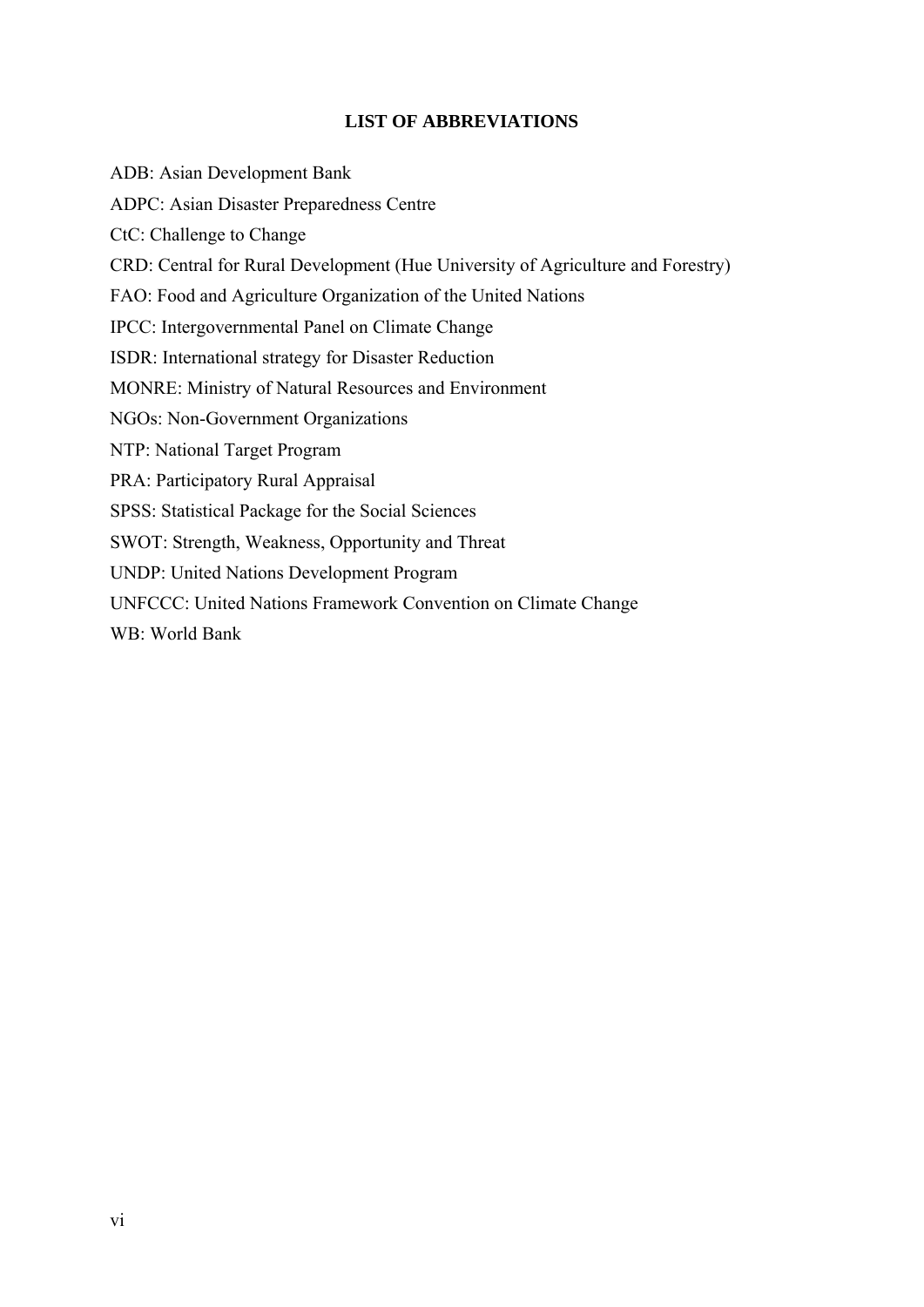## LIST OF ABBREVIATIONS

ADB: Asian Development Bank

ADPC: Asian Disaster Preparedness Centre

CtC: Challenge to Change

CRD: Central for Rural Development (Hue University of Agriculture and Forestry)

FAO: Food and Agriculture Organization of the United Nations

IPCC: Intergovernmental Panel on Climate Change

ISDR: International strategy for Disaster Reduction

MONRE: Ministry of Natural Resources and Environment

NGOs: Non-Government Organizations

NTP: National Target Program

PRA: Participatory Rural Appraisal

SPSS: Statistical Package for the Social Sciences

SWOT: Strength, Weakness, Opportunity and Threat

UNDP: United Nations Development Program

UNFCCC: United Nations Framework Convention on Climate Change

WB: World Bank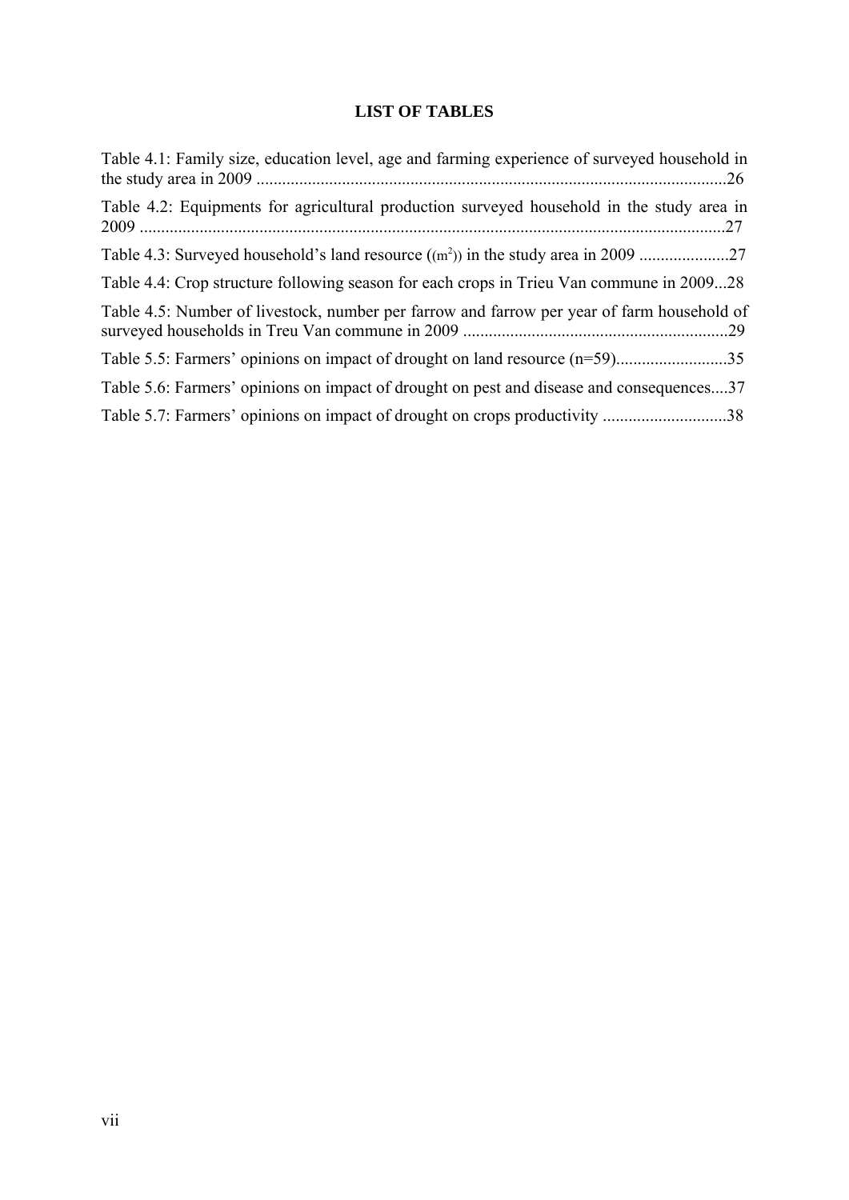# LIST OF TABLES

Table 4.1: Family size, education level, age and farming experience of surveyed household in the study area in 2009 ..........................................................................................................26

Table 4.2: Equipments for agricultural production surveyed household in the study area in 2009 .......................................................................................................................................27

Table 4.3: Surveyed household's land resource (($m^2$)) in the study area in 2009 ....................27

Table 4.4: Crop structure following season for each crops in Trieu Van commune in 2009...28

Table 4.5: Number of livestock, number per farrow and farrow per year of farm household of surveyed households in Treu Van commune in 2009 ............................................................29

Table 5.5: Farmers' opinions on impact of drought on land resource (n=59)..........................35

Table 5.6: Farmers' opinions on impact of drought on pest and disease and consequences....37

Table 5.7: Farmers' opinions on impact of drought on crops productivity ............................38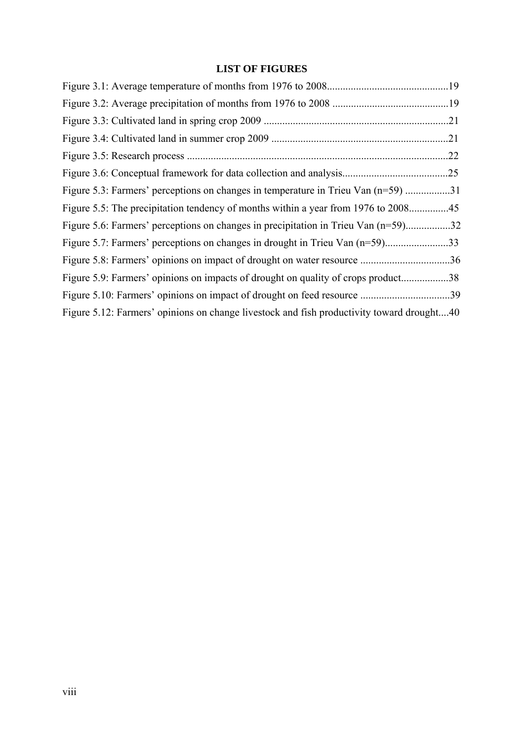## LIST OF FIGURES

Figure 3.1: Average temperature of months from 1976 to 2008.............................................19

Figure 3.2: Average precipitation of months from 1976 to 2008 ............................................19

Figure 3.3: Cultivated land in spring crop 2009 .....................................................................21

Figure 3.4: Cultivated land in summer crop 2009 ..................................................................21

Figure 3.5: Research process ..................................................................................................22

Figure 3.6: Conceptual framework for data collection and analysis........................................25

Figure 5.3: Farmers' perceptions on changes in temperature in Trieu Van (n=59) .................31

Figure 5.5: The precipitation tendency of months within a year from 1976 to 2008...............45

Figure 5.6: Farmers' perceptions on changes in precipitation in Trieu Van (n=59).................32

Figure 5.7: Farmers' perceptions on changes in drought in Trieu Van (n=59)........................33

Figure 5.8: Farmers' opinions on impact of drought on water resource ..................................36

Figure 5.9: Farmers' opinions on impacts of drought on quality of crops product..................38

Figure 5.10: Farmers' opinions on impact of drought on feed resource ..................................39

Figure 5.12: Farmers' opinions on change livestock and fish productivity toward drought....40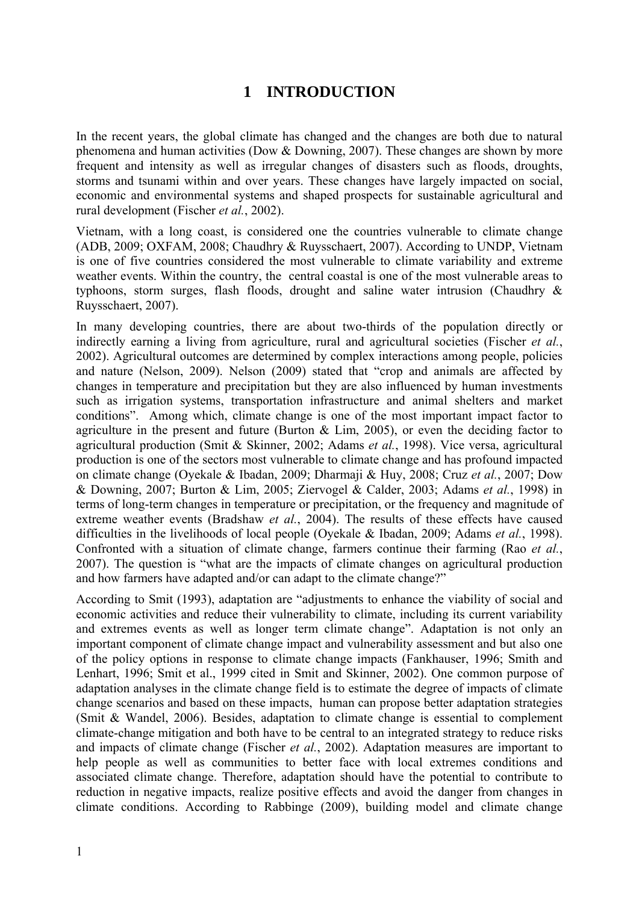# 1 INTRODUCTION

In the recent years, the global climate has changed and the changes are both due to natural phenomena and human activities (Dow & Downing, 2007). These changes are shown by more frequent and intensity as well as irregular changes of disasters such as floods, droughts, storms and tsunami within and over years. These changes have largely impacted on social, economic and environmental systems and shaped prospects for sustainable agricultural and rural development (Fischer *et al.*, 2002).

Vietnam, with a long coast, is considered one the countries vulnerable to climate change (ADB, 2009; OXFAM, 2008; Chaudhry & Ruysschaert, 2007). According to UNDP, Vietnam is one of five countries considered the most vulnerable to climate variability and extreme weather events. Within the country, the central coastal is one of the most vulnerable areas to typhoons, storm surges, flash floods, drought and saline water intrusion (Chaudhry & Ruysschaert, 2007).

In many developing countries, there are about two-thirds of the population directly or indirectly earning a living from agriculture, rural and agricultural societies (Fischer *et al.*, 2002). Agricultural outcomes are determined by complex interactions among people, policies and nature (Nelson, 2009). Nelson (2009) stated that "crop and animals are affected by changes in temperature and precipitation but they are also influenced by human investments such as irrigation systems, transportation infrastructure and animal shelters and market conditions". Among which, climate change is one of the most important impact factor to agriculture in the present and future (Burton & Lim, 2005), or even the deciding factor to agricultural production (Smit & Skinner, 2002; Adams *et al.*, 1998). Vice versa, agricultural production is one of the sectors most vulnerable to climate change and has profound impacted on climate change (Oyekale & Ibadan, 2009; Dharmaji & Huy, 2008; Cruz *et al.*, 2007; Dow & Downing, 2007; Burton & Lim, 2005; Ziervogel & Calder, 2003; Adams *et al.*, 1998) in terms of long-term changes in temperature or precipitation, or the frequency and magnitude of extreme weather events (Bradshaw *et al.*, 2004). The results of these effects have caused difficulties in the livelihoods of local people (Oyekale & Ibadan, 2009; Adams *et al.*, 1998). Confronted with a situation of climate change, farmers continue their farming (Rao *et al.*, 2007). The question is "what are the impacts of climate changes on agricultural production and how farmers have adapted and/or can adapt to the climate change?"

According to Smit (1993), adaptation are "adjustments to enhance the viability of social and economic activities and reduce their vulnerability to climate, including its current variability and extremes events as well as longer term climate change". Adaptation is not only an important component of climate change impact and vulnerability assessment and but also one of the policy options in response to climate change impacts (Fankhauser, 1996; Smith and Lenhart, 1996; Smit et al., 1999 cited in Smit and Skinner, 2002). One common purpose of adaptation analyses in the climate change field is to estimate the degree of impacts of climate change scenarios and based on these impacts, human can propose better adaptation strategies (Smit & Wandel, 2006). Besides, adaptation to climate change is essential to complement climate-change mitigation and both have to be central to an integrated strategy to reduce risks and impacts of climate change (Fischer *et al.*, 2002). Adaptation measures are important to help people as well as communities to better face with local extremes conditions and associated climate change. Therefore, adaptation should have the potential to contribute to reduction in negative impacts, realize positive effects and avoid the danger from changes in climate conditions. According to Rabbinge (2009), building model and climate change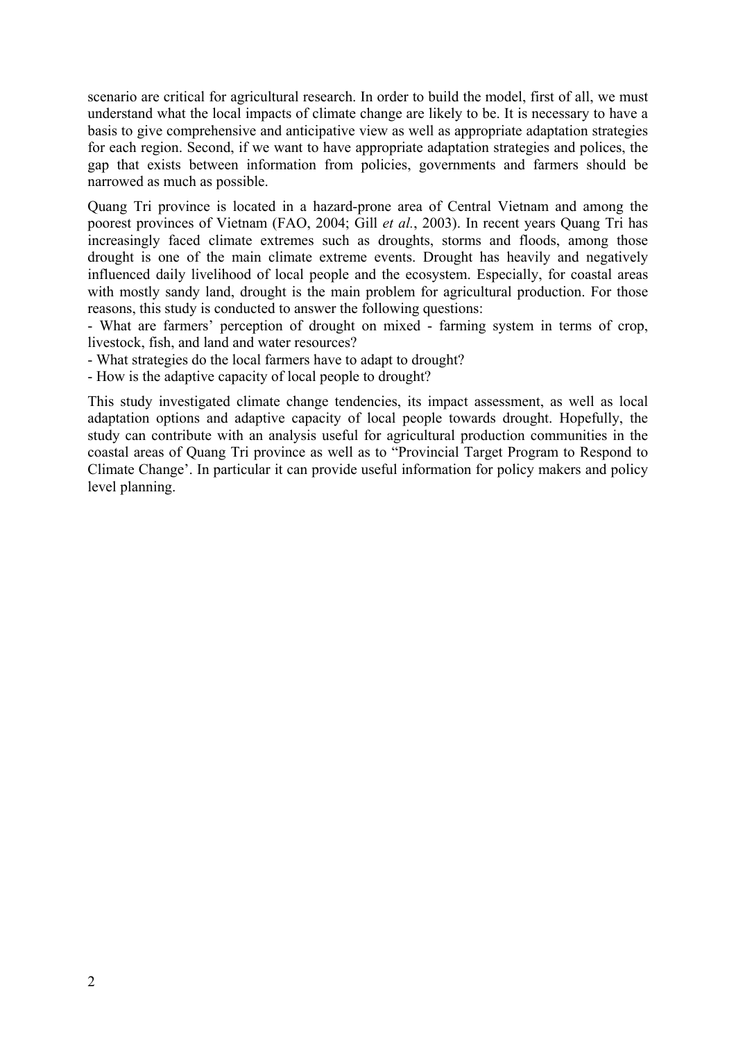scenario are critical for agricultural research. In order to build the model, first of all, we must understand what the local impacts of climate change are likely to be. It is necessary to have a basis to give comprehensive and anticipative view as well as appropriate adaptation strategies for each region. Second, if we want to have appropriate adaptation strategies and polices, the gap that exists between information from policies, governments and farmers should be narrowed as much as possible.

Quang Tri province is located in a hazard-prone area of Central Vietnam and among the poorest provinces of Vietnam (FAO, 2004; Gill *et al.*, 2003). In recent years Quang Tri has increasingly faced climate extremes such as droughts, storms and floods, among those drought is one of the main climate extreme events. Drought has heavily and negatively influenced daily livelihood of local people and the ecosystem. Especially, for coastal areas with mostly sandy land, drought is the main problem for agricultural production. For those reasons, this study is conducted to answer the following questions:

- What are farmers' perception of drought on mixed - farming system in terms of crop, livestock, fish, and land and water resources?
- What strategies do the local farmers have to adapt to drought?
- How is the adaptive capacity of local people to drought?

This study investigated climate change tendencies, its impact assessment, as well as local adaptation options and adaptive capacity of local people towards drought. Hopefully, the study can contribute with an analysis useful for agricultural production communities in the coastal areas of Quang Tri province as well as to "Provincial Target Program to Respond to Climate Change'. In particular it can provide useful information for policy makers and policy level planning.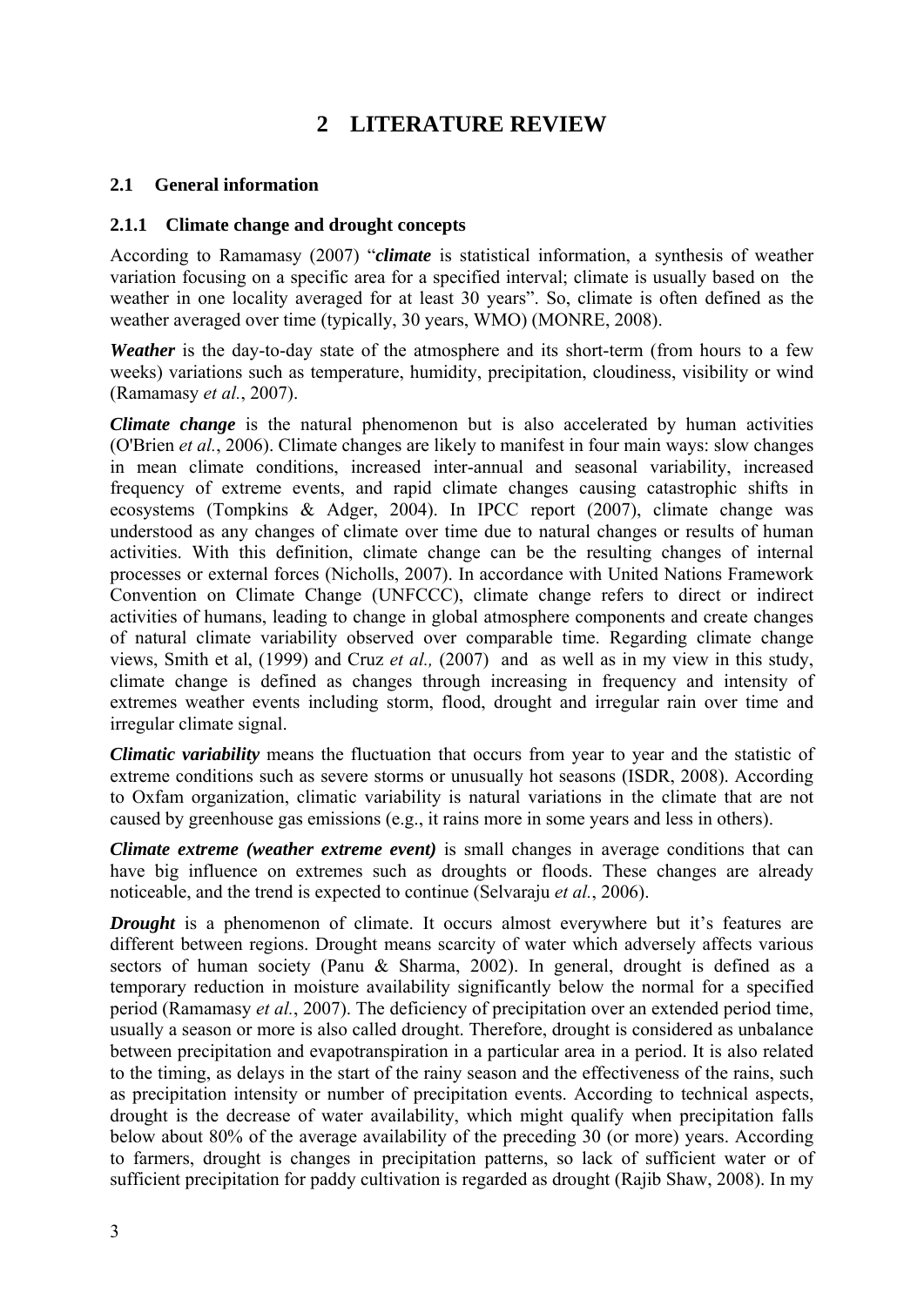# 2 LITERATURE REVIEW

## 2.1 General information

### 2.1.1 Climate change and drought concepts

According to Ramamasy (2007) "***climate*** is statistical information, a synthesis of weather variation focusing on a specific area for a specified interval; climate is usually based on the weather in one locality averaged for at least 30 years". So, climate is often defined as the weather averaged over time (typically, 30 years, WMO) (MONRE, 2008).

***Weather*** is the day-to-day state of the atmosphere and its short-term (from hours to a few weeks) variations such as temperature, humidity, precipitation, cloudiness, visibility or wind (Ramamasy *et al.*, 2007).

***Climate change*** is the natural phenomenon but is also accelerated by human activities (O'Brien *et al.*, 2006). Climate changes are likely to manifest in four main ways: slow changes in mean climate conditions, increased inter-annual and seasonal variability, increased frequency of extreme events, and rapid climate changes causing catastrophic shifts in ecosystems (Tompkins & Adger, 2004). In IPCC report (2007), climate change was understood as any changes of climate over time due to natural changes or results of human activities. With this definition, climate change can be the resulting changes of internal processes or external forces (Nicholls, 2007). In accordance with United Nations Framework Convention on Climate Change (UNFCCC), climate change refers to direct or indirect activities of humans, leading to change in global atmosphere components and create changes of natural climate variability observed over comparable time. Regarding climate change views, Smith et al, (1999) and Cruz *et al.,* (2007) and as well as in my view in this study, climate change is defined as changes through increasing in frequency and intensity of extremes weather events including storm, flood, drought and irregular rain over time and irregular climate signal.

***Climatic variability*** means the fluctuation that occurs from year to year and the statistic of extreme conditions such as severe storms or unusually hot seasons (ISDR, 2008). According to Oxfam organization, climatic variability is natural variations in the climate that are not caused by greenhouse gas emissions (e.g., it rains more in some years and less in others).

***Climate extreme (weather extreme event)*** is small changes in average conditions that can have big influence on extremes such as droughts or floods. These changes are already noticeable, and the trend is expected to continue (Selvaraju *et al.*, 2006).

***Drought*** is a phenomenon of climate. It occurs almost everywhere but it's features are different between regions. Drought means scarcity of water which adversely affects various sectors of human society (Panu & Sharma, 2002). In general, drought is defined as a temporary reduction in moisture availability significantly below the normal for a specified period (Ramamasy *et al.*, 2007). The deficiency of precipitation over an extended period time, usually a season or more is also called drought. Therefore, drought is considered as unbalance between precipitation and evapotranspiration in a particular area in a period. It is also related to the timing, as delays in the start of the rainy season and the effectiveness of the rains, such as precipitation intensity or number of precipitation events. According to technical aspects, drought is the decrease of water availability, which might qualify when precipitation falls below about 80% of the average availability of the preceding 30 (or more) years. According to farmers, drought is changes in precipitation patterns, so lack of sufficient water or of sufficient precipitation for paddy cultivation is regarded as drought (Rajib Shaw, 2008). In my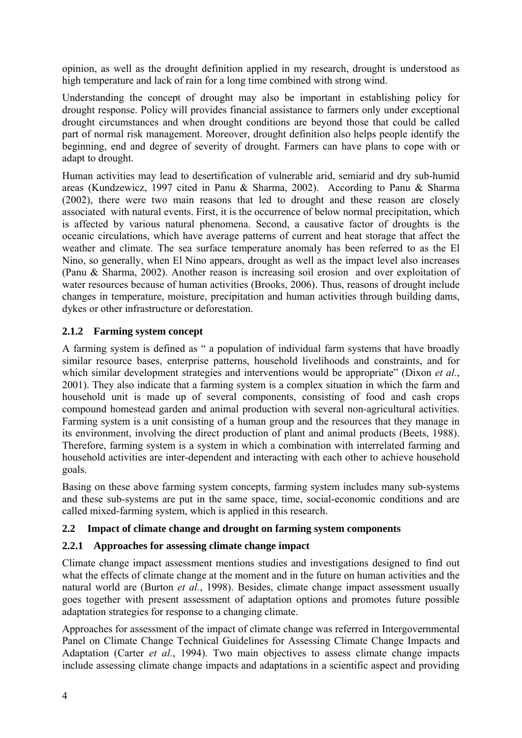opinion, as well as the drought definition applied in my research, drought is understood as high temperature and lack of rain for a long time combined with strong wind.

Understanding the concept of drought may also be important in establishing policy for drought response. Policy will provides financial assistance to farmers only under exceptional drought circumstances and when drought conditions are beyond those that could be called part of normal risk management. Moreover, drought definition also helps people identify the beginning, end and degree of severity of drought. Farmers can have plans to cope with or adapt to drought.

Human activities may lead to desertification of vulnerable arid, semiarid and dry sub-humid areas (Kundzewicz, 1997 cited in Panu & Sharma, 2002). According to Panu & Sharma (2002), there were two main reasons that led to drought and these reason are closely associated with natural events. First, it is the occurrence of below normal precipitation, which is affected by various natural phenomena. Second, a causative factor of droughts is the oceanic circulations, which have average patterns of current and heat storage that affect the weather and climate. The sea surface temperature anomaly has been referred to as the El Nino, so generally, when El Nino appears, drought as well as the impact level also increases (Panu & Sharma, 2002). Another reason is increasing soil erosion and over exploitation of water resources because of human activities (Brooks, 2006). Thus, reasons of drought include changes in temperature, moisture, precipitation and human activities through building dams, dykes or other infrastructure or deforestation.

### 2.1.2 Farming system concept

A farming system is defined as " a population of individual farm systems that have broadly similar resource bases, enterprise patterns, household livelihoods and constraints, and for which similar development strategies and interventions would be appropriate" (Dixon *et al.*, 2001). They also indicate that a farming system is a complex situation in which the farm and household unit is made up of several components, consisting of food and cash crops compound homestead garden and animal production with several non-agricultural activities. Farming system is a unit consisting of a human group and the resources that they manage in its environment, involving the direct production of plant and animal products (Beets, 1988). Therefore, farming system is a system in which a combination with interrelated farming and household activities are inter-dependent and interacting with each other to achieve household goals.

Basing on these above farming system concepts, farming system includes many sub-systems and these sub-systems are put in the same space, time, social-economic conditions and are called mixed-farming system, which is applied in this research.

## 2.2 Impact of climate change and drought on farming system components

### 2.2.1 Approaches for assessing climate change impact

Climate change impact assessment mentions studies and investigations designed to find out what the effects of climate change at the moment and in the future on human activities and the natural world are (Burton *et al.*, 1998). Besides, climate change impact assessment usually goes together with present assessment of adaptation options and promotes future possible adaptation strategies for response to a changing climate.

Approaches for assessment of the impact of climate change was referred in Intergovernmental Panel on Climate Change Technical Guidelines for Assessing Climate Change Impacts and Adaptation (Carter *et al.*, 1994). Two main objectives to assess climate change impacts include assessing climate change impacts and adaptations in a scientific aspect and providing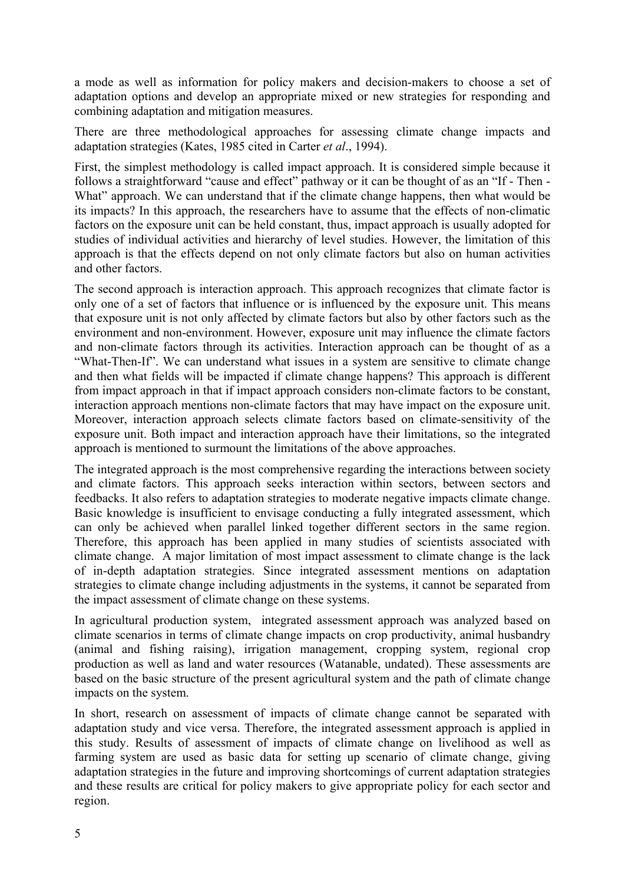a mode as well as information for policy makers and decision-makers to choose a set of adaptation options and develop an appropriate mixed or new strategies for responding and combining adaptation and mitigation measures.

There are three methodological approaches for assessing climate change impacts and adaptation strategies (Kates, 1985 cited in Carter *et al*., 1994).

First, the simplest methodology is called impact approach. It is considered simple because it follows a straightforward "cause and effect" pathway or it can be thought of as an "If - Then - What" approach. We can understand that if the climate change happens, then what would be its impacts? In this approach, the researchers have to assume that the effects of non-climatic factors on the exposure unit can be held constant, thus, impact approach is usually adopted for studies of individual activities and hierarchy of level studies. However, the limitation of this approach is that the effects depend on not only climate factors but also on human activities and other factors.

The second approach is interaction approach. This approach recognizes that climate factor is only one of a set of factors that influence or is influenced by the exposure unit. This means that exposure unit is not only affected by climate factors but also by other factors such as the environment and non-environment. However, exposure unit may influence the climate factors and non-climate factors through its activities. Interaction approach can be thought of as a "What-Then-If". We can understand what issues in a system are sensitive to climate change and then what fields will be impacted if climate change happens? This approach is different from impact approach in that if impact approach considers non-climate factors to be constant, interaction approach mentions non-climate factors that may have impact on the exposure unit. Moreover, interaction approach selects climate factors based on climate-sensitivity of the exposure unit. Both impact and interaction approach have their limitations, so the integrated approach is mentioned to surmount the limitations of the above approaches.

The integrated approach is the most comprehensive regarding the interactions between society and climate factors. This approach seeks interaction within sectors, between sectors and feedbacks. It also refers to adaptation strategies to moderate negative impacts climate change. Basic knowledge is insufficient to envisage conducting a fully integrated assessment, which can only be achieved when parallel linked together different sectors in the same region. Therefore, this approach has been applied in many studies of scientists associated with climate change. A major limitation of most impact assessment to climate change is the lack of in-depth adaptation strategies. Since integrated assessment mentions on adaptation strategies to climate change including adjustments in the systems, it cannot be separated from the impact assessment of climate change on these systems.

In agricultural production system, integrated assessment approach was analyzed based on climate scenarios in terms of climate change impacts on crop productivity, animal husbandry (animal and fishing raising), irrigation management, cropping system, regional crop production as well as land and water resources (Watanable, undated). These assessments are based on the basic structure of the present agricultural system and the path of climate change impacts on the system.

In short, research on assessment of impacts of climate change cannot be separated with adaptation study and vice versa. Therefore, the integrated assessment approach is applied in this study. Results of assessment of impacts of climate change on livelihood as well as farming system are used as basic data for setting up scenario of climate change, giving adaptation strategies in the future and improving shortcomings of current adaptation strategies and these results are critical for policy makers to give appropriate policy for each sector and region.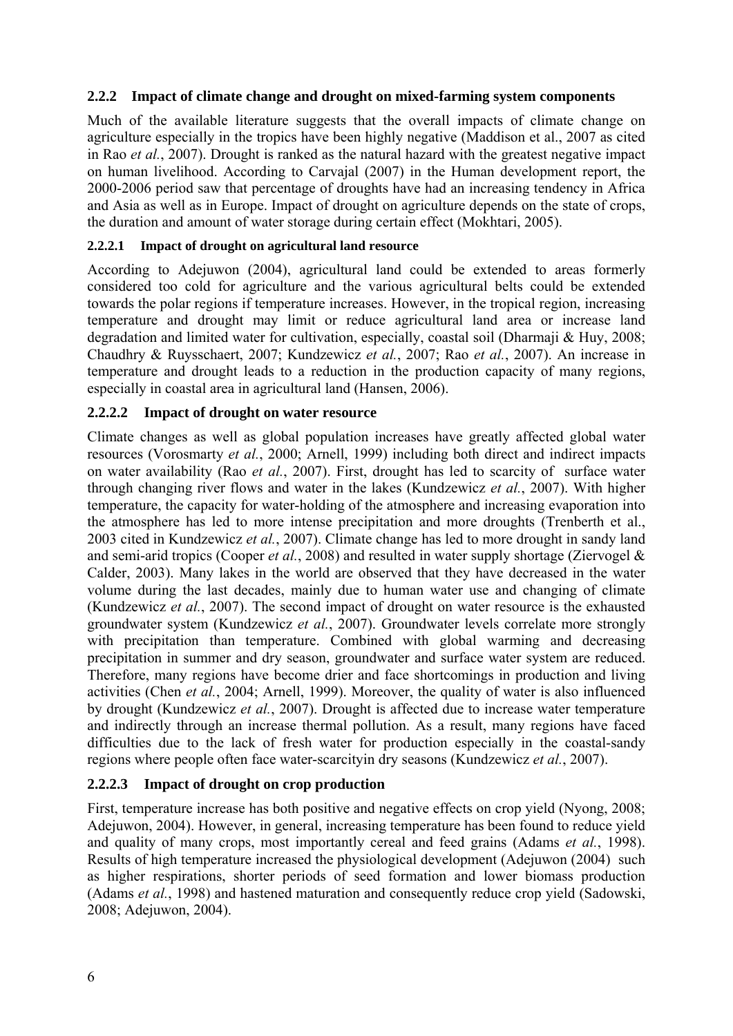### 2.2.2 Impact of climate change and drought on mixed-farming system components

Much of the available literature suggests that the overall impacts of climate change on agriculture especially in the tropics have been highly negative (Maddison et al., 2007 as cited in Rao *et al.*, 2007). Drought is ranked as the natural hazard with the greatest negative impact on human livelihood. According to Carvajal (2007) in the Human development report, the 2000-2006 period saw that percentage of droughts have had an increasing tendency in Africa and Asia as well as in Europe. Impact of drought on agriculture depends on the state of crops, the duration and amount of water storage during certain effect (Mokhtari, 2005).

#### 2.2.2.1 Impact of drought on agricultural land resource

According to Adejuwon (2004), agricultural land could be extended to areas formerly considered too cold for agriculture and the various agricultural belts could be extended towards the polar regions if temperature increases. However, in the tropical region, increasing temperature and drought may limit or reduce agricultural land area or increase land degradation and limited water for cultivation, especially, coastal soil (Dharmaji & Huy, 2008; Chaudhry & Ruysschaert, 2007; Kundzewicz *et al.*, 2007; Rao *et al.*, 2007). An increase in temperature and drought leads to a reduction in the production capacity of many regions, especially in coastal area in agricultural land (Hansen, 2006).

#### 2.2.2.2 Impact of drought on water resource

Climate changes as well as global population increases have greatly affected global water resources (Vorosmarty *et al.*, 2000; Arnell, 1999) including both direct and indirect impacts on water availability (Rao *et al.*, 2007). First, drought has led to scarcity of surface water through changing river flows and water in the lakes (Kundzewicz *et al.*, 2007). With higher temperature, the capacity for water-holding of the atmosphere and increasing evaporation into the atmosphere has led to more intense precipitation and more droughts (Trenberth et al., 2003 cited in Kundzewicz *et al.*, 2007). Climate change has led to more drought in sandy land and semi-arid tropics (Cooper *et al.*, 2008) and resulted in water supply shortage (Ziervogel & Calder, 2003). Many lakes in the world are observed that they have decreased in the water volume during the last decades, mainly due to human water use and changing of climate (Kundzewicz *et al.*, 2007). The second impact of drought on water resource is the exhausted groundwater system (Kundzewicz *et al.*, 2007). Groundwater levels correlate more strongly with precipitation than temperature. Combined with global warming and decreasing precipitation in summer and dry season, groundwater and surface water system are reduced. Therefore, many regions have become drier and face shortcomings in production and living activities (Chen *et al.*, 2004; Arnell, 1999). Moreover, the quality of water is also influenced by drought (Kundzewicz *et al.*, 2007). Drought is affected due to increase water temperature and indirectly through an increase thermal pollution. As a result, many regions have faced difficulties due to the lack of fresh water for production especially in the coastal-sandy regions where people often face water-scarcityin dry seasons (Kundzewicz *et al.*, 2007).

#### 2.2.2.3 Impact of drought on crop production

First, temperature increase has both positive and negative effects on crop yield (Nyong, 2008; Adejuwon, 2004). However, in general, increasing temperature has been found to reduce yield and quality of many crops, most importantly cereal and feed grains (Adams *et al.*, 1998). Results of high temperature increased the physiological development (Adejuwon (2004) such as higher respirations, shorter periods of seed formation and lower biomass production (Adams *et al.*, 1998) and hastened maturation and consequently reduce crop yield (Sadowski, 2008; Adejuwon, 2004).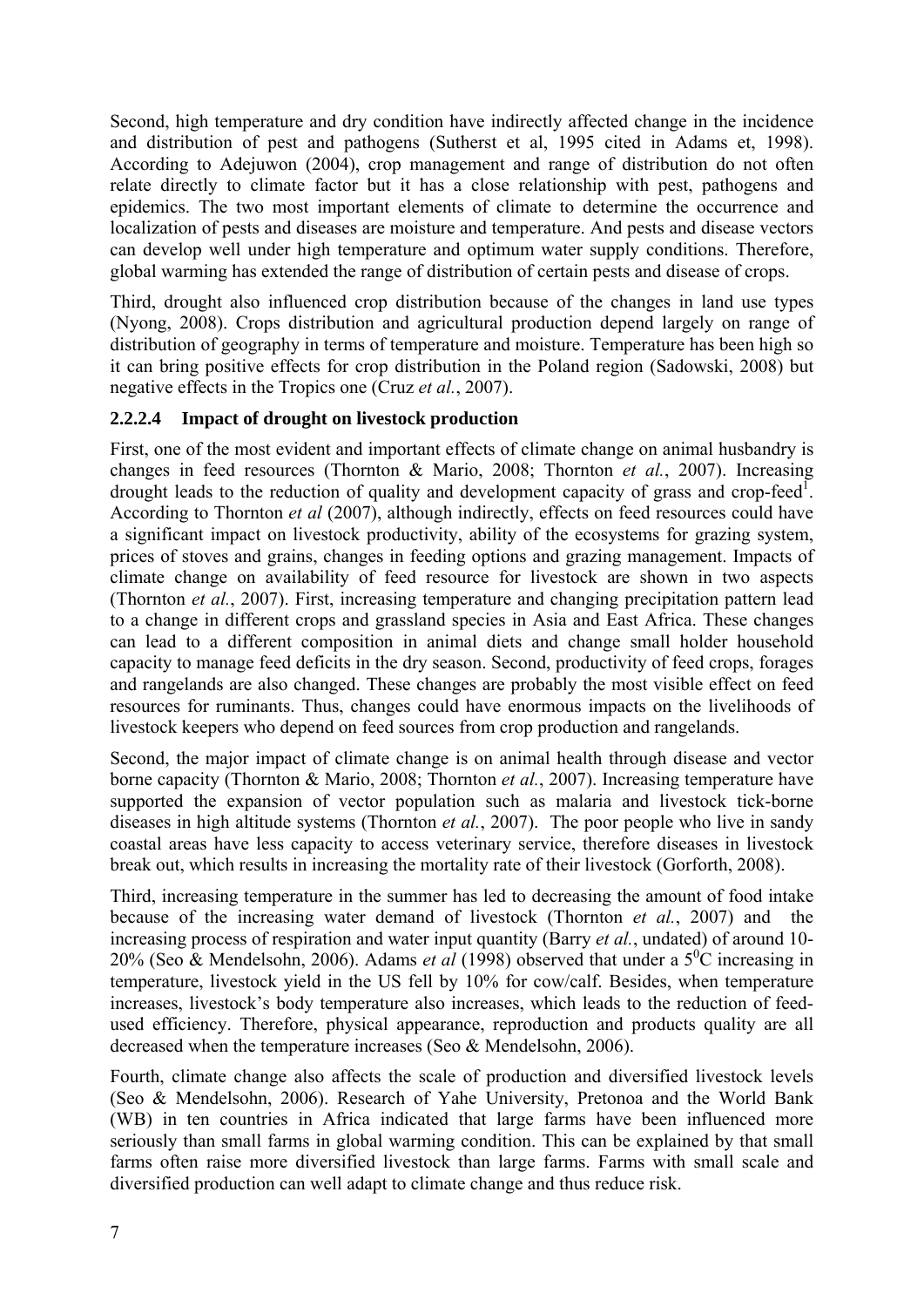Second, high temperature and dry condition have indirectly affected change in the incidence and distribution of pest and pathogens (Sutherst et al, 1995 cited in Adams et, 1998). According to Adejuwon (2004), crop management and range of distribution do not often relate directly to climate factor but it has a close relationship with pest, pathogens and epidemics. The two most important elements of climate to determine the occurrence and localization of pests and diseases are moisture and temperature. And pests and disease vectors can develop well under high temperature and optimum water supply conditions. Therefore, global warming has extended the range of distribution of certain pests and disease of crops.

Third, drought also influenced crop distribution because of the changes in land use types (Nyong, 2008). Crops distribution and agricultural production depend largely on range of distribution of geography in terms of temperature and moisture. Temperature has been high so it can bring positive effects for crop distribution in the Poland region (Sadowski, 2008) but negative effects in the Tropics one (Cruz *et al.*, 2007).

#### 2.2.2.4 Impact of drought on livestock production

First, one of the most evident and important effects of climate change on animal husbandry is changes in feed resources (Thornton & Mario, 2008; Thornton *et al.*, 2007). Increasing drought leads to the reduction of quality and development capacity of grass and crop-feed[1]. According to Thornton *et al* (2007), although indirectly, effects on feed resources could have a significant impact on livestock productivity, ability of the ecosystems for grazing system, prices of stoves and grains, changes in feeding options and grazing management. Impacts of climate change on availability of feed resource for livestock are shown in two aspects (Thornton *et al.*, 2007). First, increasing temperature and changing precipitation pattern lead to a change in different crops and grassland species in Asia and East Africa. These changes can lead to a different composition in animal diets and change small holder household capacity to manage feed deficits in the dry season. Second, productivity of feed crops, forages and rangelands are also changed. These changes are probably the most visible effect on feed resources for ruminants. Thus, changes could have enormous impacts on the livelihoods of livestock keepers who depend on feed sources from crop production and rangelands.

Second, the major impact of climate change is on animal health through disease and vector borne capacity (Thornton & Mario, 2008; Thornton *et al.*, 2007). Increasing temperature have supported the expansion of vector population such as malaria and livestock tick-borne diseases in high altitude systems (Thornton *et al.*, 2007). The poor people who live in sandy coastal areas have less capacity to access veterinary service, therefore diseases in livestock break out, which results in increasing the mortality rate of their livestock (Gorforth, 2008).

Third, increasing temperature in the summer has led to decreasing the amount of food intake because of the increasing water demand of livestock (Thornton *et al.*, 2007) and the increasing process of respiration and water input quantity (Barry *et al.*, undated) of around 10-20% (Seo & Mendelsohn, 2006). Adams *et al* (1998) observed that under a $5^0$C increasing in temperature, livestock yield in the US fell by 10% for cow/calf. Besides, when temperature increases, livestock's body temperature also increases, which leads to the reduction of feed-used efficiency. Therefore, physical appearance, reproduction and products quality are all decreased when the temperature increases (Seo & Mendelsohn, 2006).

Fourth, climate change also affects the scale of production and diversified livestock levels (Seo & Mendelsohn, 2006). Research of Yahe University, Pretonoa and the World Bank (WB) in ten countries in Africa indicated that large farms have been influenced more seriously than small farms in global warming condition. This can be explained by that small farms often raise more diversified livestock than large farms. Farms with small scale and diversified production can well adapt to climate change and thus reduce risk.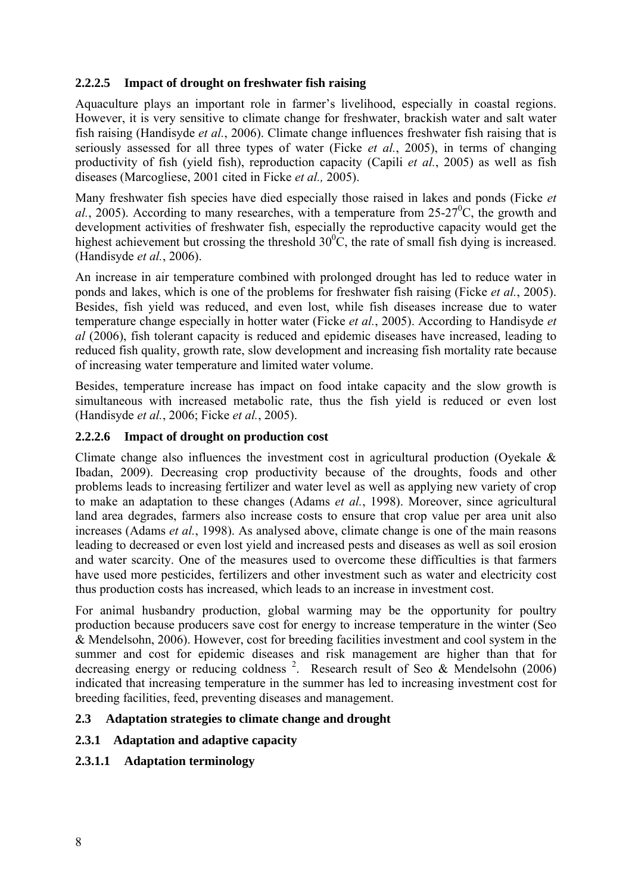#### 2.2.2.5 Impact of drought on freshwater fish raising

Aquaculture plays an important role in farmer's livelihood, especially in coastal regions. However, it is very sensitive to climate change for freshwater, brackish water and salt water fish raising (Handisyde *et al.*, 2006). Climate change influences freshwater fish raising that is seriously assessed for all three types of water (Ficke *et al.*, 2005), in terms of changing productivity of fish (yield fish), reproduction capacity (Capili *et al.*, 2005) as well as fish diseases (Marcogliese, 2001 cited in Ficke *et al.,* 2005).

Many freshwater fish species have died especially those raised in lakes and ponds (Ficke *et al.*, 2005). According to many researches, with a temperature from 25-27$^0$C, the growth and development activities of freshwater fish, especially the reproductive capacity would get the highest achievement but crossing the threshold 30$^0$C, the rate of small fish dying is increased. (Handisyde *et al.*, 2006).

An increase in air temperature combined with prolonged drought has led to reduce water in ponds and lakes, which is one of the problems for freshwater fish raising (Ficke *et al.*, 2005). Besides, fish yield was reduced, and even lost, while fish diseases increase due to water temperature change especially in hotter water (Ficke *et al.*, 2005). According to Handisyde *et al* (2006), fish tolerant capacity is reduced and epidemic diseases have increased, leading to reduced fish quality, growth rate, slow development and increasing fish mortality rate because of increasing water temperature and limited water volume.

Besides, temperature increase has impact on food intake capacity and the slow growth is simultaneous with increased metabolic rate, thus the fish yield is reduced or even lost (Handisyde *et al.*, 2006; Ficke *et al.*, 2005).

#### 2.2.2.6 Impact of drought on production cost

Climate change also influences the investment cost in agricultural production (Oyekale & Ibadan, 2009). Decreasing crop productivity because of the droughts, foods and other problems leads to increasing fertilizer and water level as well as applying new variety of crop to make an adaptation to these changes (Adams *et al.*, 1998). Moreover, since agricultural land area degrades, farmers also increase costs to ensure that crop value per area unit also increases (Adams *et al.*, 1998). As analysed above, climate change is one of the main reasons leading to decreased or even lost yield and increased pests and diseases as well as soil erosion and water scarcity. One of the measures used to overcome these difficulties is that farmers have used more pesticides, fertilizers and other investment such as water and electricity cost thus production costs has increased, which leads to an increase in investment cost.

For animal husbandry production, global warming may be the opportunity for poultry production because producers save cost for energy to increase temperature in the winter (Seo & Mendelsohn, 2006). However, cost for breeding facilities investment and cool system in the summer and cost for epidemic diseases and risk management are higher than that for decreasing energy or reducing coldness [2]. Research result of Seo & Mendelsohn (2006) indicated that increasing temperature in the summer has led to increasing investment cost for breeding facilities, feed, preventing diseases and management.

## 2.3 Adaptation strategies to climate change and drought

### 2.3.1 Adaptation and adaptive capacity

#### 2.3.1.1 Adaptation terminology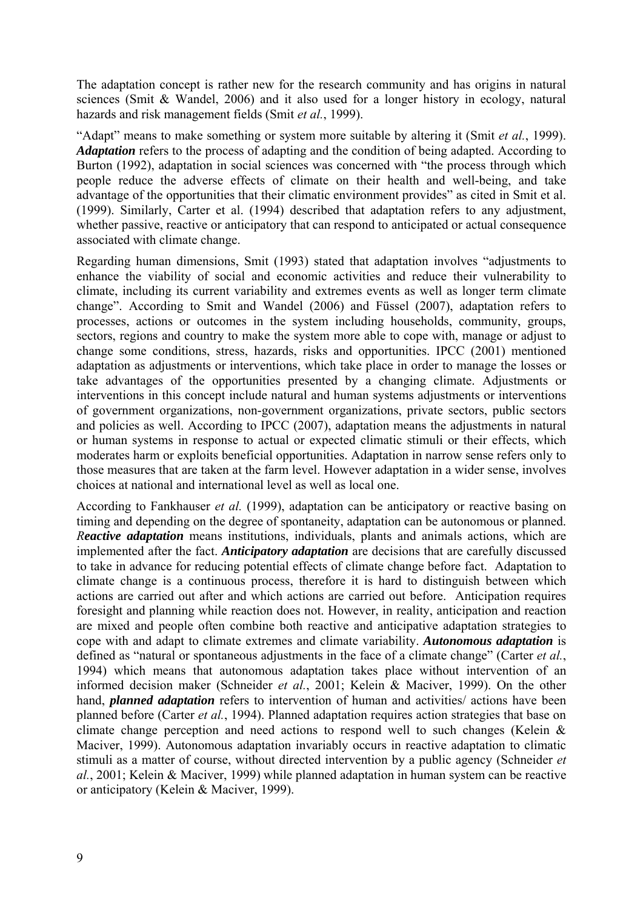The adaptation concept is rather new for the research community and has origins in natural sciences (Smit & Wandel, 2006) and it also used for a longer history in ecology, natural hazards and risk management fields (Smit *et al.*, 1999).

"Adapt" means to make something or system more suitable by altering it (Smit *et al.*, 1999). ***Adaptation*** refers to the process of adapting and the condition of being adapted. According to Burton (1992), adaptation in social sciences was concerned with "the process through which people reduce the adverse effects of climate on their health and well-being, and take advantage of the opportunities that their climatic environment provides" as cited in Smit et al. (1999). Similarly, Carter et al. (1994) described that adaptation refers to any adjustment, whether passive, reactive or anticipatory that can respond to anticipated or actual consequence associated with climate change.

Regarding human dimensions, Smit (1993) stated that adaptation involves "adjustments to enhance the viability of social and economic activities and reduce their vulnerability to climate, including its current variability and extremes events as well as longer term climate change". According to Smit and Wandel (2006) and Füssel (2007), adaptation refers to processes, actions or outcomes in the system including households, community, groups, sectors, regions and country to make the system more able to cope with, manage or adjust to change some conditions, stress, hazards, risks and opportunities. IPCC (2001) mentioned adaptation as adjustments or interventions, which take place in order to manage the losses or take advantages of the opportunities presented by a changing climate. Adjustments or interventions in this concept include natural and human systems adjustments or interventions of government organizations, non-government organizations, private sectors, public sectors and policies as well. According to IPCC (2007), adaptation means the adjustments in natural or human systems in response to actual or expected climatic stimuli or their effects, which moderates harm or exploits beneficial opportunities. Adaptation in narrow sense refers only to those measures that are taken at the farm level. However adaptation in a wider sense, involves choices at national and international level as well as local one.

According to Fankhauser *et al.* (1999), adaptation can be anticipatory or reactive basing on timing and depending on the degree of spontaneity, adaptation can be autonomous or planned. ***Reactive adaptation*** means institutions, individuals, plants and animals actions, which are implemented after the fact. ***Anticipatory adaptation*** are decisions that are carefully discussed to take in advance for reducing potential effects of climate change before fact. Adaptation to climate change is a continuous process, therefore it is hard to distinguish between which actions are carried out after and which actions are carried out before. Anticipation requires foresight and planning while reaction does not. However, in reality, anticipation and reaction are mixed and people often combine both reactive and anticipative adaptation strategies to cope with and adapt to climate extremes and climate variability. ***Autonomous adaptation*** is defined as "natural or spontaneous adjustments in the face of a climate change" (Carter *et al.*, 1994) which means that autonomous adaptation takes place without intervention of an informed decision maker (Schneider *et al.*, 2001; Kelein & Maciver, 1999). On the other hand, ***planned adaptation*** refers to intervention of human and activities/ actions have been planned before (Carter *et al.*, 1994). Planned adaptation requires action strategies that base on climate change perception and need actions to respond well to such changes (Kelein & Maciver, 1999). Autonomous adaptation invariably occurs in reactive adaptation to climatic stimuli as a matter of course, without directed intervention by a public agency (Schneider *et al.*, 2001; Kelein & Maciver, 1999) while planned adaptation in human system can be reactive or anticipatory (Kelein & Maciver, 1999).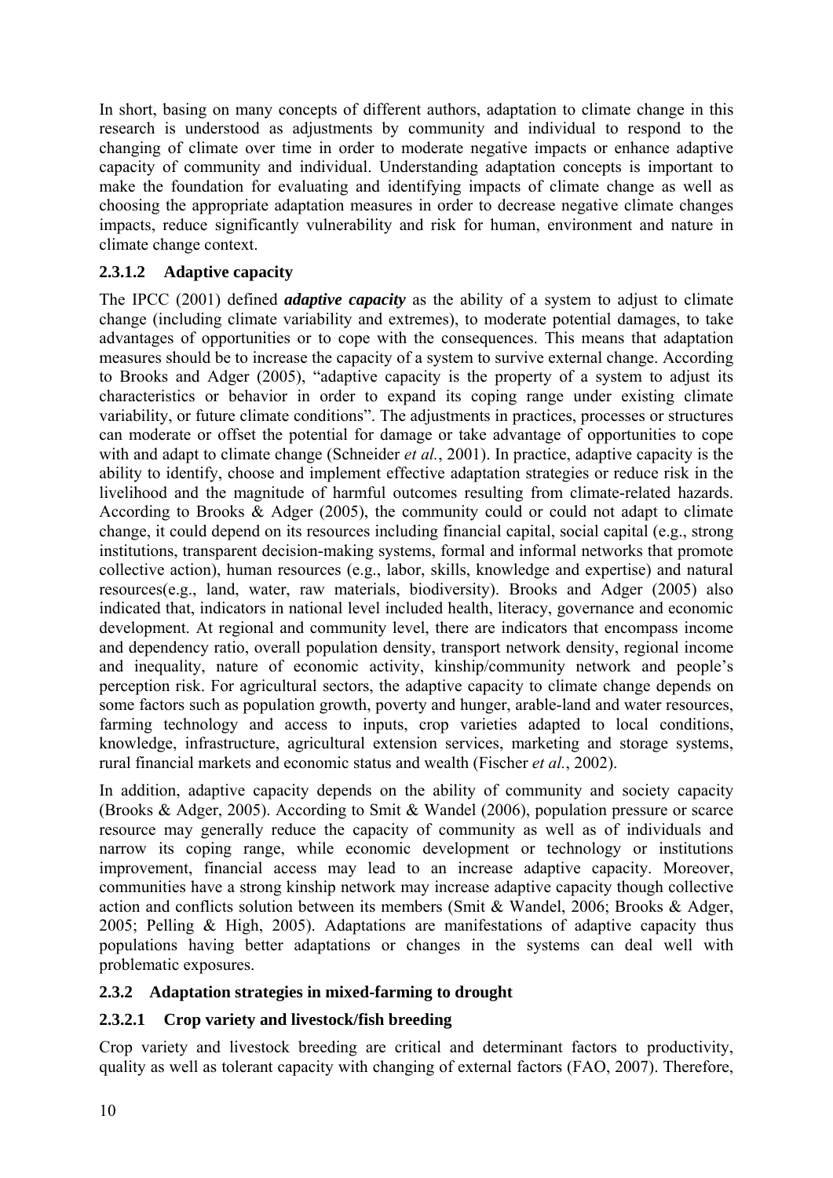In short, basing on many concepts of different authors, adaptation to climate change in this research is understood as adjustments by community and individual to respond to the changing of climate over time in order to moderate negative impacts or enhance adaptive capacity of community and individual. Understanding adaptation concepts is important to make the foundation for evaluating and identifying impacts of climate change as well as choosing the appropriate adaptation measures in order to decrease negative climate changes impacts, reduce significantly vulnerability and risk for human, environment and nature in climate change context.

#### 2.3.1.2 Adaptive capacity

The IPCC (2001) defined ***adaptive capacity*** as the ability of a system to adjust to climate change (including climate variability and extremes), to moderate potential damages, to take advantages of opportunities or to cope with the consequences. This means that adaptation measures should be to increase the capacity of a system to survive external change. According to Brooks and Adger (2005), "adaptive capacity is the property of a system to adjust its characteristics or behavior in order to expand its coping range under existing climate variability, or future climate conditions". The adjustments in practices, processes or structures can moderate or offset the potential for damage or take advantage of opportunities to cope with and adapt to climate change (Schneider *et al.*, 2001). In practice, adaptive capacity is the ability to identify, choose and implement effective adaptation strategies or reduce risk in the livelihood and the magnitude of harmful outcomes resulting from climate-related hazards. According to Brooks & Adger (2005), the community could or could not adapt to climate change, it could depend on its resources including financial capital, social capital (e.g., strong institutions, transparent decision-making systems, formal and informal networks that promote collective action), human resources (e.g., labor, skills, knowledge and expertise) and natural resources(e.g., land, water, raw materials, biodiversity). Brooks and Adger (2005) also indicated that, indicators in national level included health, literacy, governance and economic development. At regional and community level, there are indicators that encompass income and dependency ratio, overall population density, transport network density, regional income and inequality, nature of economic activity, kinship/community network and people's perception risk. For agricultural sectors, the adaptive capacity to climate change depends on some factors such as population growth, poverty and hunger, arable-land and water resources, farming technology and access to inputs, crop varieties adapted to local conditions, knowledge, infrastructure, agricultural extension services, marketing and storage systems, rural financial markets and economic status and wealth (Fischer *et al.*, 2002).

In addition, adaptive capacity depends on the ability of community and society capacity (Brooks & Adger, 2005). According to Smit & Wandel (2006), population pressure or scarce resource may generally reduce the capacity of community as well as of individuals and narrow its coping range, while economic development or technology or institutions improvement, financial access may lead to an increase adaptive capacity. Moreover, communities have a strong kinship network may increase adaptive capacity though collective action and conflicts solution between its members (Smit & Wandel, 2006; Brooks & Adger, 2005; Pelling & High, 2005). Adaptations are manifestations of adaptive capacity thus populations having better adaptations or changes in the systems can deal well with problematic exposures.

### 2.3.2 Adaptation strategies in mixed-farming to drought

#### 2.3.2.1 Crop variety and livestock/fish breeding

Crop variety and livestock breeding are critical and determinant factors to productivity, quality as well as tolerant capacity with changing of external factors (FAO, 2007). Therefore,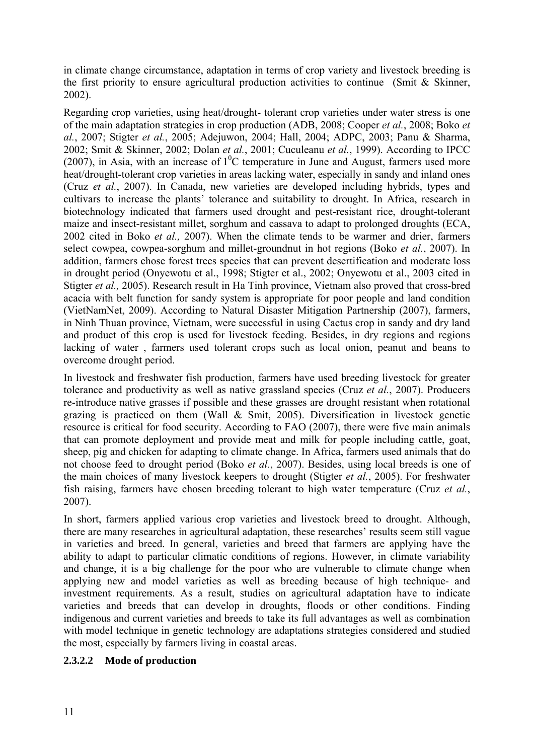in climate change circumstance, adaptation in terms of crop variety and livestock breeding is the first priority to ensure agricultural production activities to continue (Smit & Skinner, 2002).

Regarding crop varieties, using heat/drought- tolerant crop varieties under water stress is one of the main adaptation strategies in crop production (ADB, 2008; Cooper *et al.*, 2008; Boko *et al.*, 2007; Stigter *et al.*, 2005; Adejuwon, 2004; Hall, 2004; ADPC, 2003; Panu & Sharma, 2002; Smit & Skinner, 2002; Dolan *et al.*, 2001; Cuculeanu *et al.*, 1999). According to IPCC (2007), in Asia, with an increase of $1^0$C temperature in June and August, farmers used more heat/drought-tolerant crop varieties in areas lacking water, especially in sandy and inland ones (Cruz *et al.*, 2007). In Canada, new varieties are developed including hybrids, types and cultivars to increase the plants' tolerance and suitability to drought. In Africa, research in biotechnology indicated that farmers used drought and pest-resistant rice, drought-tolerant maize and insect-resistant millet, sorghum and cassava to adapt to prolonged droughts (ECA, 2002 cited in Boko *et al.,* 2007). When the climate tends to be warmer and drier, farmers select cowpea, cowpea-sorghum and millet-groundnut in hot regions (Boko *et al.*, 2007). In addition, farmers chose forest trees species that can prevent desertification and moderate loss in drought period (Onyewotu et al., 1998; Stigter et al., 2002; Onyewotu et al., 2003 cited in Stigter *et al.,* 2005). Research result in Ha Tinh province, Vietnam also proved that cross-bred acacia with belt function for sandy system is appropriate for poor people and land condition (VietNamNet, 2009). According to Natural Disaster Mitigation Partnership (2007), farmers, in Ninh Thuan province, Vietnam, were successful in using Cactus crop in sandy and dry land and product of this crop is used for livestock feeding. Besides, in dry regions and regions lacking of water , farmers used tolerant crops such as local onion, peanut and beans to overcome drought period.

In livestock and freshwater fish production, farmers have used breeding livestock for greater tolerance and productivity as well as native grassland species (Cruz *et al.*, 2007). Producers re-introduce native grasses if possible and these grasses are drought resistant when rotational grazing is practiced on them (Wall & Smit, 2005). Diversification in livestock genetic resource is critical for food security. According to FAO (2007), there were five main animals that can promote deployment and provide meat and milk for people including cattle, goat, sheep, pig and chicken for adapting to climate change. In Africa, farmers used animals that do not choose feed to drought period (Boko *et al.*, 2007). Besides, using local breeds is one of the main choices of many livestock keepers to drought (Stigter *et al.*, 2005). For freshwater fish raising, farmers have chosen breeding tolerant to high water temperature (Cruz *et al.*, 2007).

In short, farmers applied various crop varieties and livestock breed to drought. Although, there are many researches in agricultural adaptation, these researches' results seem still vague in varieties and breed. In general, varieties and breed that farmers are applying have the ability to adapt to particular climatic conditions of regions. However, in climate variability and change, it is a big challenge for the poor who are vulnerable to climate change when applying new and model varieties as well as breeding because of high technique- and investment requirements. As a result, studies on agricultural adaptation have to indicate varieties and breeds that can develop in droughts, floods or other conditions. Finding indigenous and current varieties and breeds to take its full advantages as well as combination with model technique in genetic technology are adaptations strategies considered and studied the most, especially by farmers living in coastal areas.

#### 2.3.2.2 Mode of production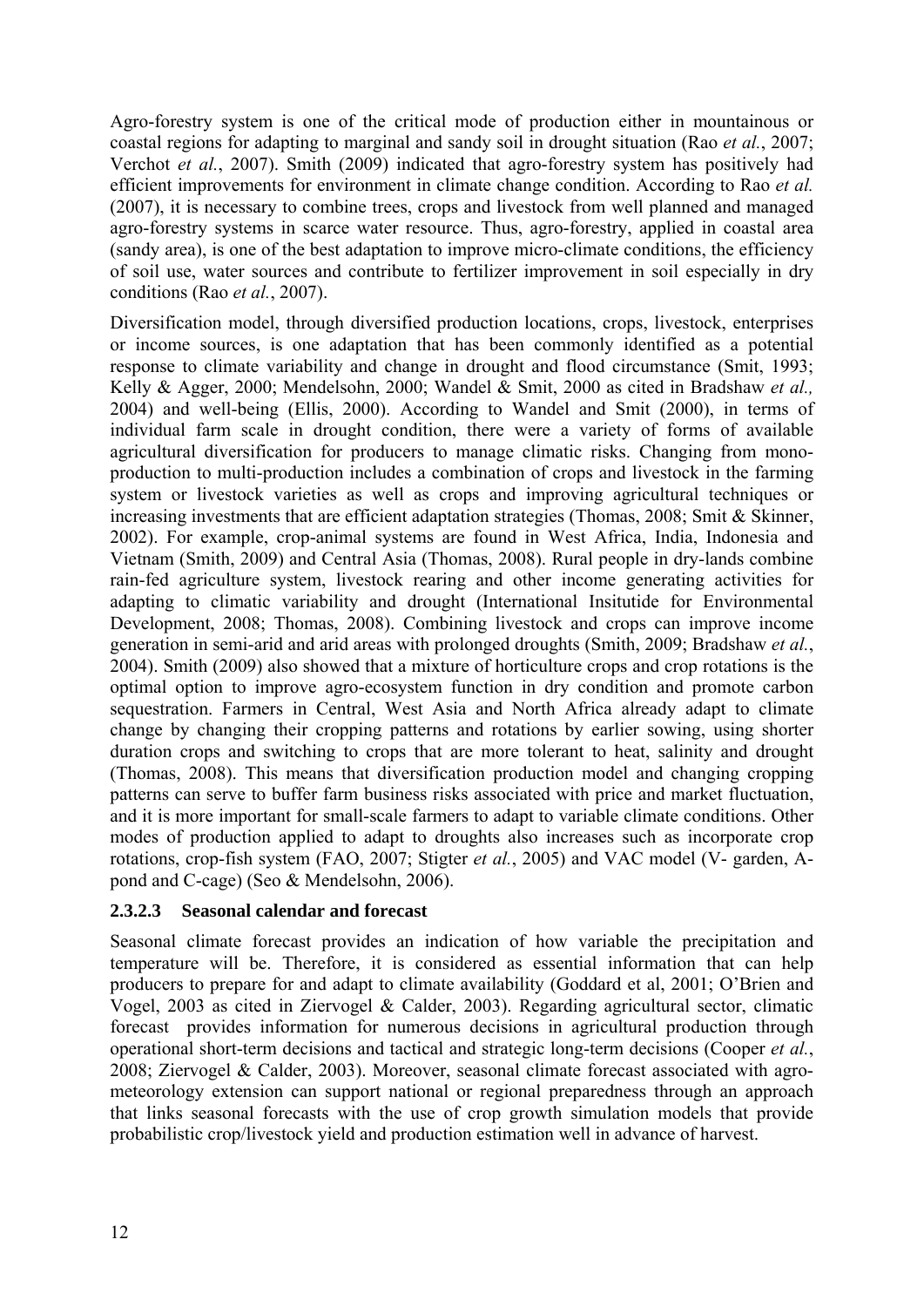Agro-forestry system is one of the critical mode of production either in mountainous or coastal regions for adapting to marginal and sandy soil in drought situation (Rao *et al.*, 2007; Verchot *et al.*, 2007). Smith (2009) indicated that agro-forestry system has positively had efficient improvements for environment in climate change condition. According to Rao *et al.* (2007), it is necessary to combine trees, crops and livestock from well planned and managed agro-forestry systems in scarce water resource. Thus, agro-forestry, applied in coastal area (sandy area), is one of the best adaptation to improve micro-climate conditions, the efficiency of soil use, water sources and contribute to fertilizer improvement in soil especially in dry conditions (Rao *et al.*, 2007).

Diversification model, through diversified production locations, crops, livestock, enterprises or income sources, is one adaptation that has been commonly identified as a potential response to climate variability and change in drought and flood circumstance (Smit, 1993; Kelly & Agger, 2000; Mendelsohn, 2000; Wandel & Smit, 2000 as cited in Bradshaw *et al.,* 2004) and well-being (Ellis, 2000). According to Wandel and Smit (2000), in terms of individual farm scale in drought condition, there were a variety of forms of available agricultural diversification for producers to manage climatic risks. Changing from mono-production to multi-production includes a combination of crops and livestock in the farming system or livestock varieties as well as crops and improving agricultural techniques or increasing investments that are efficient adaptation strategies (Thomas, 2008; Smit & Skinner, 2002). For example, crop-animal systems are found in West Africa, India, Indonesia and Vietnam (Smith, 2009) and Central Asia (Thomas, 2008). Rural people in dry-lands combine rain-fed agriculture system, livestock rearing and other income generating activities for adapting to climatic variability and drought (International Insitutide for Environmental Development, 2008; Thomas, 2008). Combining livestock and crops can improve income generation in semi-arid and arid areas with prolonged droughts (Smith, 2009; Bradshaw *et al.*, 2004). Smith (2009) also showed that a mixture of horticulture crops and crop rotations is the optimal option to improve agro-ecosystem function in dry condition and promote carbon sequestration. Farmers in Central, West Asia and North Africa already adapt to climate change by changing their cropping patterns and rotations by earlier sowing, using shorter duration crops and switching to crops that are more tolerant to heat, salinity and drought (Thomas, 2008). This means that diversification production model and changing cropping patterns can serve to buffer farm business risks associated with price and market fluctuation, and it is more important for small-scale farmers to adapt to variable climate conditions. Other modes of production applied to adapt to droughts also increases such as incorporate crop rotations, crop-fish system (FAO, 2007; Stigter *et al.*, 2005) and VAC model (V- garden, A-pond and C-cage) (Seo & Mendelsohn, 2006).

#### 2.3.2.3 Seasonal calendar and forecast

Seasonal climate forecast provides an indication of how variable the precipitation and temperature will be. Therefore, it is considered as essential information that can help producers to prepare for and adapt to climate availability (Goddard et al, 2001; O'Brien and Vogel, 2003 as cited in Ziervogel & Calder, 2003). Regarding agricultural sector, climatic forecast provides information for numerous decisions in agricultural production through operational short-term decisions and tactical and strategic long-term decisions (Cooper *et al.*, 2008; Ziervogel & Calder, 2003). Moreover, seasonal climate forecast associated with agro-meteorology extension can support national or regional preparedness through an approach that links seasonal forecasts with the use of crop growth simulation models that provide probabilistic crop/livestock yield and production estimation well in advance of harvest.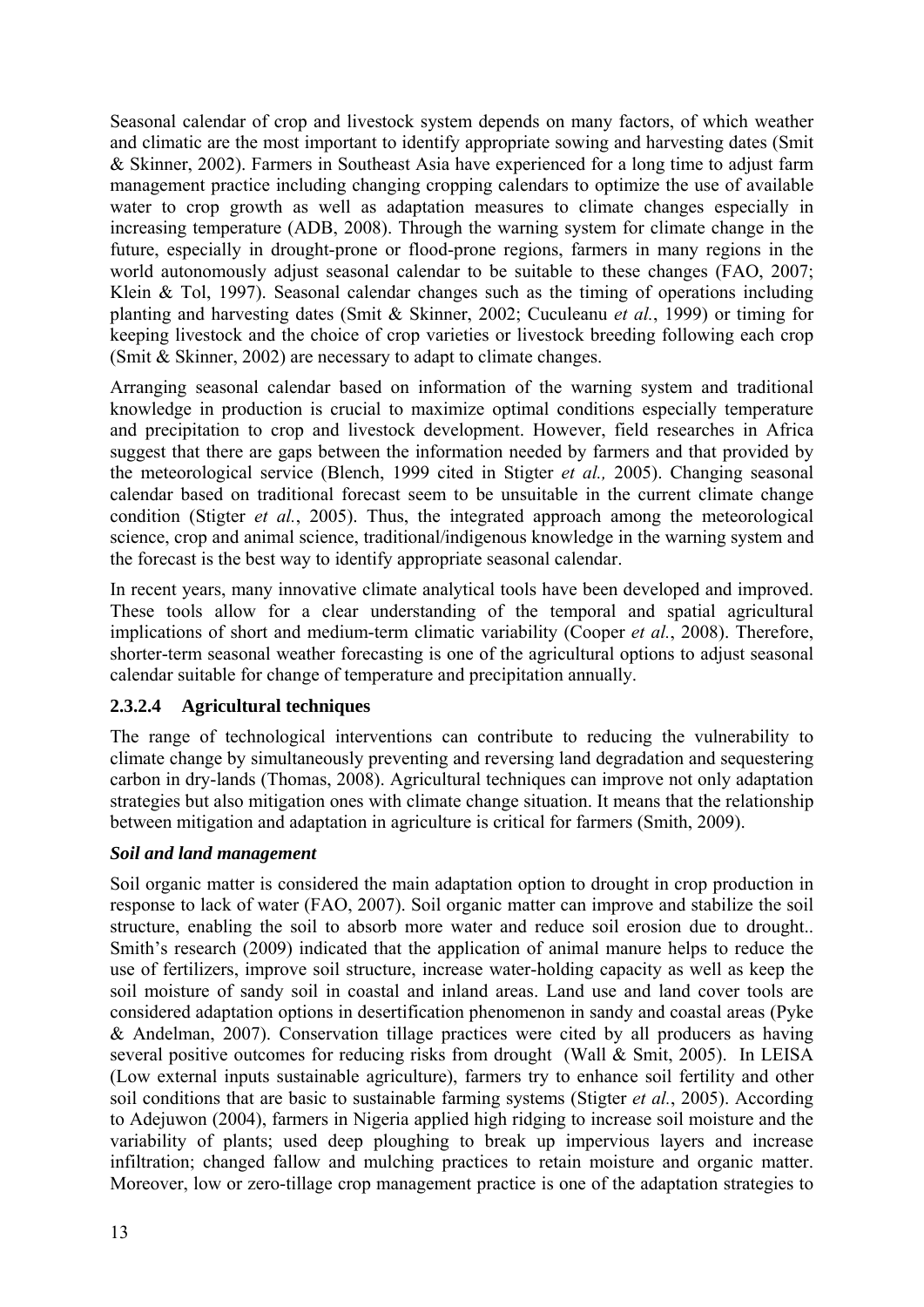Seasonal calendar of crop and livestock system depends on many factors, of which weather and climatic are the most important to identify appropriate sowing and harvesting dates (Smit & Skinner, 2002). Farmers in Southeast Asia have experienced for a long time to adjust farm management practice including changing cropping calendars to optimize the use of available water to crop growth as well as adaptation measures to climate changes especially in increasing temperature (ADB, 2008). Through the warning system for climate change in the future, especially in drought-prone or flood-prone regions, farmers in many regions in the world autonomously adjust seasonal calendar to be suitable to these changes (FAO, 2007; Klein & Tol, 1997). Seasonal calendar changes such as the timing of operations including planting and harvesting dates (Smit & Skinner, 2002; Cuculeanu *et al.*, 1999) or timing for keeping livestock and the choice of crop varieties or livestock breeding following each crop (Smit & Skinner, 2002) are necessary to adapt to climate changes.

Arranging seasonal calendar based on information of the warning system and traditional knowledge in production is crucial to maximize optimal conditions especially temperature and precipitation to crop and livestock development. However, field researches in Africa suggest that there are gaps between the information needed by farmers and that provided by the meteorological service (Blench, 1999 cited in Stigter *et al.,* 2005). Changing seasonal calendar based on traditional forecast seem to be unsuitable in the current climate change condition (Stigter *et al.*, 2005). Thus, the integrated approach among the meteorological science, crop and animal science, traditional/indigenous knowledge in the warning system and the forecast is the best way to identify appropriate seasonal calendar.

In recent years, many innovative climate analytical tools have been developed and improved. These tools allow for a clear understanding of the temporal and spatial agricultural implications of short and medium-term climatic variability (Cooper *et al.*, 2008). Therefore, shorter-term seasonal weather forecasting is one of the agricultural options to adjust seasonal calendar suitable for change of temperature and precipitation annually.

#### 2.3.2.4 Agricultural techniques

The range of technological interventions can contribute to reducing the vulnerability to climate change by simultaneously preventing and reversing land degradation and sequestering carbon in dry-lands (Thomas, 2008). Agricultural techniques can improve not only adaptation strategies but also mitigation ones with climate change situation. It means that the relationship between mitigation and adaptation in agriculture is critical for farmers (Smith, 2009).

***Soil and land management***

Soil organic matter is considered the main adaptation option to drought in crop production in response to lack of water (FAO, 2007). Soil organic matter can improve and stabilize the soil structure, enabling the soil to absorb more water and reduce soil erosion due to drought.. Smith's research (2009) indicated that the application of animal manure helps to reduce the use of fertilizers, improve soil structure, increase water-holding capacity as well as keep the soil moisture of sandy soil in coastal and inland areas. Land use and land cover tools are considered adaptation options in desertification phenomenon in sandy and coastal areas (Pyke & Andelman, 2007). Conservation tillage practices were cited by all producers as having several positive outcomes for reducing risks from drought (Wall & Smit, 2005). In LEISA (Low external inputs sustainable agriculture), farmers try to enhance soil fertility and other soil conditions that are basic to sustainable farming systems (Stigter *et al.*, 2005). According to Adejuwon (2004), farmers in Nigeria applied high ridging to increase soil moisture and the variability of plants; used deep ploughing to break up impervious layers and increase infiltration; changed fallow and mulching practices to retain moisture and organic matter. Moreover, low or zero-tillage crop management practice is one of the adaptation strategies to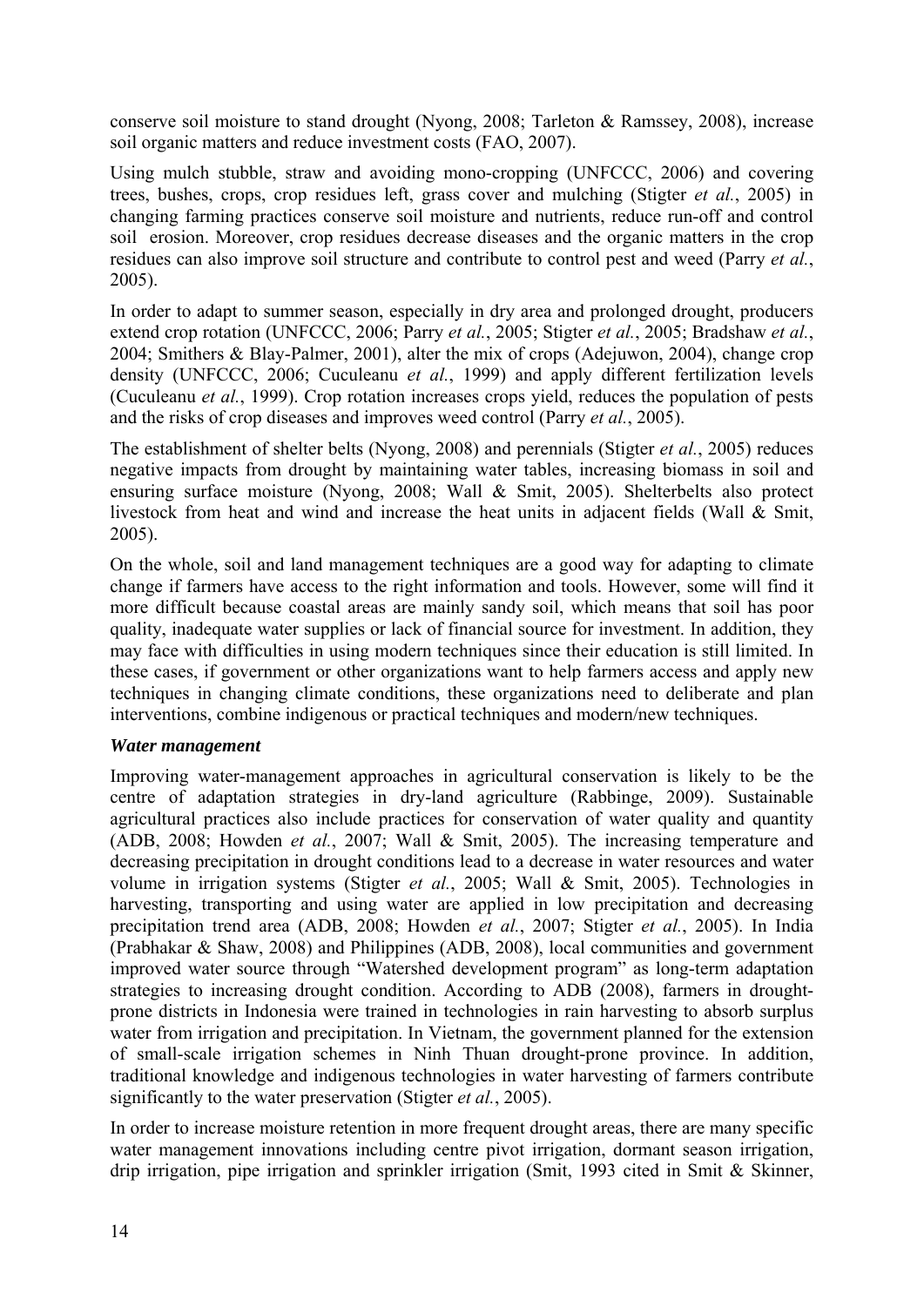conserve soil moisture to stand drought (Nyong, 2008; Tarleton & Ramssey, 2008), increase soil organic matters and reduce investment costs (FAO, 2007).

Using mulch stubble, straw and avoiding mono-cropping (UNFCCC, 2006) and covering trees, bushes, crops, crop residues left, grass cover and mulching (Stigter *et al.*, 2005) in changing farming practices conserve soil moisture and nutrients, reduce run-off and control soil erosion. Moreover, crop residues decrease diseases and the organic matters in the crop residues can also improve soil structure and contribute to control pest and weed (Parry *et al.*, 2005).

In order to adapt to summer season, especially in dry area and prolonged drought, producers extend crop rotation (UNFCCC, 2006; Parry *et al.*, 2005; Stigter *et al.*, 2005; Bradshaw *et al.*, 2004; Smithers & Blay-Palmer, 2001), alter the mix of crops (Adejuwon, 2004), change crop density (UNFCCC, 2006; Cuculeanu *et al.*, 1999) and apply different fertilization levels (Cuculeanu *et al.*, 1999). Crop rotation increases crops yield, reduces the population of pests and the risks of crop diseases and improves weed control (Parry *et al.*, 2005).

The establishment of shelter belts (Nyong, 2008) and perennials (Stigter *et al.*, 2005) reduces negative impacts from drought by maintaining water tables, increasing biomass in soil and ensuring surface moisture (Nyong, 2008; Wall & Smit, 2005). Shelterbelts also protect livestock from heat and wind and increase the heat units in adjacent fields (Wall & Smit, 2005).

On the whole, soil and land management techniques are a good way for adapting to climate change if farmers have access to the right information and tools. However, some will find it more difficult because coastal areas are mainly sandy soil, which means that soil has poor quality, inadequate water supplies or lack of financial source for investment. In addition, they may face with difficulties in using modern techniques since their education is still limited. In these cases, if government or other organizations want to help farmers access and apply new techniques in changing climate conditions, these organizations need to deliberate and plan interventions, combine indigenous or practical techniques and modern/new techniques.

***Water management***

Improving water-management approaches in agricultural conservation is likely to be the centre of adaptation strategies in dry-land agriculture (Rabbinge, 2009). Sustainable agricultural practices also include practices for conservation of water quality and quantity (ADB, 2008; Howden *et al.*, 2007; Wall & Smit, 2005). The increasing temperature and decreasing precipitation in drought conditions lead to a decrease in water resources and water volume in irrigation systems (Stigter *et al.*, 2005; Wall & Smit, 2005). Technologies in harvesting, transporting and using water are applied in low precipitation and decreasing precipitation trend area (ADB, 2008; Howden *et al.*, 2007; Stigter *et al.*, 2005). In India (Prabhakar & Shaw, 2008) and Philippines (ADB, 2008), local communities and government improved water source through "Watershed development program" as long-term adaptation strategies to increasing drought condition. According to ADB (2008), farmers in drought-prone districts in Indonesia were trained in technologies in rain harvesting to absorb surplus water from irrigation and precipitation. In Vietnam, the government planned for the extension of small-scale irrigation schemes in Ninh Thuan drought-prone province. In addition, traditional knowledge and indigenous technologies in water harvesting of farmers contribute significantly to the water preservation (Stigter *et al.*, 2005).

In order to increase moisture retention in more frequent drought areas, there are many specific water management innovations including centre pivot irrigation, dormant season irrigation, drip irrigation, pipe irrigation and sprinkler irrigation (Smit, 1993 cited in Smit & Skinner,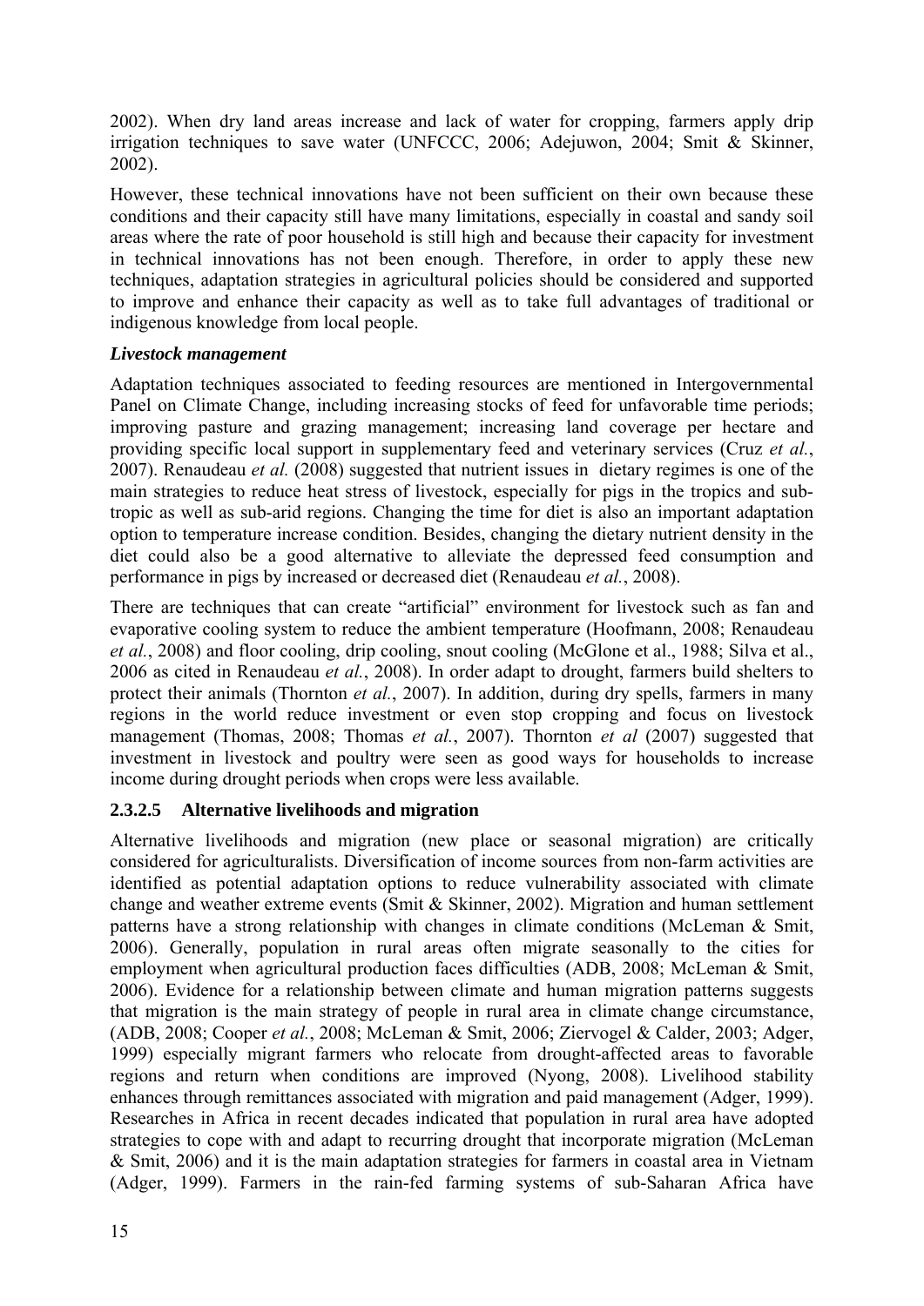2002). When dry land areas increase and lack of water for cropping, farmers apply drip irrigation techniques to save water (UNFCCC, 2006; Adejuwon, 2004; Smit & Skinner, 2002).

However, these technical innovations have not been sufficient on their own because these conditions and their capacity still have many limitations, especially in coastal and sandy soil areas where the rate of poor household is still high and because their capacity for investment in technical innovations has not been enough. Therefore, in order to apply these new techniques, adaptation strategies in agricultural policies should be considered and supported to improve and enhance their capacity as well as to take full advantages of traditional or indigenous knowledge from local people.

***Livestock management***

Adaptation techniques associated to feeding resources are mentioned in Intergovernmental Panel on Climate Change, including increasing stocks of feed for unfavorable time periods; improving pasture and grazing management; increasing land coverage per hectare and providing specific local support in supplementary feed and veterinary services (Cruz *et al.*, 2007). Renaudeau *et al.* (2008) suggested that nutrient issues in dietary regimes is one of the main strategies to reduce heat stress of livestock, especially for pigs in the tropics and sub-tropic as well as sub-arid regions. Changing the time for diet is also an important adaptation option to temperature increase condition. Besides, changing the dietary nutrient density in the diet could also be a good alternative to alleviate the depressed feed consumption and performance in pigs by increased or decreased diet (Renaudeau *et al.*, 2008).

There are techniques that can create "artificial" environment for livestock such as fan and evaporative cooling system to reduce the ambient temperature (Hoofmann, 2008; Renaudeau *et al.*, 2008) and floor cooling, drip cooling, snout cooling (McGlone et al., 1988; Silva et al., 2006 as cited in Renaudeau *et al.*, 2008). In order adapt to drought, farmers build shelters to protect their animals (Thornton *et al.*, 2007). In addition, during dry spells, farmers in many regions in the world reduce investment or even stop cropping and focus on livestock management (Thomas, 2008; Thomas *et al.*, 2007). Thornton *et al* (2007) suggested that investment in livestock and poultry were seen as good ways for households to increase income during drought periods when crops were less available.

### 2.3.2.5 Alternative livelihoods and migration

Alternative livelihoods and migration (new place or seasonal migration) are critically considered for agriculturalists. Diversification of income sources from non-farm activities are identified as potential adaptation options to reduce vulnerability associated with climate change and weather extreme events (Smit & Skinner, 2002). Migration and human settlement patterns have a strong relationship with changes in climate conditions (McLeman & Smit, 2006). Generally, population in rural areas often migrate seasonally to the cities for employment when agricultural production faces difficulties (ADB, 2008; McLeman & Smit, 2006). Evidence for a relationship between climate and human migration patterns suggests that migration is the main strategy of people in rural area in climate change circumstance, (ADB, 2008; Cooper *et al.*, 2008; McLeman & Smit, 2006; Ziervogel & Calder, 2003; Adger, 1999) especially migrant farmers who relocate from drought-affected areas to favorable regions and return when conditions are improved (Nyong, 2008). Livelihood stability enhances through remittances associated with migration and paid management (Adger, 1999). Researches in Africa in recent decades indicated that population in rural area have adopted strategies to cope with and adapt to recurring drought that incorporate migration (McLeman & Smit, 2006) and it is the main adaptation strategies for farmers in coastal area in Vietnam (Adger, 1999). Farmers in the rain-fed farming systems of sub-Saharan Africa have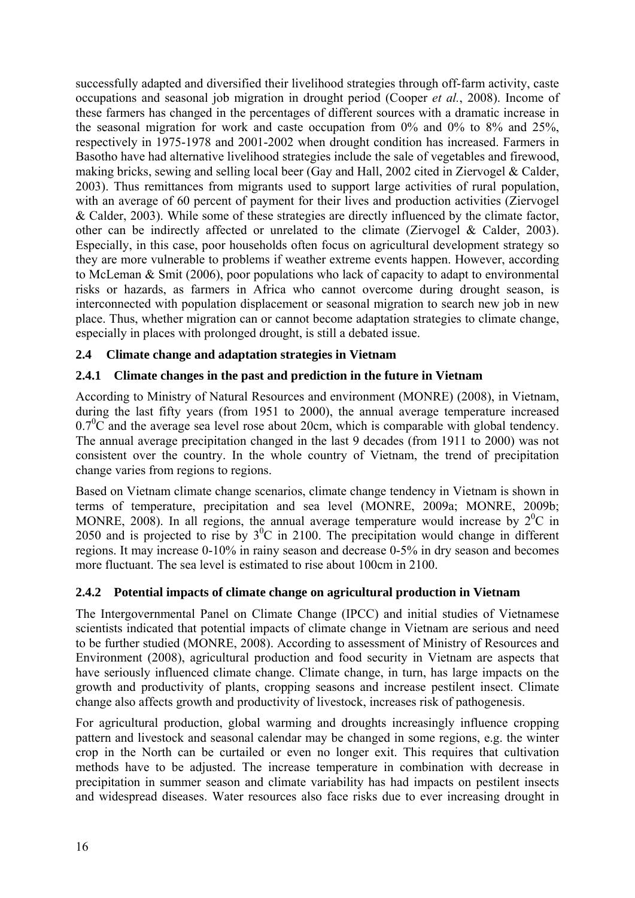successfully adapted and diversified their livelihood strategies through off-farm activity, caste occupations and seasonal job migration in drought period (Cooper *et al.*, 2008). Income of these farmers has changed in the percentages of different sources with a dramatic increase in the seasonal migration for work and caste occupation from 0% and 0% to 8% and 25%, respectively in 1975-1978 and 2001-2002 when drought condition has increased. Farmers in Basotho have had alternative livelihood strategies include the sale of vegetables and firewood, making bricks, sewing and selling local beer (Gay and Hall, 2002 cited in Ziervogel & Calder, 2003). Thus remittances from migrants used to support large activities of rural population, with an average of 60 percent of payment for their lives and production activities (Ziervogel & Calder, 2003). While some of these strategies are directly influenced by the climate factor, other can be indirectly affected or unrelated to the climate (Ziervogel & Calder, 2003). Especially, in this case, poor households often focus on agricultural development strategy so they are more vulnerable to problems if weather extreme events happen. However, according to McLeman & Smit (2006), poor populations who lack of capacity to adapt to environmental risks or hazards, as farmers in Africa who cannot overcome during drought season, is interconnected with population displacement or seasonal migration to search new job in new place. Thus, whether migration can or cannot become adaptation strategies to climate change, especially in places with prolonged drought, is still a debated issue.

## 2.4 Climate change and adaptation strategies in Vietnam

### 2.4.1 Climate changes in the past and prediction in the future in Vietnam

According to Ministry of Natural Resources and environment (MONRE) (2008), in Vietnam, during the last fifty years (from 1951 to 2000), the annual average temperature increased $0.7^0$C and the average sea level rose about 20cm, which is comparable with global tendency. The annual average precipitation changed in the last 9 decades (from 1911 to 2000) was not consistent over the country. In the whole country of Vietnam, the trend of precipitation change varies from regions to regions.

Based on Vietnam climate change scenarios, climate change tendency in Vietnam is shown in terms of temperature, precipitation and sea level (MONRE, 2009a; MONRE, 2009b; MONRE, 2008). In all regions, the annual average temperature would increase by $2^0$C in 2050 and is projected to rise by $3^0$C in 2100. The precipitation would change in different regions. It may increase 0-10% in rainy season and decrease 0-5% in dry season and becomes more fluctuant. The sea level is estimated to rise about 100cm in 2100.

### 2.4.2 Potential impacts of climate change on agricultural production in Vietnam

The Intergovernmental Panel on Climate Change (IPCC) and initial studies of Vietnamese scientists indicated that potential impacts of climate change in Vietnam are serious and need to be further studied (MONRE, 2008). According to assessment of Ministry of Resources and Environment (2008), agricultural production and food security in Vietnam are aspects that have seriously influenced climate change. Climate change, in turn, has large impacts on the growth and productivity of plants, cropping seasons and increase pestilent insect. Climate change also affects growth and productivity of livestock, increases risk of pathogenesis.

For agricultural production, global warming and droughts increasingly influence cropping pattern and livestock and seasonal calendar may be changed in some regions, e.g. the winter crop in the North can be curtailed or even no longer exit. This requires that cultivation methods have to be adjusted. The increase temperature in combination with decrease in precipitation in summer season and climate variability has had impacts on pestilent insects and widespread diseases. Water resources also face risks due to ever increasing drought in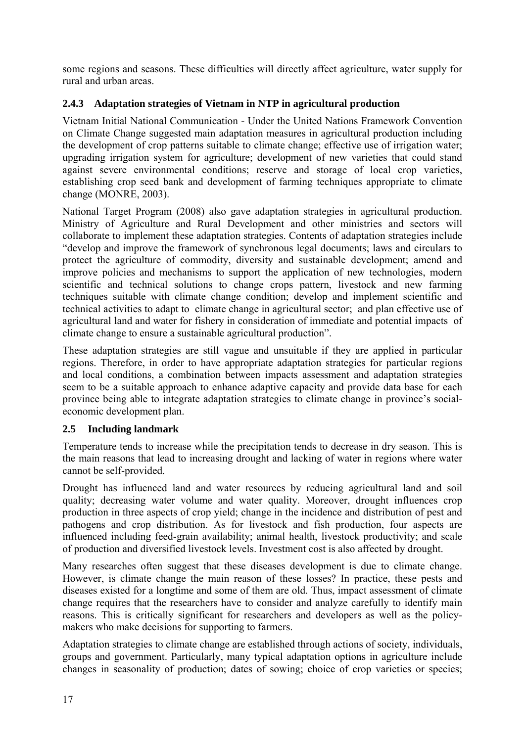some regions and seasons. These difficulties will directly affect agriculture, water supply for rural and urban areas.

### 2.4.3 Adaptation strategies of Vietnam in NTP in agricultural production

Vietnam Initial National Communication - Under the United Nations Framework Convention on Climate Change suggested main adaptation measures in agricultural production including the development of crop patterns suitable to climate change; effective use of irrigation water; upgrading irrigation system for agriculture; development of new varieties that could stand against severe environmental conditions; reserve and storage of local crop varieties, establishing crop seed bank and development of farming techniques appropriate to climate change (MONRE, 2003).

National Target Program (2008) also gave adaptation strategies in agricultural production. Ministry of Agriculture and Rural Development and other ministries and sectors will collaborate to implement these adaptation strategies. Contents of adaptation strategies include "develop and improve the framework of synchronous legal documents; laws and circulars to protect the agriculture of commodity, diversity and sustainable development; amend and improve policies and mechanisms to support the application of new technologies, modern scientific and technical solutions to change crops pattern, livestock and new farming techniques suitable with climate change condition; develop and implement scientific and technical activities to adapt to climate change in agricultural sector; and plan effective use of agricultural land and water for fishery in consideration of immediate and potential impacts of climate change to ensure a sustainable agricultural production".

These adaptation strategies are still vague and unsuitable if they are applied in particular regions. Therefore, in order to have appropriate adaptation strategies for particular regions and local conditions, a combination between impacts assessment and adaptation strategies seem to be a suitable approach to enhance adaptive capacity and provide data base for each province being able to integrate adaptation strategies to climate change in province's social-economic development plan.

## 2.5 Including landmark

Temperature tends to increase while the precipitation tends to decrease in dry season. This is the main reasons that lead to increasing drought and lacking of water in regions where water cannot be self-provided.

Drought has influenced land and water resources by reducing agricultural land and soil quality; decreasing water volume and water quality. Moreover, drought influences crop production in three aspects of crop yield; change in the incidence and distribution of pest and pathogens and crop distribution. As for livestock and fish production, four aspects are influenced including feed-grain availability; animal health, livestock productivity; and scale of production and diversified livestock levels. Investment cost is also affected by drought.

Many researches often suggest that these diseases development is due to climate change. However, is climate change the main reason of these losses? In practice, these pests and diseases existed for a longtime and some of them are old. Thus, impact assessment of climate change requires that the researchers have to consider and analyze carefully to identify main reasons. This is critically significant for researchers and developers as well as the policy-makers who make decisions for supporting to farmers.

Adaptation strategies to climate change are established through actions of society, individuals, groups and government. Particularly, many typical adaptation options in agriculture include changes in seasonality of production; dates of sowing; choice of crop varieties or species;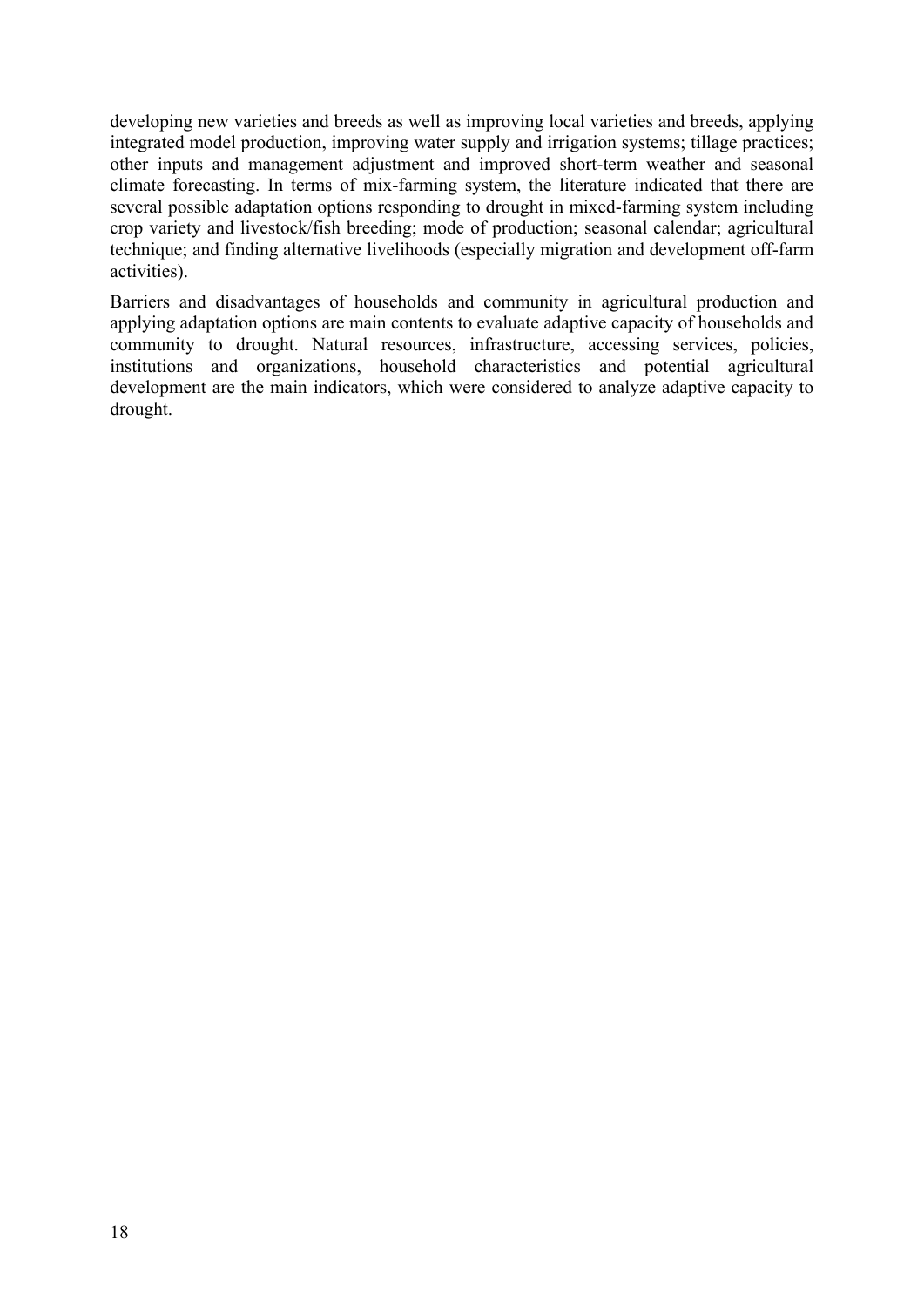developing new varieties and breeds as well as improving local varieties and breeds, applying integrated model production, improving water supply and irrigation systems; tillage practices; other inputs and management adjustment and improved short-term weather and seasonal climate forecasting. In terms of mix-farming system, the literature indicated that there are several possible adaptation options responding to drought in mixed-farming system including crop variety and livestock/fish breeding; mode of production; seasonal calendar; agricultural technique; and finding alternative livelihoods (especially migration and development off-farm activities).

Barriers and disadvantages of households and community in agricultural production and applying adaptation options are main contents to evaluate adaptive capacity of households and community to drought. Natural resources, infrastructure, accessing services, policies, institutions and organizations, household characteristics and potential agricultural development are the main indicators, which were considered to analyze adaptive capacity to drought.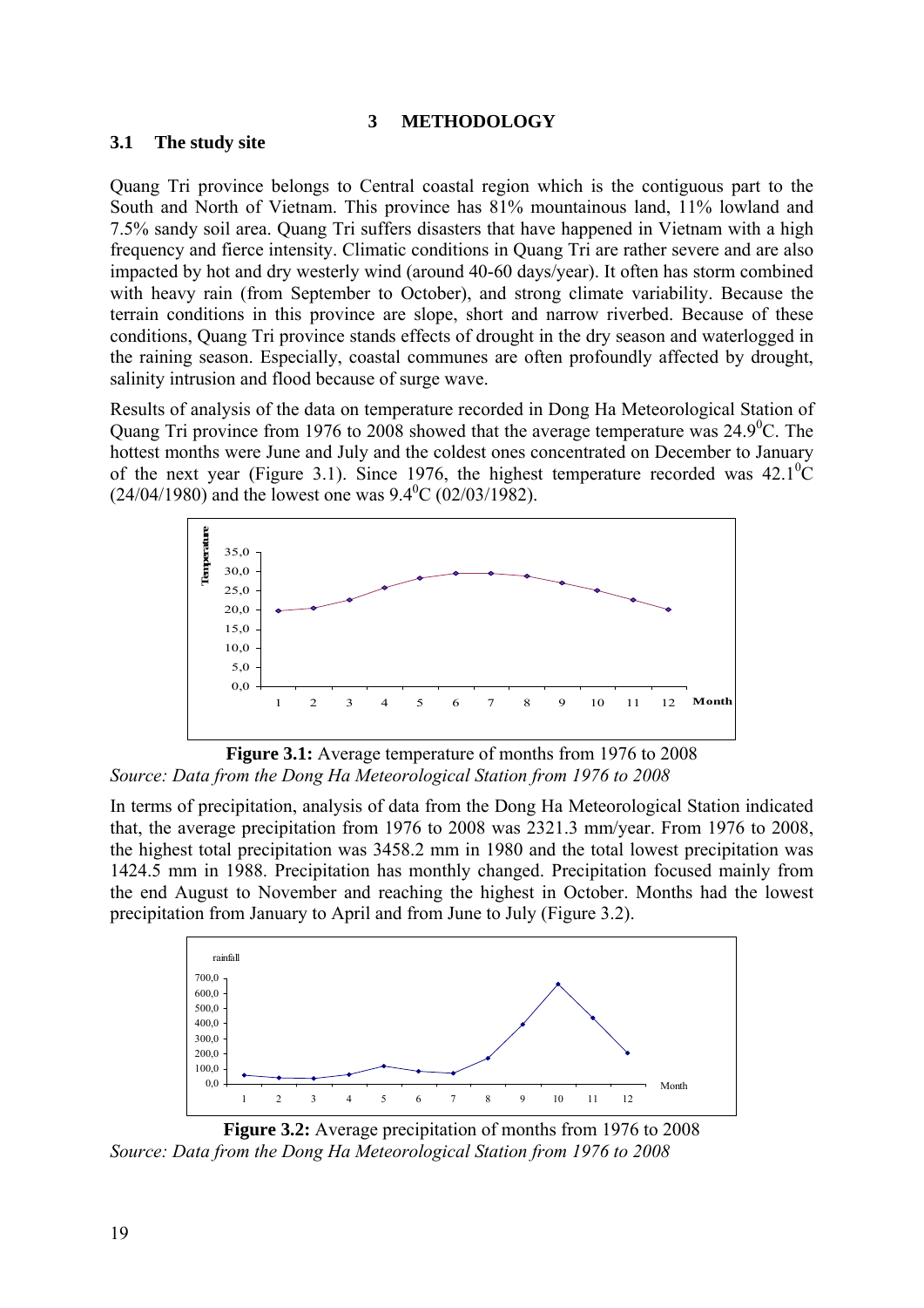# 3 METHODOLOGY

## 3.1 The study site

Quang Tri province belongs to Central coastal region which is the contiguous part to the South and North of Vietnam. This province has 81% mountainous land, 11% lowland and 7.5% sandy soil area. Quang Tri suffers disasters that have happened in Vietnam with a high frequency and fierce intensity. Climatic conditions in Quang Tri are rather severe and are also impacted by hot and dry westerly wind (around 40-60 days/year). It often has storm combined with heavy rain (from September to October), and strong climate variability. Because the terrain conditions in this province are slope, short and narrow riverbed. Because of these conditions, Quang Tri province stands effects of drought in the dry season and waterlogged in the raining season. Especially, coastal communes are often profoundly affected by drought, salinity intrusion and flood because of surge wave.

Results of analysis of the data on temperature recorded in Dong Ha Meteorological Station of Quang Tri province from 1976 to 2008 showed that the average temperature was $24.9^0$C. The hottest months were June and July and the coldest ones concentrated on December to January of the next year (Figure 3.1). Since 1976, the highest temperature recorded was $42.1^0$C (24/04/1980) and the lowest one was $9.4^0$C (02/03/1982).

**Figure 3.1:** Average temperature of months from 1976 to 2008

*Source: Data from the Dong Ha Meteorological Station from 1976 to 2008*

In terms of precipitation, analysis of data from the Dong Ha Meteorological Station indicated that, the average precipitation from 1976 to 2008 was 2321.3 mm/year. From 1976 to 2008, the highest total precipitation was 3458.2 mm in 1980 and the total lowest precipitation was 1424.5 mm in 1988. Precipitation has monthly changed. Precipitation focused mainly from the end August to November and reaching the highest in October. Months had the lowest precipitation from January to April and from June to July (Figure 3.2).

**Figure 3.2:** Average precipitation of months from 1976 to 2008

*Source: Data from the Dong Ha Meteorological Station from 1976 to 2008*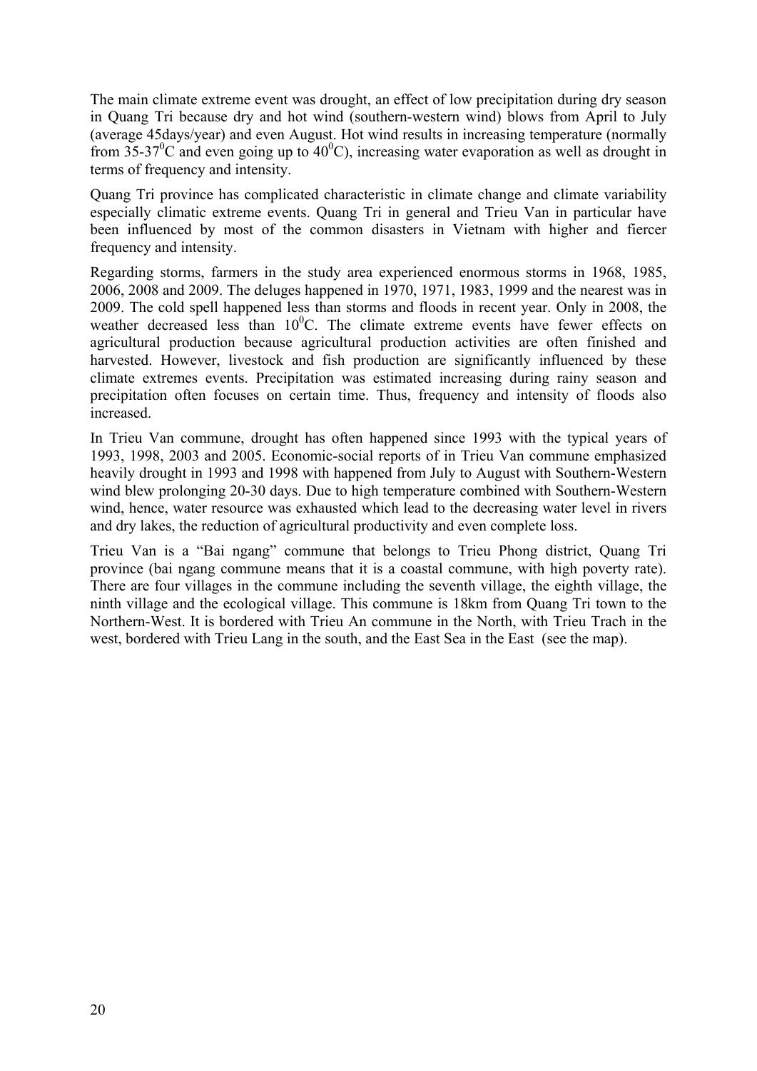The main climate extreme event was drought, an effect of low precipitation during dry season in Quang Tri because dry and hot wind (southern-western wind) blows from April to July (average 45days/year) and even August. Hot wind results in increasing temperature (normally from 35-37$^0$C and even going up to 40$^0$C), increasing water evaporation as well as drought in terms of frequency and intensity.

Quang Tri province has complicated characteristic in climate change and climate variability especially climatic extreme events. Quang Tri in general and Trieu Van in particular have been influenced by most of the common disasters in Vietnam with higher and fiercer frequency and intensity.

Regarding storms, farmers in the study area experienced enormous storms in 1968, 1985, 2006, 2008 and 2009. The deluges happened in 1970, 1971, 1983, 1999 and the nearest was in 2009. The cold spell happened less than storms and floods in recent year. Only in 2008, the weather decreased less than 10$^0$C. The climate extreme events have fewer effects on agricultural production because agricultural production activities are often finished and harvested. However, livestock and fish production are significantly influenced by these climate extremes events. Precipitation was estimated increasing during rainy season and precipitation often focuses on certain time. Thus, frequency and intensity of floods also increased.

In Trieu Van commune, drought has often happened since 1993 with the typical years of 1993, 1998, 2003 and 2005. Economic-social reports of in Trieu Van commune emphasized heavily drought in 1993 and 1998 with happened from July to August with Southern-Western wind blew prolonging 20-30 days. Due to high temperature combined with Southern-Western wind, hence, water resource was exhausted which lead to the decreasing water level in rivers and dry lakes, the reduction of agricultural productivity and even complete loss.

Trieu Van is a "Bai ngang" commune that belongs to Trieu Phong district, Quang Tri province (bai ngang commune means that it is a coastal commune, with high poverty rate). There are four villages in the commune including the seventh village, the eighth village, the ninth village and the ecological village. This commune is 18km from Quang Tri town to the Northern-West. It is bordered with Trieu An commune in the North, with Trieu Trach in the west, bordered with Trieu Lang in the south, and the East Sea in the East (see the map).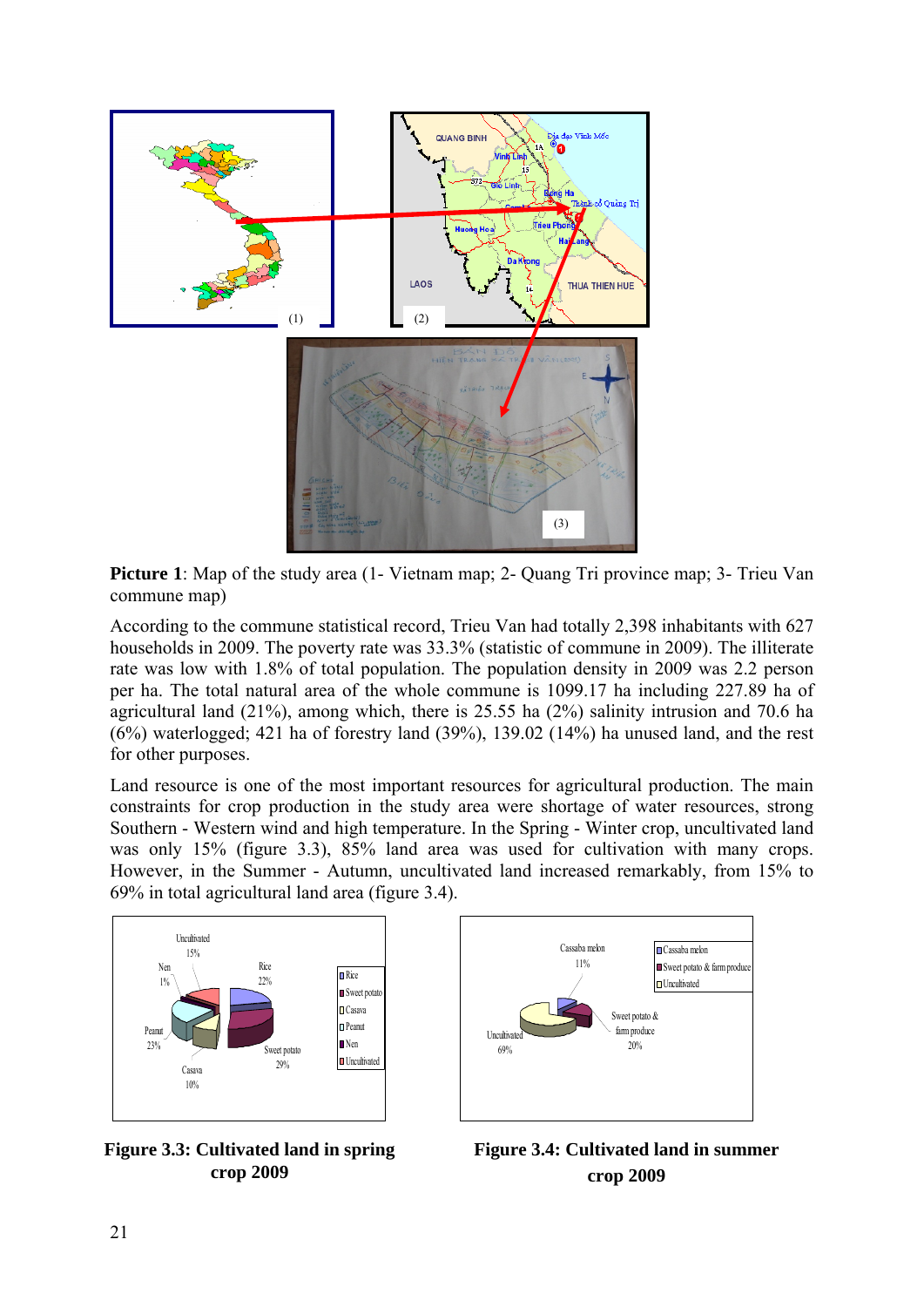**Picture 1**: Map of the study area (1- Vietnam map; 2- Quang Tri province map; 3- Trieu Van commune map)

According to the commune statistical record, Trieu Van had totally 2,398 inhabitants with 627 households in 2009. The poverty rate was 33.3% (statistic of commune in 2009). The illiterate rate was low with 1.8% of total population. The population density in 2009 was 2.2 person per ha. The total natural area of the whole commune is 1099.17 ha including 227.89 ha of agricultural land (21%), among which, there is 25.55 ha (2%) salinity intrusion and 70.6 ha (6%) waterlogged; 421 ha of forestry land (39%), 139.02 (14%) ha unused land, and the rest for other purposes.

Land resource is one of the most important resources for agricultural production. The main constraints for crop production in the study area were shortage of water resources, strong Southern - Western wind and high temperature. In the Spring - Winter crop, uncultivated land was only 15% (figure 3.3), 85% land area was used for cultivation with many crops. However, in the Summer - Autumn, uncultivated land increased remarkably, from 15% to 69% in total agricultural land area (figure 3.4).

**Figure 3.3: Cultivated land in spring crop 2009**

**Figure 3.4: Cultivated land in summer crop 2009**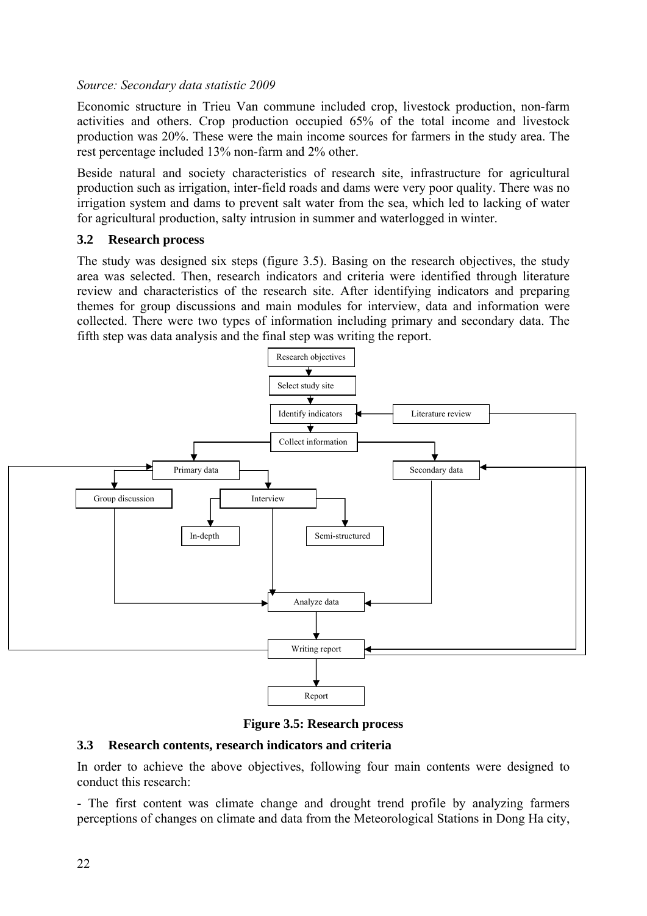*Source: Secondary data statistic 2009*

Economic structure in Trieu Van commune included crop, livestock production, non-farm activities and others. Crop production occupied 65% of the total income and livestock production was 20%. These were the main income sources for farmers in the study area. The rest percentage included 13% non-farm and 2% other.

Beside natural and society characteristics of research site, infrastructure for agricultural production such as irrigation, inter-field roads and dams were very poor quality. There was no irrigation system and dams to prevent salt water from the sea, which led to lacking of water for agricultural production, salty intrusion in summer and waterlogged in winter.

## 3.2 Research process

The study was designed six steps (figure 3.5). Basing on the research objectives, the study area was selected. Then, research indicators and criteria were identified through literature review and characteristics of the research site. After identifying indicators and preparing themes for group discussions and main modules for interview, data and information were collected. There were two types of information including primary and secondary data. The fifth step was data analysis and the final step was writing the report.

Research objectives → Select study site → Identify indicators (← Literature review) → Collect information → Primary data (Group discussion; Interview: In-depth, Semi-structured) / Secondary data → Analyze data → Writing report → Report

**Figure 3.5: Research process**

## 3.3 Research contents, research indicators and criteria

In order to achieve the above objectives, following four main contents were designed to conduct this research:

- The first content was climate change and drought trend profile by analyzing farmers perceptions of changes on climate and data from the Meteorological Stations in Dong Ha city,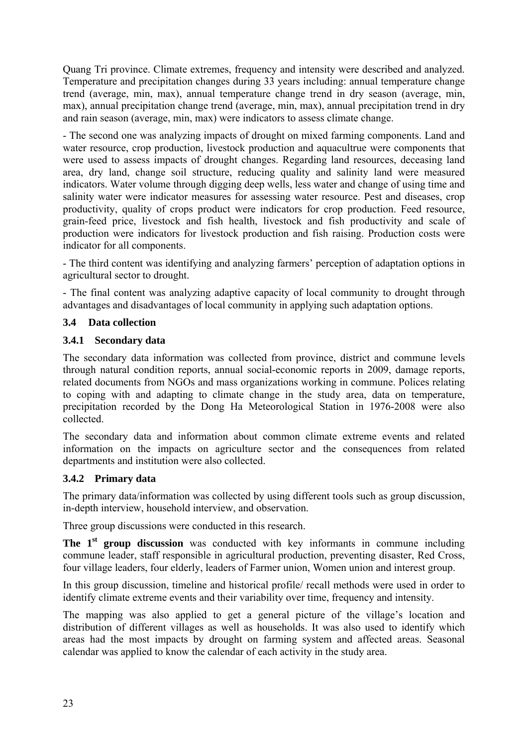Quang Tri province. Climate extremes, frequency and intensity were described and analyzed. Temperature and precipitation changes during 33 years including: annual temperature change trend (average, min, max), annual temperature change trend in dry season (average, min, max), annual precipitation change trend (average, min, max), annual precipitation trend in dry and rain season (average, min, max) were indicators to assess climate change.

- The second one was analyzing impacts of drought on mixed farming components. Land and water resource, crop production, livestock production and aquacultrue were components that were used to assess impacts of drought changes. Regarding land resources, deceasing land area, dry land, change soil structure, reducing quality and salinity land were measured indicators. Water volume through digging deep wells, less water and change of using time and salinity water were indicator measures for assessing water resource. Pest and diseases, crop productivity, quality of crops product were indicators for crop production. Feed resource, grain-feed price, livestock and fish health, livestock and fish productivity and scale of production were indicators for livestock production and fish raising. Production costs were indicator for all components.

- The third content was identifying and analyzing farmers' perception of adaptation options in agricultural sector to drought.

- The final content was analyzing adaptive capacity of local community to drought through advantages and disadvantages of local community in applying such adaptation options.

## 3.4 Data collection

### 3.4.1 Secondary data

The secondary data information was collected from province, district and commune levels through natural condition reports, annual social-economic reports in 2009, damage reports, related documents from NGOs and mass organizations working in commune. Polices relating to coping with and adapting to climate change in the study area, data on temperature, precipitation recorded by the Dong Ha Meteorological Station in 1976-2008 were also collected.

The secondary data and information about common climate extreme events and related information on the impacts on agriculture sector and the consequences from related departments and institution were also collected.

### 3.4.2 Primary data

The primary data/information was collected by using different tools such as group discussion, in-depth interview, household interview, and observation.

Three group discussions were conducted in this research.

**The 1st group discussion** was conducted with key informants in commune including commune leader, staff responsible in agricultural production, preventing disaster, Red Cross, four village leaders, four elderly, leaders of Farmer union, Women union and interest group.

In this group discussion, timeline and historical profile/ recall methods were used in order to identify climate extreme events and their variability over time, frequency and intensity.

The mapping was also applied to get a general picture of the village's location and distribution of different villages as well as households. It was also used to identify which areas had the most impacts by drought on farming system and affected areas. Seasonal calendar was applied to know the calendar of each activity in the study area.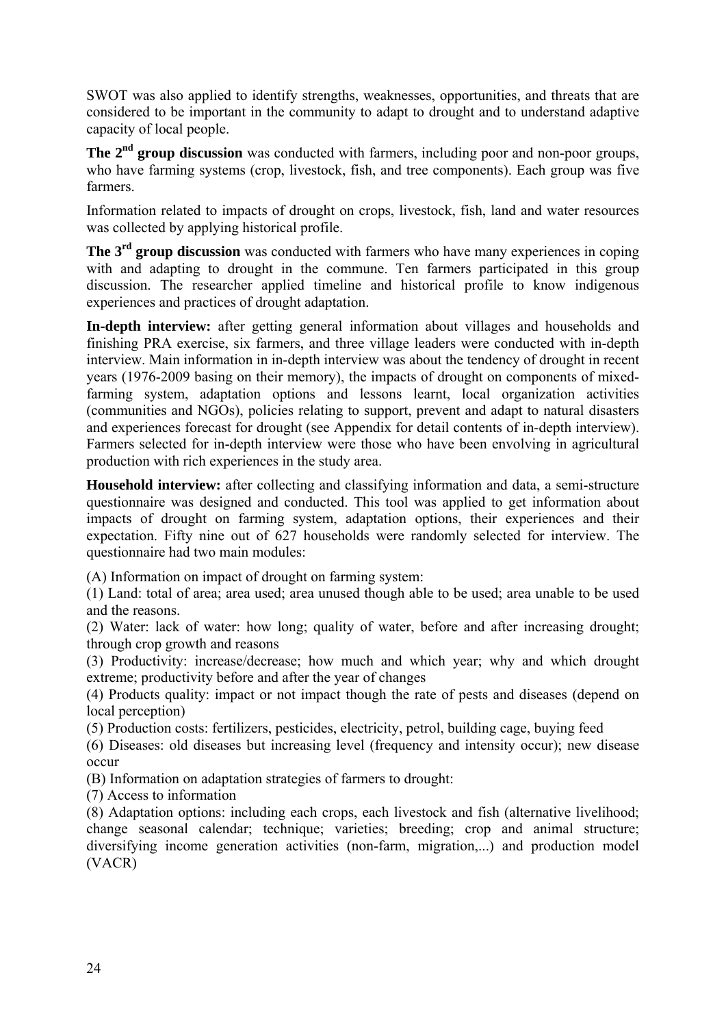SWOT was also applied to identify strengths, weaknesses, opportunities, and threats that are considered to be important in the community to adapt to drought and to understand adaptive capacity of local people.

**The 2nd group discussion** was conducted with farmers, including poor and non-poor groups, who have farming systems (crop, livestock, fish, and tree components). Each group was five farmers.

Information related to impacts of drought on crops, livestock, fish, land and water resources was collected by applying historical profile.

**The 3rd group discussion** was conducted with farmers who have many experiences in coping with and adapting to drought in the commune. Ten farmers participated in this group discussion. The researcher applied timeline and historical profile to know indigenous experiences and practices of drought adaptation.

**In-depth interview:** after getting general information about villages and households and finishing PRA exercise, six farmers, and three village leaders were conducted with in-depth interview. Main information in in-depth interview was about the tendency of drought in recent years (1976-2009 basing on their memory), the impacts of drought on components of mixed-farming system, adaptation options and lessons learnt, local organization activities (communities and NGOs), policies relating to support, prevent and adapt to natural disasters and experiences forecast for drought (see Appendix for detail contents of in-depth interview). Farmers selected for in-depth interview were those who have been envolving in agricultural production with rich experiences in the study area.

**Household interview:** after collecting and classifying information and data, a semi-structure questionnaire was designed and conducted. This tool was applied to get information about impacts of drought on farming system, adaptation options, their experiences and their expectation. Fifty nine out of 627 households were randomly selected for interview. The questionnaire had two main modules:

(A) Information on impact of drought on farming system:

(1) Land: total of area; area used; area unused though able to be used; area unable to be used and the reasons.

(2) Water: lack of water: how long; quality of water, before and after increasing drought; through crop growth and reasons

(3) Productivity: increase/decrease; how much and which year; why and which drought extreme; productivity before and after the year of changes

(4) Products quality: impact or not impact though the rate of pests and diseases (depend on local perception)

(5) Production costs: fertilizers, pesticides, electricity, petrol, building cage, buying feed

(6) Diseases: old diseases but increasing level (frequency and intensity occur); new disease occur

(B) Information on adaptation strategies of farmers to drought:

(7) Access to information

(8) Adaptation options: including each crops, each livestock and fish (alternative livelihood; change seasonal calendar; technique; varieties; breeding; crop and animal structure; diversifying income generation activities (non-farm, migration,...) and production model (VACR)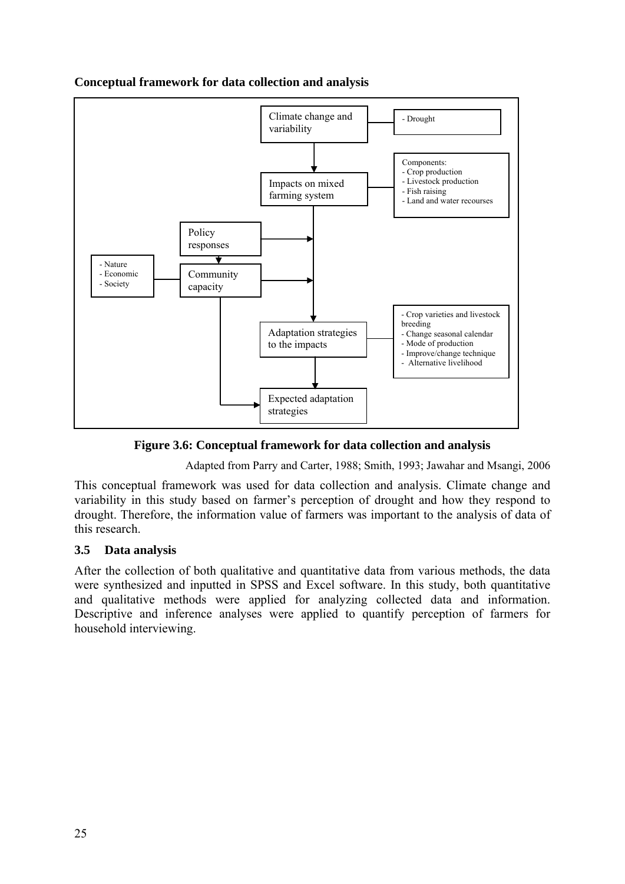**Conceptual framework for data collection and analysis**

Climate change and variability

- Drought

Impacts on mixed farming system

Components:
- Crop production
- Livestock production
- Fish raising
- Land and water recourses

Policy responses

- Nature
- Economic
- Society

Community capacity

Adaptation strategies to the impacts

- Crop varieties and livestock breeding
- Change seasonal calendar
- Mode of production
- Improve/change technique
- Alternative livelihood

Expected adaptation strategies

**Figure 3.6: Conceptual framework for data collection and analysis**

Adapted from Parry and Carter, 1988; Smith, 1993; Jawahar and Msangi, 2006

This conceptual framework was used for data collection and analysis. Climate change and variability in this study based on farmer's perception of drought and how they respond to drought. Therefore, the information value of farmers was important to the analysis of data of this research.

### 3.5 Data analysis

After the collection of both qualitative and quantitative data from various methods, the data were synthesized and inputted in SPSS and Excel software. In this study, both quantitative and qualitative methods were applied for analyzing collected data and information. Descriptive and inference analyses were applied to quantify perception of farmers for household interviewing.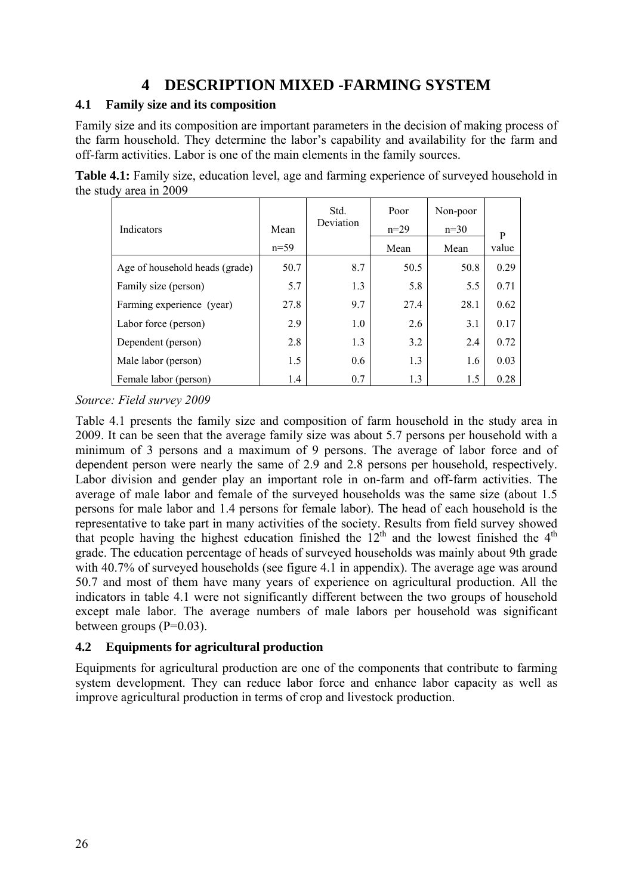# 4 DESCRIPTION MIXED -FARMING SYSTEM

## 4.1 Family size and its composition

Family size and its composition are important parameters in the decision of making process of the farm household. They determine the labor's capability and availability for the farm and off-farm activities. Labor is one of the main elements in the family sources.

**Table 4.1:** Family size, education level, age and farming experience of surveyed household in the study area in 2009

| Indicators | Mean n=59 | Std. Deviation | Poor n=29 Mean | Non-poor n=30 Mean | P value |
|---|---|---|---|---|---|
| Age of household heads (grade) | 50.7 | 8.7 | 50.5 | 50.8 | 0.29 |
| Family size (person) | 5.7 | 1.3 | 5.8 | 5.5 | 0.71 |
| Farming experience (year) | 27.8 | 9.7 | 27.4 | 28.1 | 0.62 |
| Labor force (person) | 2.9 | 1.0 | 2.6 | 3.1 | 0.17 |
| Dependent (person) | 2.8 | 1.3 | 3.2 | 2.4 | 0.72 |
| Male labor (person) | 1.5 | 0.6 | 1.3 | 1.6 | 0.03 |
| Female labor (person) | 1.4 | 0.7 | 1.3 | 1.5 | 0.28 |

*Source: Field survey 2009*

Table 4.1 presents the family size and composition of farm household in the study area in 2009. It can be seen that the average family size was about 5.7 persons per household with a minimum of 3 persons and a maximum of 9 persons. The average of labor force and of dependent person were nearly the same of 2.9 and 2.8 persons per household, respectively. Labor division and gender play an important role in on-farm and off-farm activities. The average of male labor and female of the surveyed households was the same size (about 1.5 persons for male labor and 1.4 persons for female labor). The head of each household is the representative to take part in many activities of the society. Results from field survey showed that people having the highest education finished the 12th and the lowest finished the 4th grade. The education percentage of heads of surveyed households was mainly about 9th grade with 40.7% of surveyed households (see figure 4.1 in appendix). The average age was around 50.7 and most of them have many years of experience on agricultural production. All the indicators in table 4.1 were not significantly different between the two groups of household except male labor. The average numbers of male labors per household was significant between groups (P=0.03).

## 4.2 Equipments for agricultural production

Equipments for agricultural production are one of the components that contribute to farming system development. They can reduce labor force and enhance labor capacity as well as improve agricultural production in terms of crop and livestock production.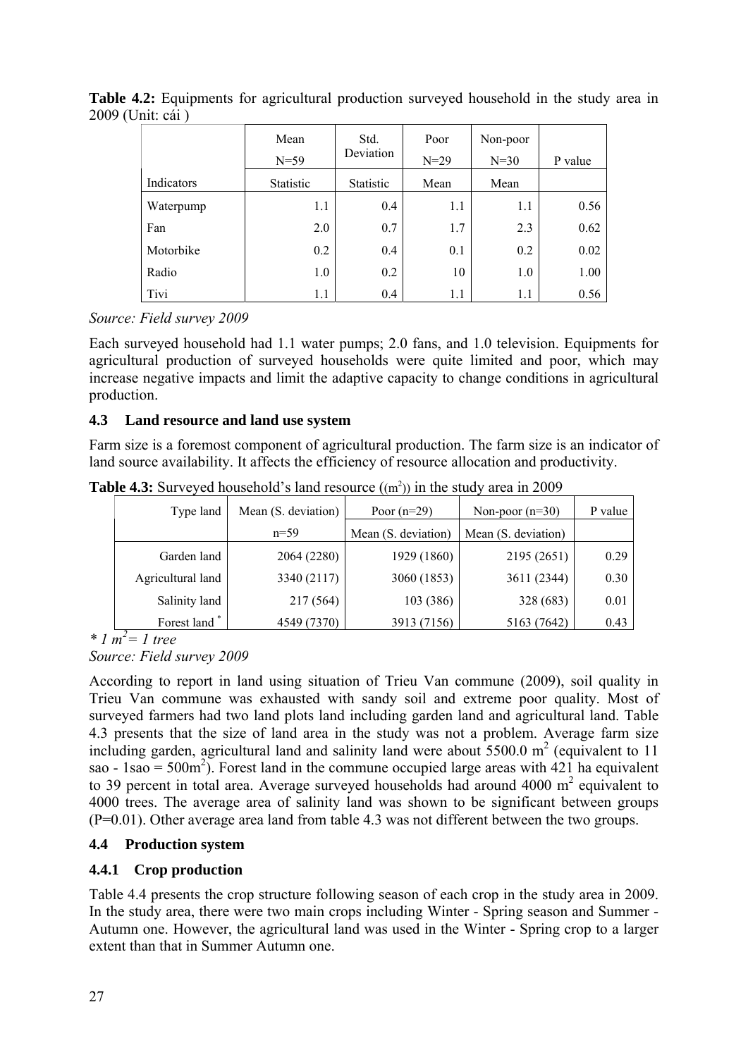**Table 4.2:** Equipments for agricultural production surveyed household in the study area in 2009 (Unit: cái )

| | Mean N=59 | Std. Deviation | Poor N=29 | Non-poor N=30 | P value |
|---|---|---|---|---|---|
| Indicators | Statistic | Statistic | Mean | Mean | |
| Waterpump | 1.1 | 0.4 | 1.1 | 1.1 | 0.56 |
| Fan | 2.0 | 0.7 | 1.7 | 2.3 | 0.62 |
| Motorbike | 0.2 | 0.4 | 0.1 | 0.2 | 0.02 |
| Radio | 1.0 | 0.2 | 10 | 1.0 | 1.00 |
| Tivi | 1.1 | 0.4 | 1.1 | 1.1 | 0.56 |

*Source: Field survey 2009*

Each surveyed household had 1.1 water pumps; 2.0 fans, and 1.0 television. Equipments for agricultural production of surveyed households were quite limited and poor, which may increase negative impacts and limit the adaptive capacity to change conditions in agricultural production.

### 4.3 Land resource and land use system

Farm size is a foremost component of agricultural production. The farm size is an indicator of land source availability. It affects the efficiency of resource allocation and productivity.

**Table 4.3:** Surveyed household's land resource (($m^2$)) in the study area in 2009

| Type land | Mean (S. deviation) n=59 | Poor (n=29) Mean (S. deviation) | Non-poor (n=30) Mean (S. deviation) | P value |
|---|---|---|---|---|
| Garden land | 2064 (2280) | 1929 (1860) | 2195 (2651) | 0.29 |
| Agricultural land | 3340 (2117) | 3060 (1853) | 3611 (2344) | 0.30 |
| Salinity land | 217 (564) | 103 (386) | 328 (683) | 0.01 |
| Forest land * | 4549 (7370) | 3913 (7156) | 5163 (7642) | 0.43 |

*\* 1 $m^2$ = 1 tree*

*Source: Field survey 2009*

According to report in land using situation of Trieu Van commune (2009), soil quality in Trieu Van commune was exhausted with sandy soil and extreme poor quality. Most of surveyed farmers had two land plots land including garden land and agricultural land. Table 4.3 presents that the size of land area in the study was not a problem. Average farm size including garden, agricultural land and salinity land were about 5500.0 $m^2$ (equivalent to 11 sao - 1sao = 500$m^2$). Forest land in the commune occupied large areas with 421 ha equivalent to 39 percent in total area. Average surveyed households had around 4000 $m^2$ equivalent to 4000 trees. The average area of salinity land was shown to be significant between groups (P=0.01). Other average area land from table 4.3 was not different between the two groups.

### 4.4 Production system

#### 4.4.1 Crop production

Table 4.4 presents the crop structure following season of each crop in the study area in 2009. In the study area, there were two main crops including Winter - Spring season and Summer - Autumn one. However, the agricultural land was used in the Winter - Spring crop to a larger extent than that in Summer Autumn one.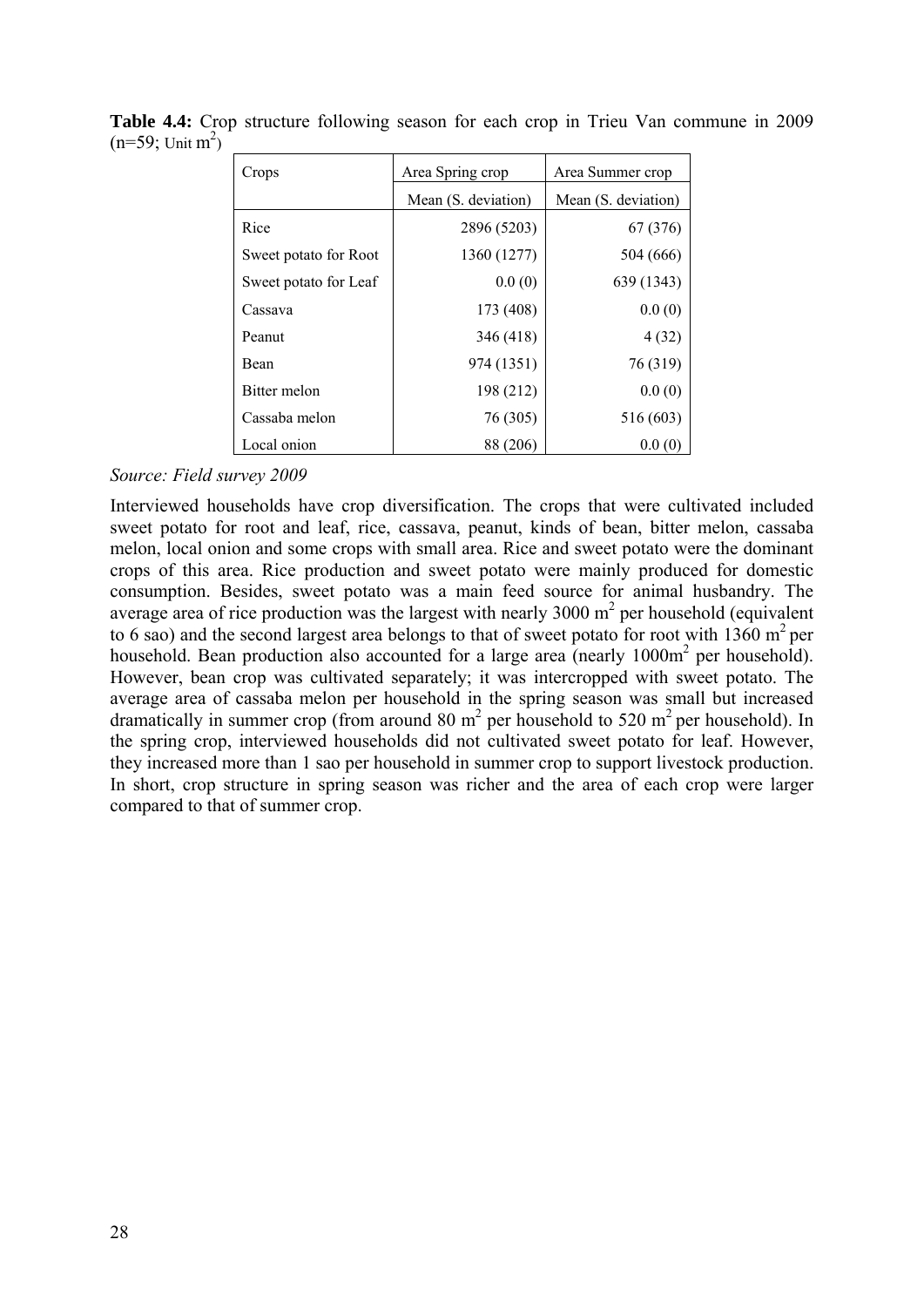**Table 4.4:** Crop structure following season for each crop in Trieu Van commune in 2009 (n=59; Unit $m^2$)

| Crops | Area Spring crop | Area Summer crop |
|---|---|---|
| | Mean (S. deviation) | Mean (S. deviation) |
| Rice | 2896 (5203) | 67 (376) |
| Sweet potato for Root | 1360 (1277) | 504 (666) |
| Sweet potato for Leaf | 0.0 (0) | 639 (1343) |
| Cassava | 173 (408) | 0.0 (0) |
| Peanut | 346 (418) | 4 (32) |
| Bean | 974 (1351) | 76 (319) |
| Bitter melon | 198 (212) | 0.0 (0) |
| Cassaba melon | 76 (305) | 516 (603) |
| Local onion | 88 (206) | 0.0 (0) |

*Source: Field survey 2009*

Interviewed households have crop diversification. The crops that were cultivated included sweet potato for root and leaf, rice, cassava, peanut, kinds of bean, bitter melon, cassaba melon, local onion and some crops with small area. Rice and sweet potato were the dominant crops of this area. Rice production and sweet potato were mainly produced for domestic consumption. Besides, sweet potato was a main feed source for animal husbandry. The average area of rice production was the largest with nearly 3000 $m^2$ per household (equivalent to 6 sao) and the second largest area belongs to that of sweet potato for root with 1360 $m^2$ per household. Bean production also accounted for a large area (nearly 1000$m^2$ per household). However, bean crop was cultivated separately; it was intercropped with sweet potato. The average area of cassaba melon per household in the spring season was small but increased dramatically in summer crop (from around 80 $m^2$ per household to 520 $m^2$ per household). In the spring crop, interviewed households did not cultivated sweet potato for leaf. However, they increased more than 1 sao per household in summer crop to support livestock production. In short, crop structure in spring season was richer and the area of each crop were larger compared to that of summer crop.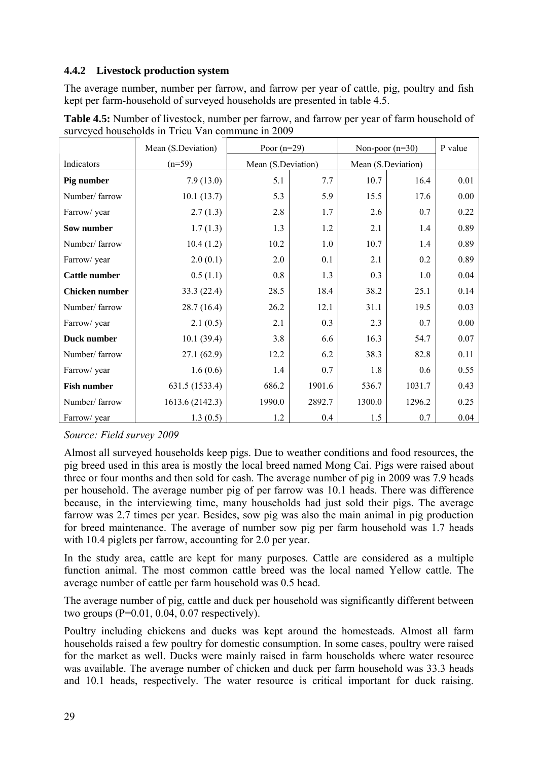### 4.4.2 Livestock production system

The average number, number per farrow, and farrow per year of cattle, pig, poultry and fish kept per farm-household of surveyed households are presented in table 4.5.

**Table 4.5:** Number of livestock, number per farrow, and farrow per year of farm household of surveyed households in Trieu Van commune in 2009

| | Mean (S.Deviation) | Poor (n=29) | | Non-poor (n=30) | | P value |
|---|---|---|---|---|---|---|
| Indicators | (n=59) | Mean (S.Deviation) | | Mean (S.Deviation) | | |
| **Pig number** | 7.9 (13.0) | 5.1 | 7.7 | 10.7 | 16.4 | 0.01 |
| Number/ farrow | 10.1 (13.7) | 5.3 | 5.9 | 15.5 | 17.6 | 0.00 |
| Farrow/ year | 2.7 (1.3) | 2.8 | 1.7 | 2.6 | 0.7 | 0.22 |
| **Sow number** | 1.7 (1.3) | 1.3 | 1.2 | 2.1 | 1.4 | 0.89 |
| Number/ farrow | 10.4 (1.2) | 10.2 | 1.0 | 10.7 | 1.4 | 0.89 |
| Farrow/ year | 2.0 (0.1) | 2.0 | 0.1 | 2.1 | 0.2 | 0.89 |
| **Cattle number** | 0.5 (1.1) | 0.8 | 1.3 | 0.3 | 1.0 | 0.04 |
| **Chicken number** | 33.3 (22.4) | 28.5 | 18.4 | 38.2 | 25.1 | 0.14 |
| Number/ farrow | 28.7 (16.4) | 26.2 | 12.1 | 31.1 | 19.5 | 0.03 |
| Farrow/ year | 2.1 (0.5) | 2.1 | 0.3 | 2.3 | 0.7 | 0.00 |
| **Duck number** | 10.1 (39.4) | 3.8 | 6.6 | 16.3 | 54.7 | 0.07 |
| Number/ farrow | 27.1 (62.9) | 12.2 | 6.2 | 38.3 | 82.8 | 0.11 |
| Farrow/ year | 1.6 (0.6) | 1.4 | 0.7 | 1.8 | 0.6 | 0.55 |
| **Fish number** | 631.5 (1533.4) | 686.2 | 1901.6 | 536.7 | 1031.7 | 0.43 |
| Number/ farrow | 1613.6 (2142.3) | 1990.0 | 2892.7 | 1300.0 | 1296.2 | 0.25 |
| Farrow/ year | 1.3 (0.5) | 1.2 | 0.4 | 1.5 | 0.7 | 0.04 |

*Source: Field survey 2009*

Almost all surveyed households keep pigs. Due to weather conditions and food resources, the pig breed used in this area is mostly the local breed named Mong Cai. Pigs were raised about three or four months and then sold for cash. The average number of pig in 2009 was 7.9 heads per household. The average number pig of per farrow was 10.1 heads. There was difference because, in the interviewing time, many households had just sold their pigs. The average farrow was 2.7 times per year. Besides, sow pig was also the main animal in pig production for breed maintenance. The average of number sow pig per farm household was 1.7 heads with 10.4 piglets per farrow, accounting for 2.0 per year.

In the study area, cattle are kept for many purposes. Cattle are considered as a multiple function animal. The most common cattle breed was the local named Yellow cattle. The average number of cattle per farm household was 0.5 head.

The average number of pig, cattle and duck per household was significantly different between two groups (P=0.01, 0.04, 0.07 respectively).

Poultry including chickens and ducks was kept around the homesteads. Almost all farm households raised a few poultry for domestic consumption. In some cases, poultry were raised for the market as well. Ducks were mainly raised in farm households where water resource was available. The average number of chicken and duck per farm household was 33.3 heads and 10.1 heads, respectively. The water resource is critical important for duck raising.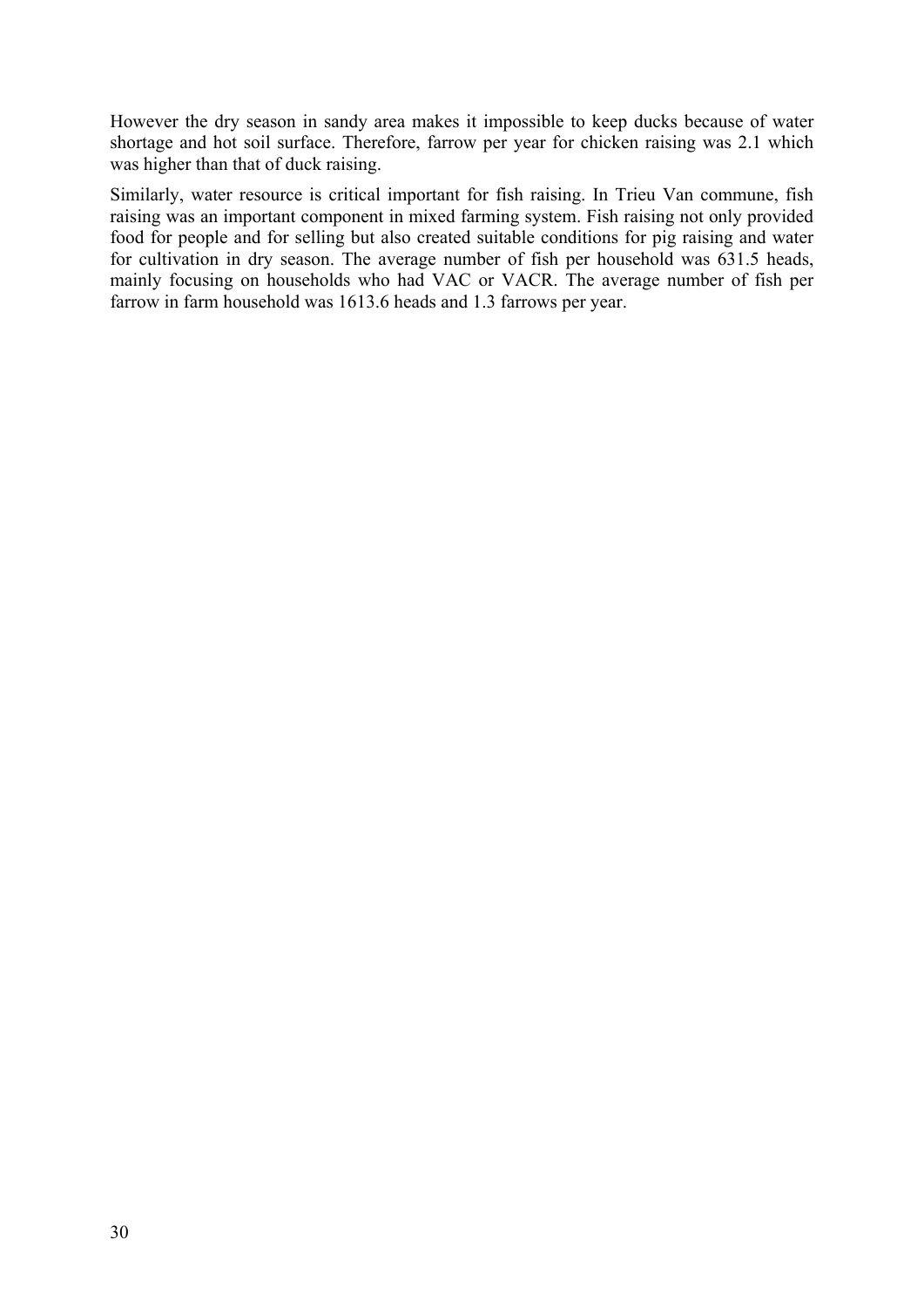However the dry season in sandy area makes it impossible to keep ducks because of water shortage and hot soil surface. Therefore, farrow per year for chicken raising was 2.1 which was higher than that of duck raising.

Similarly, water resource is critical important for fish raising. In Trieu Van commune, fish raising was an important component in mixed farming system. Fish raising not only provided food for people and for selling but also created suitable conditions for pig raising and water for cultivation in dry season. The average number of fish per household was 631.5 heads, mainly focusing on households who had VAC or VACR. The average number of fish per farrow in farm household was 1613.6 heads and 1.3 farrows per year.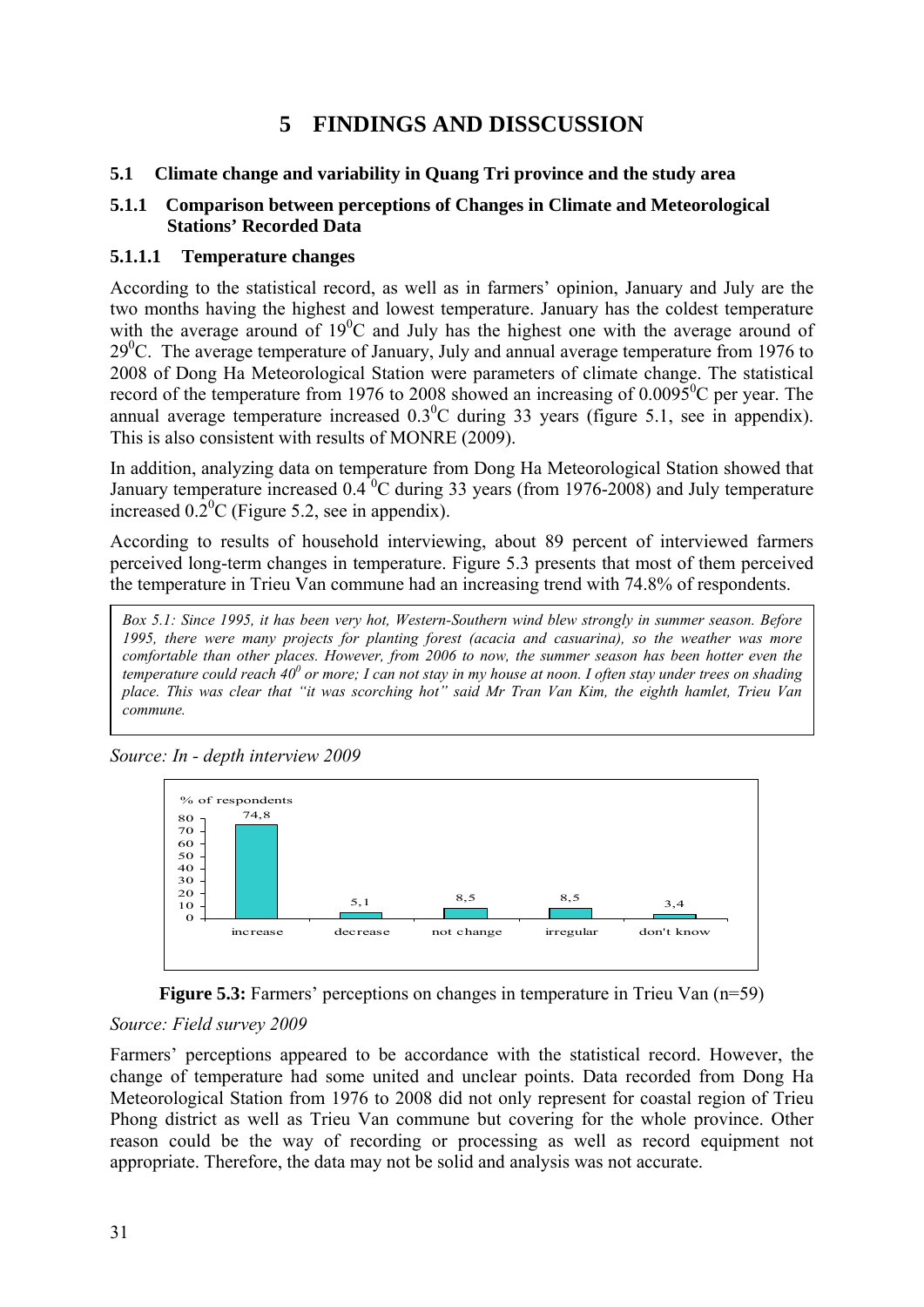# 5 FINDINGS AND DISSCUSSION

## 5.1 Climate change and variability in Quang Tri province and the study area

### 5.1.1 Comparison between perceptions of Changes in Climate and Meteorological Stations' Recorded Data

#### 5.1.1.1 Temperature changes

According to the statistical record, as well as in farmers' opinion, January and July are the two months having the highest and lowest temperature. January has the coldest temperature with the average around of $19^0$C and July has the highest one with the average around of $29^0$C. The average temperature of January, July and annual average temperature from 1976 to 2008 of Dong Ha Meteorological Station were parameters of climate change. The statistical record of the temperature from 1976 to 2008 showed an increasing of $0.0095^0$C per year. The annual average temperature increased $0.3^0$C during 33 years (figure 5.1, see in appendix). This is also consistent with results of MONRE (2009).

In addition, analyzing data on temperature from Dong Ha Meteorological Station showed that January temperature increased 0.4 $^0$C during 33 years (from 1976-2008) and July temperature increased $0.2^0$C (Figure 5.2, see in appendix).

According to results of household interviewing, about 89 percent of interviewed farmers perceived long-term changes in temperature. Figure 5.3 presents that most of them perceived the temperature in Trieu Van commune had an increasing trend with 74.8% of respondents.

> *Box 5.1: Since 1995, it has been very hot, Western-Southern wind blew strongly in summer season. Before 1995, there were many projects for planting forest (acacia and casuarina), so the weather was more comfortable than other places. However, from 2006 to now, the summer season has been hotter even the temperature could reach $40^0$ or more; I can not stay in my house at noon. I often stay under trees on shading place. This was clear that "it was scorching hot" said Mr Tran Van Kim, the eighth hamlet, Trieu Van commune.*

*Source: In - depth interview 2009*

| % of respondents | increase | decrease | not change | irregular | don't know |
|---|---|---|---|---|---|
| | 74,8 | 5,1 | 8,5 | 8,5 | 3,4 |

**Figure 5.3:** Farmers' perceptions on changes in temperature in Trieu Van (n=59)

*Source: Field survey 2009*

Farmers' perceptions appeared to be accordance with the statistical record. However, the change of temperature had some united and unclear points. Data recorded from Dong Ha Meteorological Station from 1976 to 2008 did not only represent for coastal region of Trieu Phong district as well as Trieu Van commune but covering for the whole province. Other reason could be the way of recording or processing as well as record equipment not appropriate. Therefore, the data may not be solid and analysis was not accurate.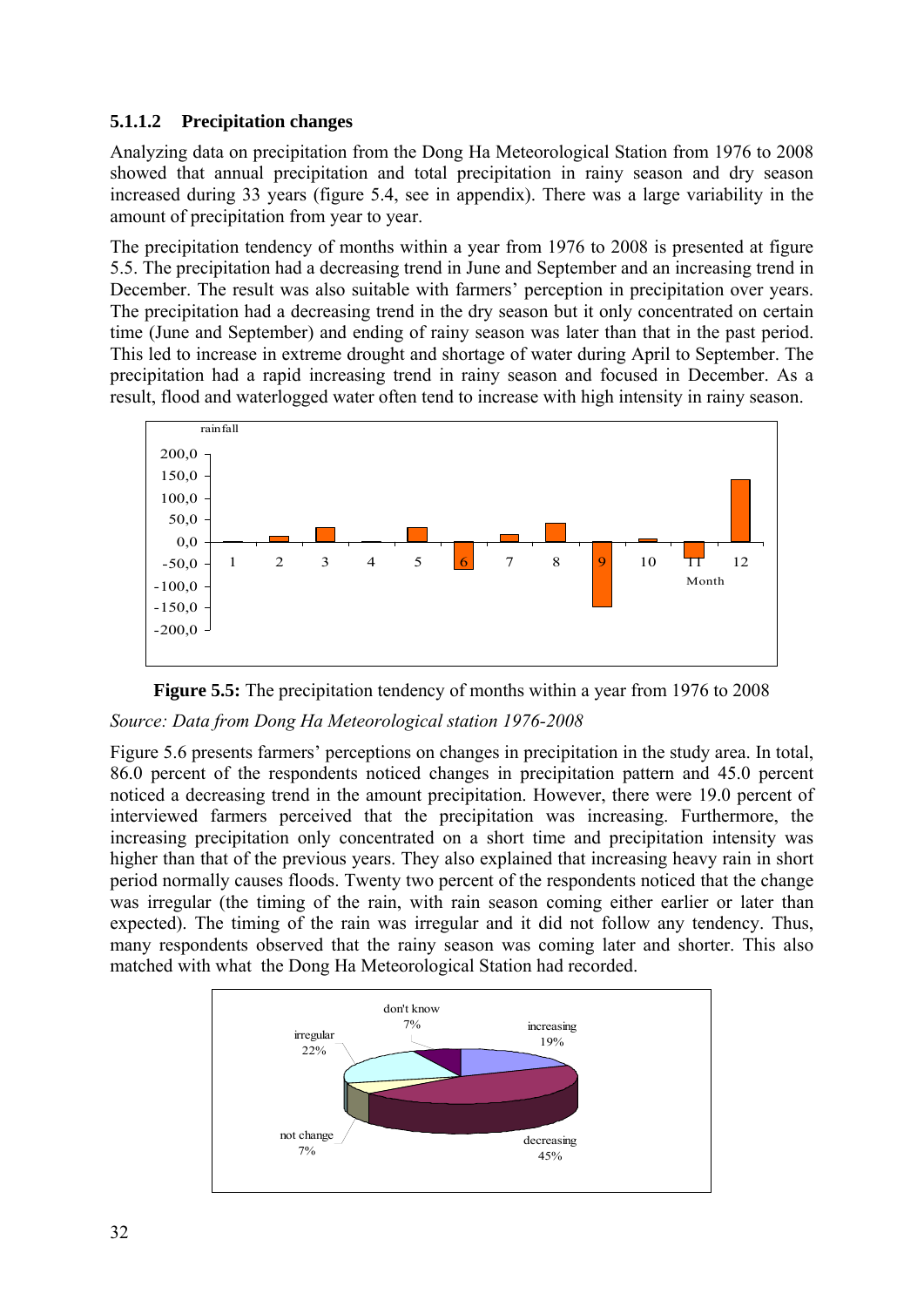### 5.1.1.2 Precipitation changes

Analyzing data on precipitation from the Dong Ha Meteorological Station from 1976 to 2008 showed that annual precipitation and total precipitation in rainy season and dry season increased during 33 years (figure 5.4, see in appendix). There was a large variability in the amount of precipitation from year to year.

The precipitation tendency of months within a year from 1976 to 2008 is presented at figure 5.5. The precipitation had a decreasing trend in June and September and an increasing trend in December. The result was also suitable with farmers' perception in precipitation over years. The precipitation had a decreasing trend in the dry season but it only concentrated on certain time (June and September) and ending of rainy season was later than that in the past period. This led to increase in extreme drought and shortage of water during April to September. The precipitation had a rapid increasing trend in rainy season and focused in December. As a result, flood and waterlogged water often tend to increase with high intensity in rainy season.

**Figure 5.5:** The precipitation tendency of months within a year from 1976 to 2008

*Source: Data from Dong Ha Meteorological station 1976-2008*

Figure 5.6 presents farmers' perceptions on changes in precipitation in the study area. In total, 86.0 percent of the respondents noticed changes in precipitation pattern and 45.0 percent noticed a decreasing trend in the amount precipitation. However, there were 19.0 percent of interviewed farmers perceived that the precipitation was increasing. Furthermore, the increasing precipitation only concentrated on a short time and precipitation intensity was higher than that of the previous years. They also explained that increasing heavy rain in short period normally causes floods. Twenty two percent of the respondents noticed that the change was irregular (the timing of the rain, with rain season coming either earlier or later than expected). The timing of the rain was irregular and it did not follow any tendency. Thus, many respondents observed that the rainy season was coming later and shorter. This also matched with what the Dong Ha Meteorological Station had recorded.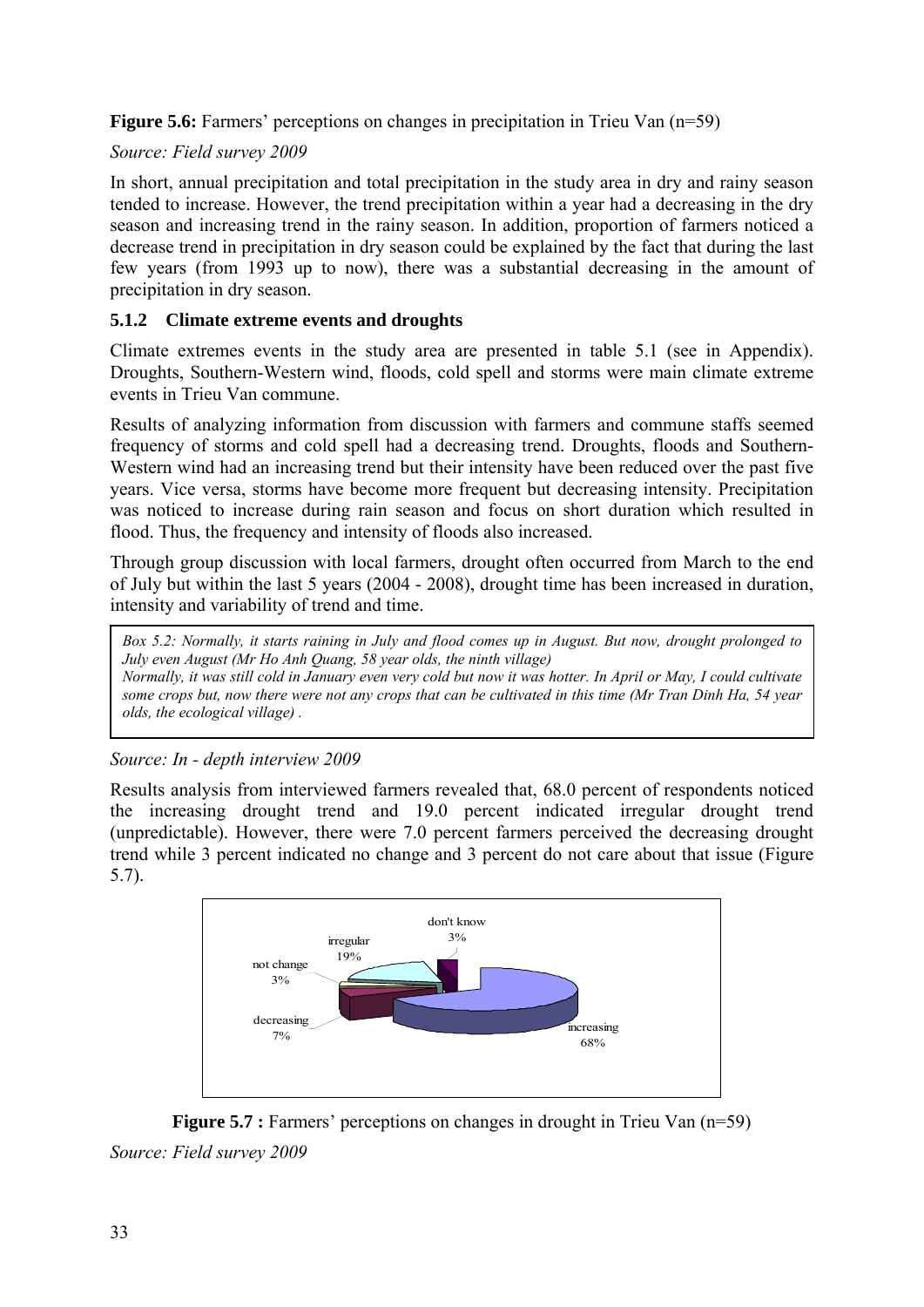**Figure 5.6:** Farmers' perceptions on changes in precipitation in Trieu Van (n=59)

*Source: Field survey 2009*

In short, annual precipitation and total precipitation in the study area in dry and rainy season tended to increase. However, the trend precipitation within a year had a decreasing in the dry season and increasing trend in the rainy season. In addition, proportion of farmers noticed a decrease trend in precipitation in dry season could be explained by the fact that during the last few years (from 1993 up to now), there was a substantial decreasing in the amount of precipitation in dry season.

### 5.1.2 Climate extreme events and droughts

Climate extremes events in the study area are presented in table 5.1 (see in Appendix). Droughts, Southern-Western wind, floods, cold spell and storms were main climate extreme events in Trieu Van commune.

Results of analyzing information from discussion with farmers and commune staffs seemed frequency of storms and cold spell had a decreasing trend. Droughts, floods and Southern-Western wind had an increasing trend but their intensity have been reduced over the past five years. Vice versa, storms have become more frequent but decreasing intensity. Precipitation was noticed to increase during rain season and focus on short duration which resulted in flood. Thus, the frequency and intensity of floods also increased.

Through group discussion with local farmers, drought often occurred from March to the end of July but within the last 5 years (2004 - 2008), drought time has been increased in duration, intensity and variability of trend and time.

> *Box 5.2: Normally, it starts raining in July and flood comes up in August. But now, drought prolonged to July even August (Mr Ho Anh Quang, 58 year olds, the ninth village)*
> *Normally, it was still cold in January even very cold but now it was hotter. In April or May, I could cultivate some crops but, now there were not any crops that can be cultivated in this time (Mr Tran Dinh Ha, 54 year olds, the ecological village) .*

*Source: In - depth interview 2009*

Results analysis from interviewed farmers revealed that, 68.0 percent of respondents noticed the increasing drought trend and 19.0 percent indicated irregular drought trend (unpredictable). However, there were 7.0 percent farmers perceived the decreasing drought trend while 3 percent indicated no change and 3 percent do not care about that issue (Figure 5.7).

**Figure 5.7 :** Farmers' perceptions on changes in drought in Trieu Van (n=59)

*Source: Field survey 2009*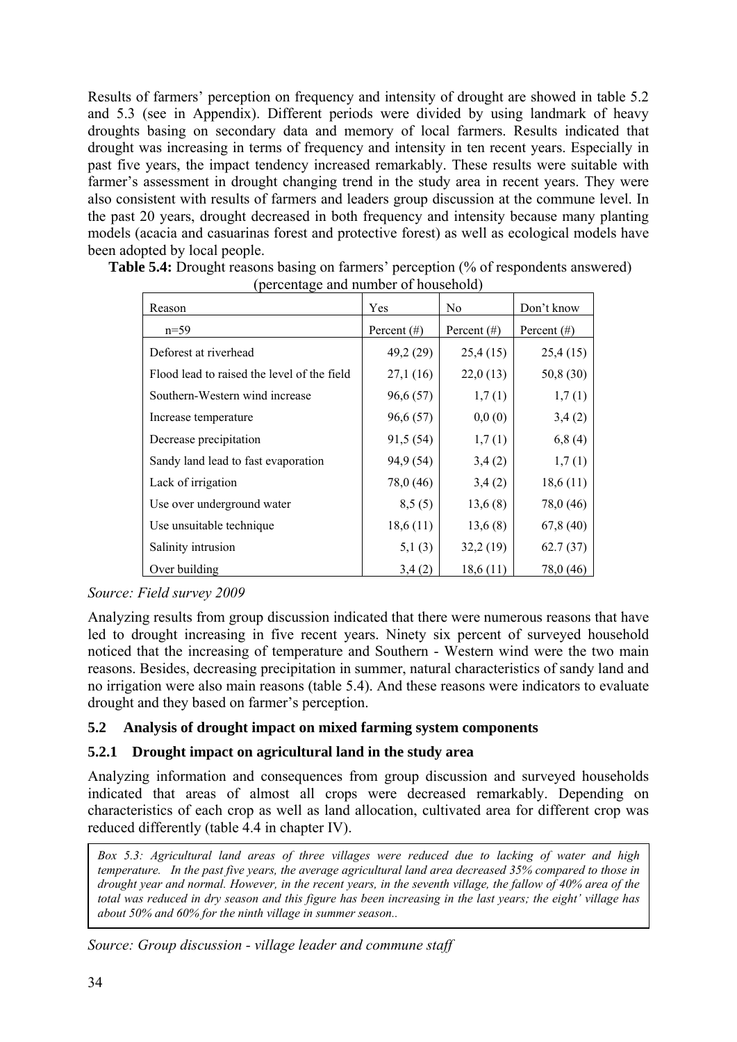Results of farmers' perception on frequency and intensity of drought are showed in table 5.2 and 5.3 (see in Appendix). Different periods were divided by using landmark of heavy droughts basing on secondary data and memory of local farmers. Results indicated that drought was increasing in terms of frequency and intensity in ten recent years. Especially in past five years, the impact tendency increased remarkably. These results were suitable with farmer's assessment in drought changing trend in the study area in recent years. They were also consistent with results of farmers and leaders group discussion at the commune level. In the past 20 years, drought decreased in both frequency and intensity because many planting models (acacia and casuarinas forest and protective forest) as well as ecological models have been adopted by local people.

**Table 5.4:** Drought reasons basing on farmers' perception (% of respondents answered) (percentage and number of household)

| Reason | Yes | No | Don't know |
|---|---|---|---|
| n=59 | Percent (#) | Percent (#) | Percent (#) |
| Deforest at riverhead | 49,2 (29) | 25,4 (15) | 25,4 (15) |
| Flood lead to raised the level of the field | 27,1 (16) | 22,0 (13) | 50,8 (30) |
| Southern-Western wind increase | 96,6 (57) | 1,7 (1) | 1,7 (1) |
| Increase temperature | 96,6 (57) | 0,0 (0) | 3,4 (2) |
| Decrease precipitation | 91,5 (54) | 1,7 (1) | 6,8 (4) |
| Sandy land lead to fast evaporation | 94,9 (54) | 3,4 (2) | 1,7 (1) |
| Lack of irrigation | 78,0 (46) | 3,4 (2) | 18,6 (11) |
| Use over underground water | 8,5 (5) | 13,6 (8) | 78,0 (46) |
| Use unsuitable technique | 18,6 (11) | 13,6 (8) | 67,8 (40) |
| Salinity intrusion | 5,1 (3) | 32,2 (19) | 62.7 (37) |
| Over building | 3,4 (2) | 18,6 (11) | 78,0 (46) |

*Source: Field survey 2009*

Analyzing results from group discussion indicated that there were numerous reasons that have led to drought increasing in five recent years. Ninety six percent of surveyed household noticed that the increasing of temperature and Southern - Western wind were the two main reasons. Besides, decreasing precipitation in summer, natural characteristics of sandy land and no irrigation were also main reasons (table 5.4). And these reasons were indicators to evaluate drought and they based on farmer's perception.

## 5.2 Analysis of drought impact on mixed farming system components

### 5.2.1 Drought impact on agricultural land in the study area

Analyzing information and consequences from group discussion and surveyed households indicated that areas of almost all crops were decreased remarkably. Depending on characteristics of each crop as well as land allocation, cultivated area for different crop was reduced differently (table 4.4 in chapter IV).

*Box 5.3: Agricultural land areas of three villages were reduced due to lacking of water and high temperature. In the past five years, the average agricultural land area decreased 35% compared to those in drought year and normal. However, in the recent years, in the seventh village, the fallow of 40% area of the total was reduced in dry season and this figure has been increasing in the last years; the eight' village has about 50% and 60% for the ninth village in summer season..*

*Source: Group discussion - village leader and commune staff*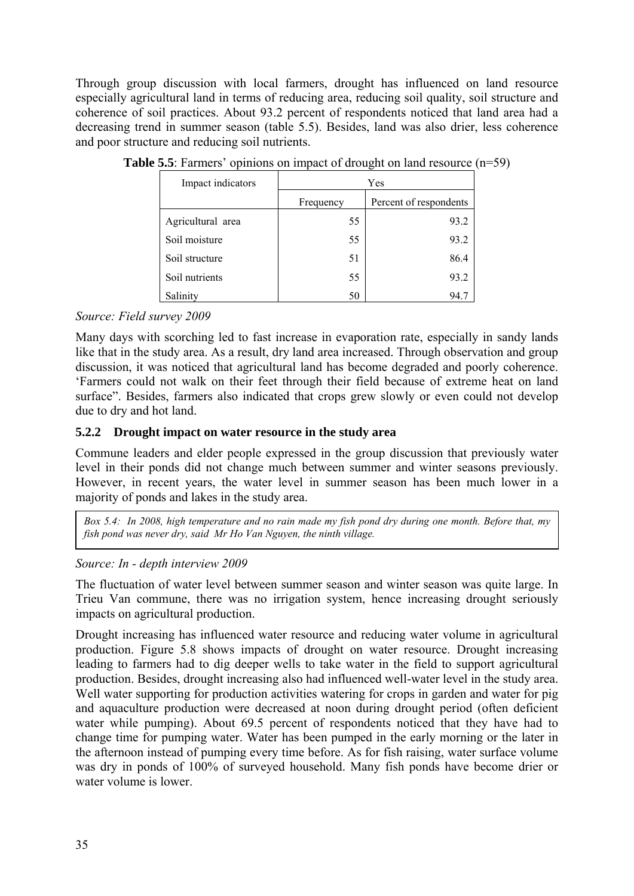Through group discussion with local farmers, drought has influenced on land resource especially agricultural land in terms of reducing area, reducing soil quality, soil structure and coherence of soil practices. About 93.2 percent of respondents noticed that land area had a decreasing trend in summer season (table 5.5). Besides, land was also drier, less coherence and poor structure and reducing soil nutrients.

**Table 5.5**: Farmers' opinions on impact of drought on land resource (n=59)

| Impact indicators | Yes | |
|---|---|---|
| | Frequency | Percent of respondents |
| Agricultural area | 55 | 93.2 |
| Soil moisture | 55 | 93.2 |
| Soil structure | 51 | 86.4 |
| Soil nutrients | 55 | 93.2 |
| Salinity | 50 | 94.7 |

*Source: Field survey 2009*

Many days with scorching led to fast increase in evaporation rate, especially in sandy lands like that in the study area. As a result, dry land area increased. Through observation and group discussion, it was noticed that agricultural land has become degraded and poorly coherence. 'Farmers could not walk on their feet through their field because of extreme heat on land surface". Besides, farmers also indicated that crops grew slowly or even could not develop due to dry and hot land.

### 5.2.2 Drought impact on water resource in the study area

Commune leaders and elder people expressed in the group discussion that previously water level in their ponds did not change much between summer and winter seasons previously. However, in recent years, the water level in summer season has been much lower in a majority of ponds and lakes in the study area.

> *Box 5.4: In 2008, high temperature and no rain made my fish pond dry during one month. Before that, my fish pond was never dry, said Mr Ho Van Nguyen, the ninth village.*

*Source: In - depth interview 2009*

The fluctuation of water level between summer season and winter season was quite large. In Trieu Van commune, there was no irrigation system, hence increasing drought seriously impacts on agricultural production.

Drought increasing has influenced water resource and reducing water volume in agricultural production. Figure 5.8 shows impacts of drought on water resource. Drought increasing leading to farmers had to dig deeper wells to take water in the field to support agricultural production. Besides, drought increasing also had influenced well-water level in the study area. Well water supporting for production activities watering for crops in garden and water for pig and aquaculture production were decreased at noon during drought period (often deficient water while pumping). About 69.5 percent of respondents noticed that they have had to change time for pumping water. Water has been pumped in the early morning or the later in the afternoon instead of pumping every time before. As for fish raising, water surface volume was dry in ponds of 100% of surveyed household. Many fish ponds have become drier or water volume is lower.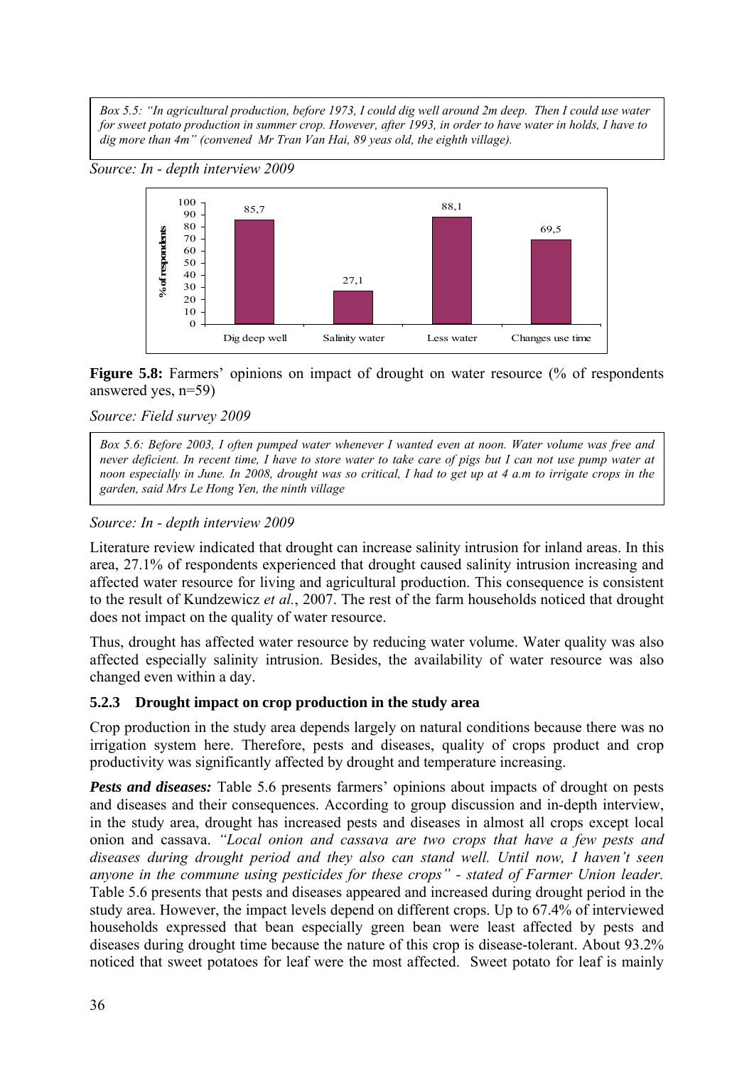*Box 5.5: "In agricultural production, before 1973, I could dig well around 2m deep. Then I could use water for sweet potato production in summer crop. However, after 1993, in order to have water in holds, I have to dig more than 4m" (convened Mr Tran Van Hai, 89 yeas old, the eighth village).*

*Source: In - depth interview 2009*

| | Dig deep well | Salinity water | Less water | Changes use time |
|---|---|---|---|---|
| % of respondents | 85,7 | 27,1 | 88,1 | 69,5 |

**Figure 5.8:** Farmers' opinions on impact of drought on water resource (% of respondents answered yes, n=59)

*Source: Field survey 2009*

*Box 5.6: Before 2003, I often pumped water whenever I wanted even at noon. Water volume was free and never deficient. In recent time, I have to store water to take care of pigs but I can not use pump water at noon especially in June. In 2008, drought was so critical, I had to get up at 4 a.m to irrigate crops in the garden, said Mrs Le Hong Yen, the ninth village*

*Source: In - depth interview 2009*

Literature review indicated that drought can increase salinity intrusion for inland areas. In this area, 27.1% of respondents experienced that drought caused salinity intrusion increasing and affected water resource for living and agricultural production. This consequence is consistent to the result of Kundzewicz *et al.*, 2007. The rest of the farm households noticed that drought does not impact on the quality of water resource.

Thus, drought has affected water resource by reducing water volume. Water quality was also affected especially salinity intrusion. Besides, the availability of water resource was also changed even within a day.

### 5.2.3 Drought impact on crop production in the study area

Crop production in the study area depends largely on natural conditions because there was no irrigation system here. Therefore, pests and diseases, quality of crops product and crop productivity was significantly affected by drought and temperature increasing.

***Pests and diseases:*** Table 5.6 presents farmers' opinions about impacts of drought on pests and diseases and their consequences. According to group discussion and in-depth interview, in the study area, drought has increased pests and diseases in almost all crops except local onion and cassava. *"Local onion and cassava are two crops that have a few pests and diseases during drought period and they also can stand well. Until now, I haven't seen anyone in the commune using pesticides for these crops" - stated of Farmer Union leader.* Table 5.6 presents that pests and diseases appeared and increased during drought period in the study area. However, the impact levels depend on different crops. Up to 67.4% of interviewed households expressed that bean especially green bean were least affected by pests and diseases during drought time because the nature of this crop is disease-tolerant. About 93.2% noticed that sweet potatoes for leaf were the most affected. Sweet potato for leaf is mainly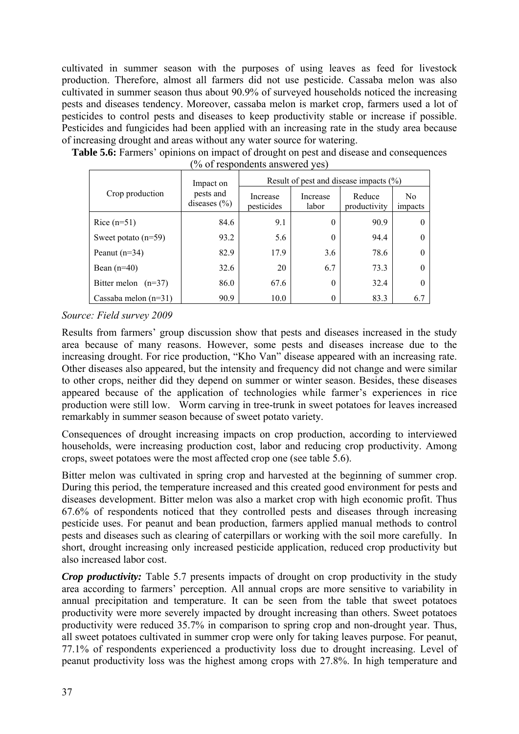cultivated in summer season with the purposes of using leaves as feed for livestock production. Therefore, almost all farmers did not use pesticide. Cassaba melon was also cultivated in summer season thus about 90.9% of surveyed households noticed the increasing pests and diseases tendency. Moreover, cassaba melon is market crop, farmers used a lot of pesticides to control pests and diseases to keep productivity stable or increase if possible. Pesticides and fungicides had been applied with an increasing rate in the study area because of increasing drought and areas without any water source for watering.

**Table 5.6:** Farmers' opinions on impact of drought on pest and disease and consequences (% of respondents answered yes)

| Crop production | Impact on pests and diseases (%) | Result of pest and disease impacts (%) | | | |
|---|---|---|---|---|---|
| | | Increase pesticides | Increase labor | Reduce productivity | No impacts |
| Rice (n=51) | 84.6 | 9.1 | 0 | 90.9 | 0 |
| Sweet potato (n=59) | 93.2 | 5.6 | 0 | 94.4 | 0 |
| Peanut (n=34) | 82.9 | 17.9 | 3.6 | 78.6 | 0 |
| Bean (n=40) | 32.6 | 20 | 6.7 | 73.3 | 0 |
| Bitter melon (n=37) | 86.0 | 67.6 | 0 | 32.4 | 0 |
| Cassaba melon (n=31) | 90.9 | 10.0 | 0 | 83.3 | 6.7 |

*Source: Field survey 2009*

Results from farmers' group discussion show that pests and diseases increased in the study area because of many reasons. However, some pests and diseases increase due to the increasing drought. For rice production, "Kho Van" disease appeared with an increasing rate. Other diseases also appeared, but the intensity and frequency did not change and were similar to other crops, neither did they depend on summer or winter season. Besides, these diseases appeared because of the application of technologies while farmer's experiences in rice production were still low. Worm carving in tree-trunk in sweet potatoes for leaves increased remarkably in summer season because of sweet potato variety.

Consequences of drought increasing impacts on crop production, according to interviewed households, were increasing production cost, labor and reducing crop productivity. Among crops, sweet potatoes were the most affected crop one (see table 5.6).

Bitter melon was cultivated in spring crop and harvested at the beginning of summer crop. During this period, the temperature increased and this created good environment for pests and diseases development. Bitter melon was also a market crop with high economic profit. Thus 67.6% of respondents noticed that they controlled pests and diseases through increasing pesticide uses. For peanut and bean production, farmers applied manual methods to control pests and diseases such as clearing of caterpillars or working with the soil more carefully. In short, drought increasing only increased pesticide application, reduced crop productivity but also increased labor cost.

***Crop productivity:*** Table 5.7 presents impacts of drought on crop productivity in the study area according to farmers' perception. All annual crops are more sensitive to variability in annual precipitation and temperature. It can be seen from the table that sweet potatoes productivity were more severely impacted by drought increasing than others. Sweet potatoes productivity were reduced 35.7% in comparison to spring crop and non-drought year. Thus, all sweet potatoes cultivated in summer crop were only for taking leaves purpose. For peanut, 77.1% of respondents experienced a productivity loss due to drought increasing. Level of peanut productivity loss was the highest among crops with 27.8%. In high temperature and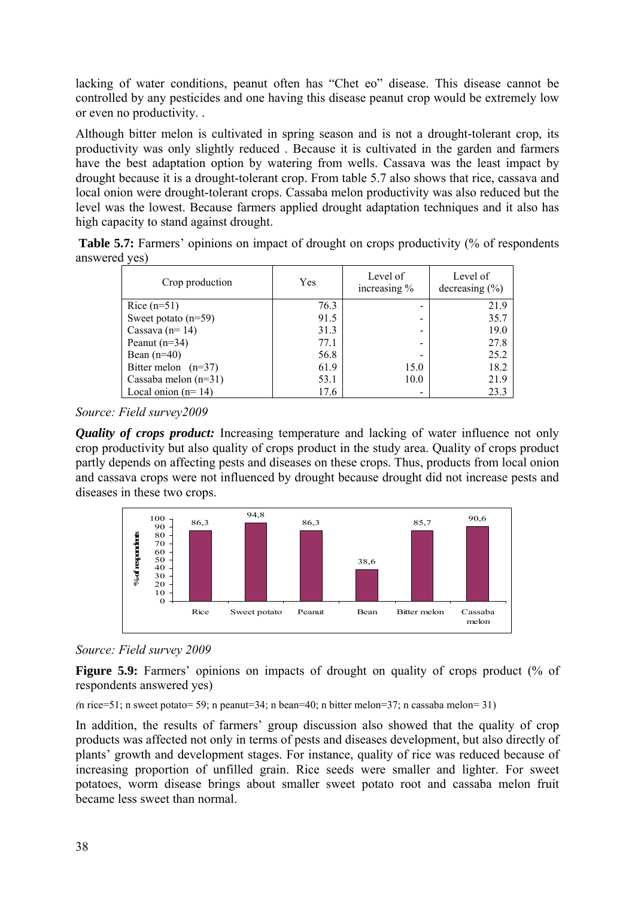lacking of water conditions, peanut often has "Chet eo" disease. This disease cannot be controlled by any pesticides and one having this disease peanut crop would be extremely low or even no productivity. .

Although bitter melon is cultivated in spring season and is not a drought-tolerant crop, its productivity was only slightly reduced . Because it is cultivated in the garden and farmers have the best adaptation option by watering from wells. Cassava was the least impact by drought because it is a drought-tolerant crop. From table 5.7 also shows that rice, cassava and local onion were drought-tolerant crops. Cassaba melon productivity was also reduced but the level was the lowest. Because farmers applied drought adaptation techniques and it also has high capacity to stand against drought.

**Table 5.7:** Farmers' opinions on impact of drought on crops productivity (% of respondents answered yes)

| Crop production | Yes | Level of increasing % | Level of decreasing (%) |
|---|---|---|---|
| Rice (n=51) | 76.3 | - | 21.9 |
| Sweet potato (n=59) | 91.5 | - | 35.7 |
| Cassava (n= 14) | 31.3 | - | 19.0 |
| Peanut (n=34) | 77.1 | - | 27.8 |
| Bean (n=40) | 56.8 | - | 25.2 |
| Bitter melon (n=37) | 61.9 | 15.0 | 18.2 |
| Cassaba melon (n=31) | 53.1 | 10.0 | 21.9 |
| Local onion (n= 14) | 17.6 | - | 23.3 |

*Source: Field survey2009*

***Quality of crops product:*** Increasing temperature and lacking of water influence not only crop productivity but also quality of crops product in the study area. Quality of crops product partly depends on affecting pests and diseases on these crops. Thus, products from local onion and cassava crops were not influenced by drought because drought did not increase pests and diseases in these two crops.

*Source: Field survey 2009*

**Figure 5.9:** Farmers' opinions on impacts of drought on quality of crops product (% of respondents answered yes)

(n rice=51; n sweet potato= 59; n peanut=34; n bean=40; n bitter melon=37; n cassaba melon= 31)

In addition, the results of farmers' group discussion also showed that the quality of crop products was affected not only in terms of pests and diseases development, but also directly of plants' growth and development stages. For instance, quality of rice was reduced because of increasing proportion of unfilled grain. Rice seeds were smaller and lighter. For sweet potatoes, worm disease brings about smaller sweet potato root and cassaba melon fruit became less sweet than normal.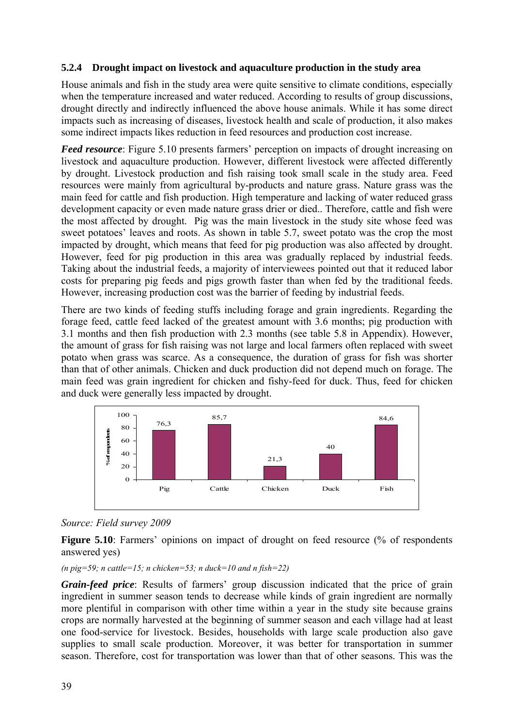### 5.2.4 Drought impact on livestock and aquaculture production in the study area

House animals and fish in the study area were quite sensitive to climate conditions, especially when the temperature increased and water reduced. According to results of group discussions, drought directly and indirectly influenced the above house animals. While it has some direct impacts such as increasing of diseases, livestock health and scale of production, it also makes some indirect impacts likes reduction in feed resources and production cost increase.

***Feed resource***: Figure 5.10 presents farmers' perception on impacts of drought increasing on livestock and aquaculture production. However, different livestock were affected differently by drought. Livestock production and fish raising took small scale in the study area. Feed resources were mainly from agricultural by-products and nature grass. Nature grass was the main feed for cattle and fish production. High temperature and lacking of water reduced grass development capacity or even made nature grass drier or died.. Therefore, cattle and fish were the most affected by drought. Pig was the main livestock in the study site whose feed was sweet potatoes' leaves and roots. As shown in table 5.7, sweet potato was the crop the most impacted by drought, which means that feed for pig production was also affected by drought. However, feed for pig production in this area was gradually replaced by industrial feeds. Taking about the industrial feeds, a majority of interviewees pointed out that it reduced labor costs for preparing pig feeds and pigs growth faster than when fed by the traditional feeds. However, increasing production cost was the barrier of feeding by industrial feeds.

There are two kinds of feeding stuffs including forage and grain ingredients. Regarding the forage feed, cattle feed lacked of the greatest amount with 3.6 months; pig production with 3.1 months and then fish production with 2.3 months (see table 5.8 in Appendix). However, the amount of grass for fish raising was not large and local farmers often replaced with sweet potato when grass was scarce. As a consequence, the duration of grass for fish was shorter than that of other animals. Chicken and duck production did not depend much on forage. The main feed was grain ingredient for chicken and fishy-feed for duck. Thus, feed for chicken and duck were generally less impacted by drought.

| | Pig | Cattle | Chicken | Duck | Fish |
|---|---|---|---|---|---|
| % of respondents | 76,3 | 85,7 | 21,3 | 40 | 84,6 |

*Source: Field survey 2009*

**Figure 5.10**: Farmers' opinions on impact of drought on feed resource (% of respondents answered yes)

*(n pig=59; n cattle=15; n chicken=53; n duck=10 and n fish=22)*

***Grain-feed price***: Results of farmers' group discussion indicated that the price of grain ingredient in summer season tends to decrease while kinds of grain ingredient are normally more plentiful in comparison with other time within a year in the study site because grains crops are normally harvested at the beginning of summer season and each village had at least one food-service for livestock. Besides, households with large scale production also gave supplies to small scale production. Moreover, it was better for transportation in summer season. Therefore, cost for transportation was lower than that of other seasons. This was the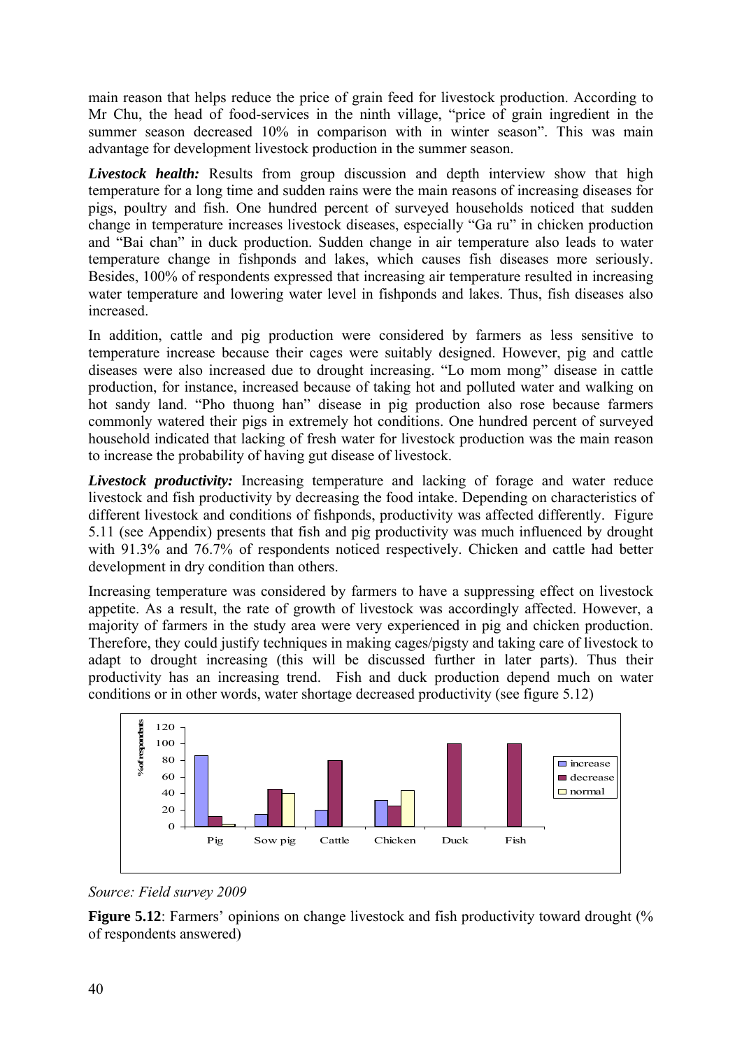main reason that helps reduce the price of grain feed for livestock production. According to Mr Chu, the head of food-services in the ninth village, "price of grain ingredient in the summer season decreased 10% in comparison with in winter season". This was main advantage for development livestock production in the summer season.

***Livestock health:*** Results from group discussion and depth interview show that high temperature for a long time and sudden rains were the main reasons of increasing diseases for pigs, poultry and fish. One hundred percent of surveyed households noticed that sudden change in temperature increases livestock diseases, especially "Ga ru" in chicken production and "Bai chan" in duck production. Sudden change in air temperature also leads to water temperature change in fishponds and lakes, which causes fish diseases more seriously. Besides, 100% of respondents expressed that increasing air temperature resulted in increasing water temperature and lowering water level in fishponds and lakes. Thus, fish diseases also increased.

In addition, cattle and pig production were considered by farmers as less sensitive to temperature increase because their cages were suitably designed. However, pig and cattle diseases were also increased due to drought increasing. "Lo mom mong" disease in cattle production, for instance, increased because of taking hot and polluted water and walking on hot sandy land. "Pho thuong han" disease in pig production also rose because farmers commonly watered their pigs in extremely hot conditions. One hundred percent of surveyed household indicated that lacking of fresh water for livestock production was the main reason to increase the probability of having gut disease of livestock.

***Livestock productivity:*** Increasing temperature and lacking of forage and water reduce livestock and fish productivity by decreasing the food intake. Depending on characteristics of different livestock and conditions of fishponds, productivity was affected differently. Figure 5.11 (see Appendix) presents that fish and pig productivity was much influenced by drought with 91.3% and 76.7% of respondents noticed respectively. Chicken and cattle had better development in dry condition than others.

Increasing temperature was considered by farmers to have a suppressing effect on livestock appetite. As a result, the rate of growth of livestock was accordingly affected. However, a majority of farmers in the study area were very experienced in pig and chicken production. Therefore, they could justify techniques in making cages/pigsty and taking care of livestock to adapt to drought increasing (this will be discussed further in later parts). Thus their productivity has an increasing trend. Fish and duck production depend much on water conditions or in other words, water shortage decreased productivity (see figure 5.12)

*Source: Field survey 2009*

**Figure 5.12**: Farmers' opinions on change livestock and fish productivity toward drought (% of respondents answered)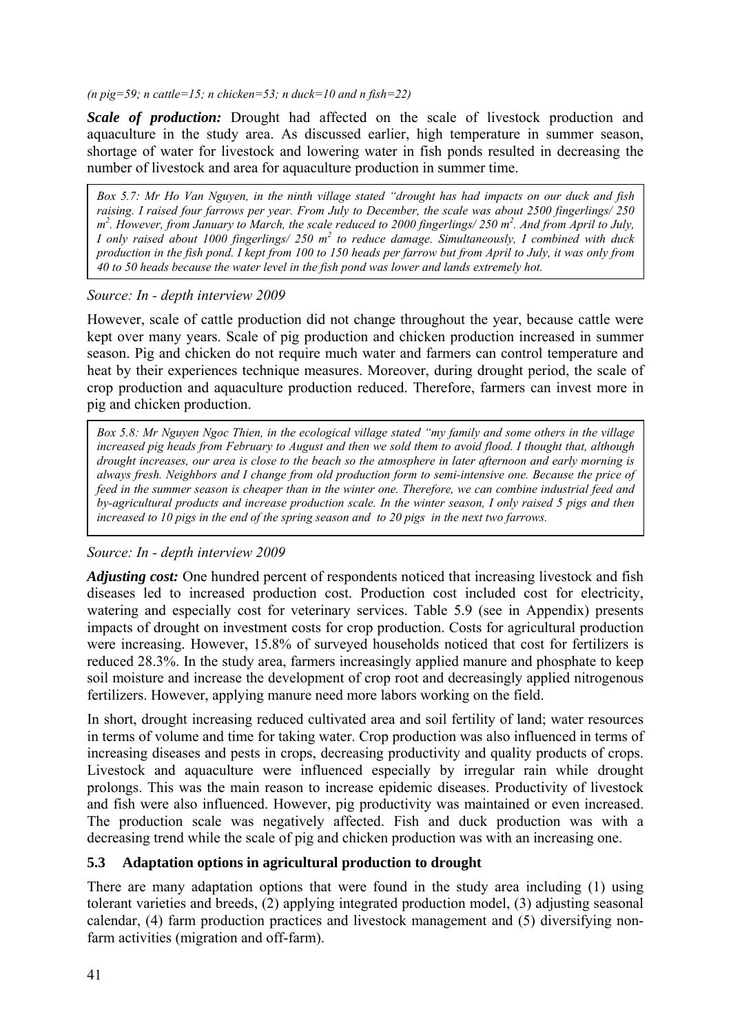*(n pig=59; n cattle=15; n chicken=53; n duck=10 and n fish=22)*

***Scale of production:*** Drought had affected on the scale of livestock production and aquaculture in the study area. As discussed earlier, high temperature in summer season, shortage of water for livestock and lowering water in fish ponds resulted in decreasing the number of livestock and area for aquaculture production in summer time.

> *Box 5.7: Mr Ho Van Nguyen, in the ninth village stated "drought has had impacts on our duck and fish raising. I raised four farrows per year. From July to December, the scale was about 2500 fingerlings/ 250 $m^2$. However, from January to March, the scale reduced to 2000 fingerlings/ 250 $m^2$. And from April to July, I only raised about 1000 fingerlings/ 250 $m^2$ to reduce damage. Simultaneously, I combined with duck production in the fish pond. I kept from 100 to 150 heads per farrow but from April to July, it was only from 40 to 50 heads because the water level in the fish pond was lower and lands extremely hot.*

*Source: In - depth interview 2009*

However, scale of cattle production did not change throughout the year, because cattle were kept over many years. Scale of pig production and chicken production increased in summer season. Pig and chicken do not require much water and farmers can control temperature and heat by their experiences technique measures. Moreover, during drought period, the scale of crop production and aquaculture production reduced. Therefore, farmers can invest more in pig and chicken production.

> *Box 5.8: Mr Nguyen Ngoc Thien, in the ecological village stated "my family and some others in the village increased pig heads from February to August and then we sold them to avoid flood. I thought that, although drought increases, our area is close to the beach so the atmosphere in later afternoon and early morning is always fresh. Neighbors and I change from old production form to semi-intensive one. Because the price of feed in the summer season is cheaper than in the winter one. Therefore, we can combine industrial feed and by-agricultural products and increase production scale. In the winter season, I only raised 5 pigs and then increased to 10 pigs in the end of the spring season and to 20 pigs in the next two farrows.*

*Source: In - depth interview 2009*

***Adjusting cost:*** One hundred percent of respondents noticed that increasing livestock and fish diseases led to increased production cost. Production cost included cost for electricity, watering and especially cost for veterinary services. Table 5.9 (see in Appendix) presents impacts of drought on investment costs for crop production. Costs for agricultural production were increasing. However, 15.8% of surveyed households noticed that cost for fertilizers is reduced 28.3%. In the study area, farmers increasingly applied manure and phosphate to keep soil moisture and increase the development of crop root and decreasingly applied nitrogenous fertilizers. However, applying manure need more labors working on the field.

In short, drought increasing reduced cultivated area and soil fertility of land; water resources in terms of volume and time for taking water. Crop production was also influenced in terms of increasing diseases and pests in crops, decreasing productivity and quality products of crops. Livestock and aquaculture were influenced especially by irregular rain while drought prolongs. This was the main reason to increase epidemic diseases. Productivity of livestock and fish were also influenced. However, pig productivity was maintained or even increased. The production scale was negatively affected. Fish and duck production was with a decreasing trend while the scale of pig and chicken production was with an increasing one.

## 5.3 Adaptation options in agricultural production to drought

There are many adaptation options that were found in the study area including (1) using tolerant varieties and breeds, (2) applying integrated production model, (3) adjusting seasonal calendar, (4) farm production practices and livestock management and (5) diversifying non-farm activities (migration and off-farm).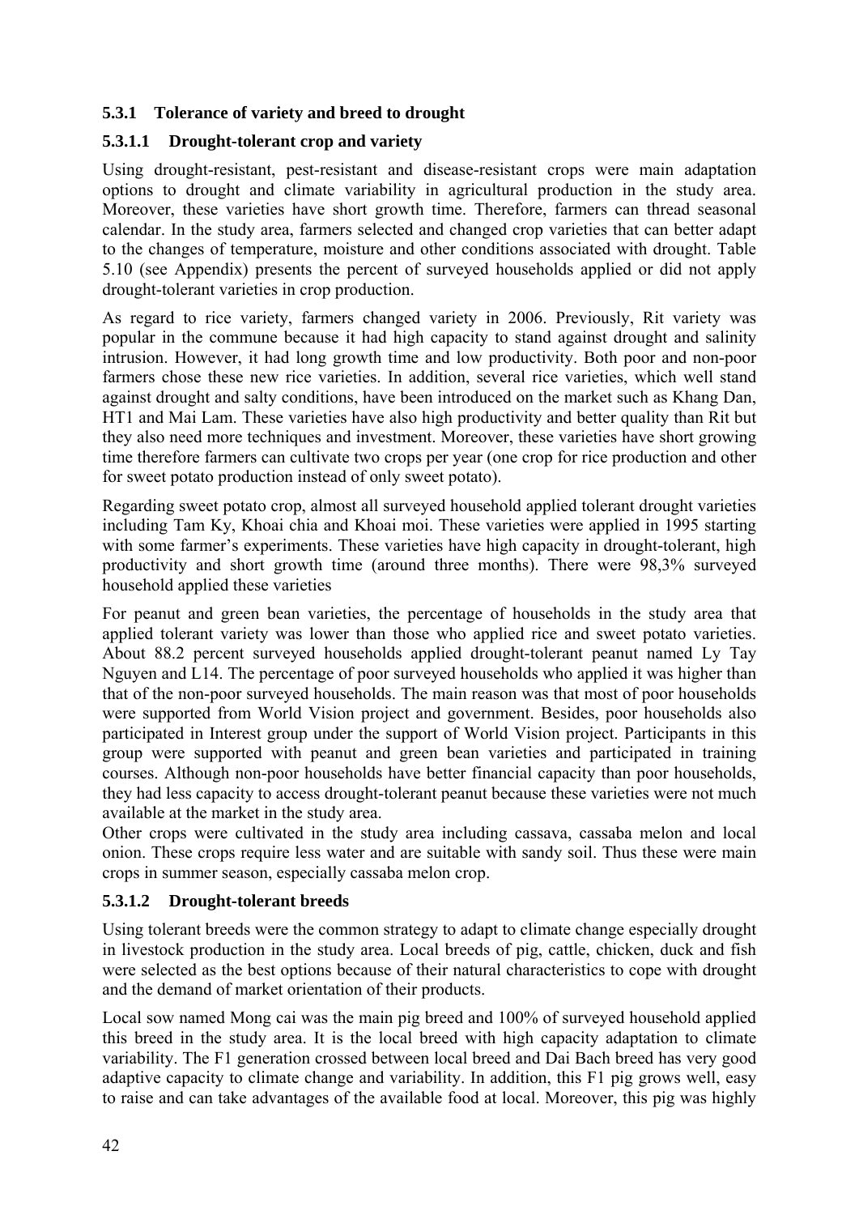### 5.3.1 Tolerance of variety and breed to drought

#### 5.3.1.1 Drought-tolerant crop and variety

Using drought-resistant, pest-resistant and disease-resistant crops were main adaptation options to drought and climate variability in agricultural production in the study area. Moreover, these varieties have short growth time. Therefore, farmers can thread seasonal calendar. In the study area, farmers selected and changed crop varieties that can better adapt to the changes of temperature, moisture and other conditions associated with drought. Table 5.10 (see Appendix) presents the percent of surveyed households applied or did not apply drought-tolerant varieties in crop production.

As regard to rice variety, farmers changed variety in 2006. Previously, Rit variety was popular in the commune because it had high capacity to stand against drought and salinity intrusion. However, it had long growth time and low productivity. Both poor and non-poor farmers chose these new rice varieties. In addition, several rice varieties, which well stand against drought and salty conditions, have been introduced on the market such as Khang Dan, HT1 and Mai Lam. These varieties have also high productivity and better quality than Rit but they also need more techniques and investment. Moreover, these varieties have short growing time therefore farmers can cultivate two crops per year (one crop for rice production and other for sweet potato production instead of only sweet potato).

Regarding sweet potato crop, almost all surveyed household applied tolerant drought varieties including Tam Ky, Khoai chia and Khoai moi. These varieties were applied in 1995 starting with some farmer's experiments. These varieties have high capacity in drought-tolerant, high productivity and short growth time (around three months). There were 98,3% surveyed household applied these varieties

For peanut and green bean varieties, the percentage of households in the study area that applied tolerant variety was lower than those who applied rice and sweet potato varieties. About 88.2 percent surveyed households applied drought-tolerant peanut named Ly Tay Nguyen and L14. The percentage of poor surveyed households who applied it was higher than that of the non-poor surveyed households. The main reason was that most of poor households were supported from World Vision project and government. Besides, poor households also participated in Interest group under the support of World Vision project. Participants in this group were supported with peanut and green bean varieties and participated in training courses. Although non-poor households have better financial capacity than poor households, they had less capacity to access drought-tolerant peanut because these varieties were not much available at the market in the study area.

Other crops were cultivated in the study area including cassava, cassaba melon and local onion. These crops require less water and are suitable with sandy soil. Thus these were main crops in summer season, especially cassaba melon crop.

#### 5.3.1.2 Drought-tolerant breeds

Using tolerant breeds were the common strategy to adapt to climate change especially drought in livestock production in the study area. Local breeds of pig, cattle, chicken, duck and fish were selected as the best options because of their natural characteristics to cope with drought and the demand of market orientation of their products.

Local sow named Mong cai was the main pig breed and 100% of surveyed household applied this breed in the study area. It is the local breed with high capacity adaptation to climate variability. The F1 generation crossed between local breed and Dai Bach breed has very good adaptive capacity to climate change and variability. In addition, this F1 pig grows well, easy to raise and can take advantages of the available food at local. Moreover, this pig was highly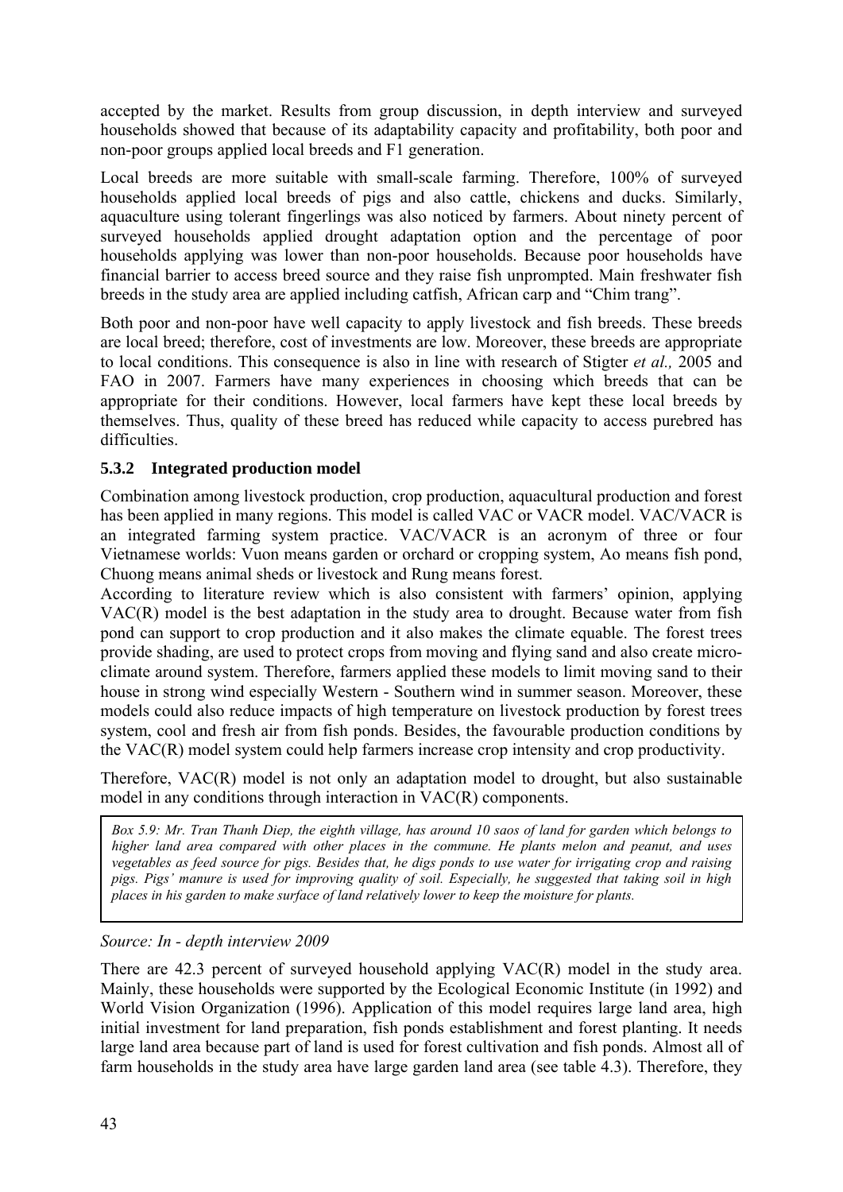accepted by the market. Results from group discussion, in depth interview and surveyed households showed that because of its adaptability capacity and profitability, both poor and non-poor groups applied local breeds and F1 generation.

Local breeds are more suitable with small-scale farming. Therefore, 100% of surveyed households applied local breeds of pigs and also cattle, chickens and ducks. Similarly, aquaculture using tolerant fingerlings was also noticed by farmers. About ninety percent of surveyed households applied drought adaptation option and the percentage of poor households applying was lower than non-poor households. Because poor households have financial barrier to access breed source and they raise fish unprompted. Main freshwater fish breeds in the study area are applied including catfish, African carp and "Chim trang".

Both poor and non-poor have well capacity to apply livestock and fish breeds. These breeds are local breed; therefore, cost of investments are low. Moreover, these breeds are appropriate to local conditions. This consequence is also in line with research of Stigter *et al.,* 2005 and FAO in 2007. Farmers have many experiences in choosing which breeds that can be appropriate for their conditions. However, local farmers have kept these local breeds by themselves. Thus, quality of these breed has reduced while capacity to access purebred has difficulties.

### 5.3.2 Integrated production model

Combination among livestock production, crop production, aquacultural production and forest has been applied in many regions. This model is called VAC or VACR model. VAC/VACR is an integrated farming system practice. VAC/VACR is an acronym of three or four Vietnamese worlds: Vuon means garden or orchard or cropping system, Ao means fish pond, Chuong means animal sheds or livestock and Rung means forest.

According to literature review which is also consistent with farmers' opinion, applying VAC(R) model is the best adaptation in the study area to drought. Because water from fish pond can support to crop production and it also makes the climate equable. The forest trees provide shading, are used to protect crops from moving and flying sand and also create micro-climate around system. Therefore, farmers applied these models to limit moving sand to their house in strong wind especially Western - Southern wind in summer season. Moreover, these models could also reduce impacts of high temperature on livestock production by forest trees system, cool and fresh air from fish ponds. Besides, the favourable production conditions by the VAC(R) model system could help farmers increase crop intensity and crop productivity.

Therefore, VAC(R) model is not only an adaptation model to drought, but also sustainable model in any conditions through interaction in VAC(R) components.

*Box 5.9: Mr. Tran Thanh Diep, the eighth village, has around 10 saos of land for garden which belongs to higher land area compared with other places in the commune. He plants melon and peanut, and uses vegetables as feed source for pigs. Besides that, he digs ponds to use water for irrigating crop and raising pigs. Pigs' manure is used for improving quality of soil. Especially, he suggested that taking soil in high places in his garden to make surface of land relatively lower to keep the moisture for plants.*

*Source: In - depth interview 2009*

There are 42.3 percent of surveyed household applying VAC(R) model in the study area. Mainly, these households were supported by the Ecological Economic Institute (in 1992) and World Vision Organization (1996). Application of this model requires large land area, high initial investment for land preparation, fish ponds establishment and forest planting. It needs large land area because part of land is used for forest cultivation and fish ponds. Almost all of farm households in the study area have large garden land area (see table 4.3). Therefore, they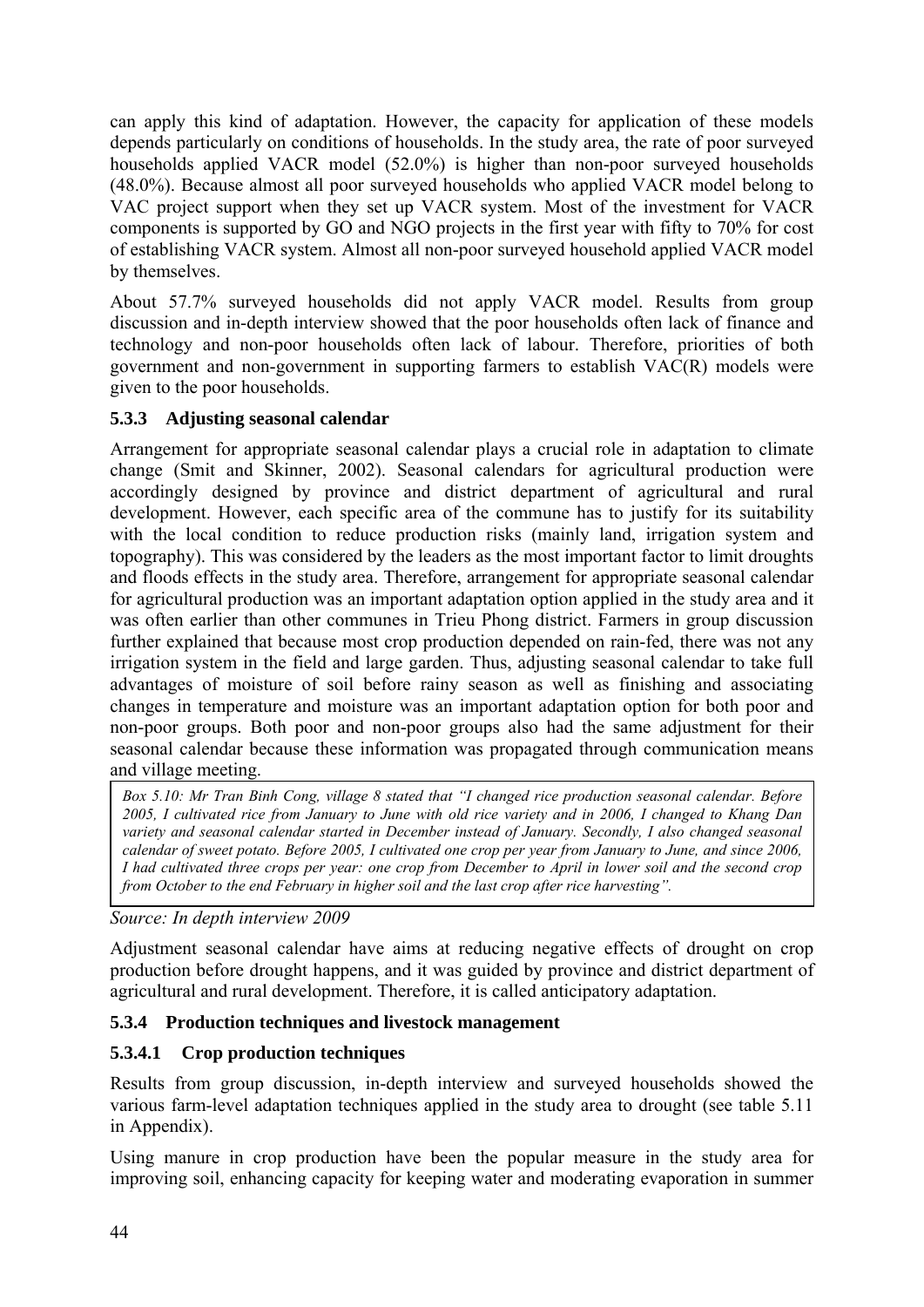can apply this kind of adaptation. However, the capacity for application of these models depends particularly on conditions of households. In the study area, the rate of poor surveyed households applied VACR model (52.0%) is higher than non-poor surveyed households (48.0%). Because almost all poor surveyed households who applied VACR model belong to VAC project support when they set up VACR system. Most of the investment for VACR components is supported by GO and NGO projects in the first year with fifty to 70% for cost of establishing VACR system. Almost all non-poor surveyed household applied VACR model by themselves.

About 57.7% surveyed households did not apply VACR model. Results from group discussion and in-depth interview showed that the poor households often lack of finance and technology and non-poor households often lack of labour. Therefore, priorities of both government and non-government in supporting farmers to establish VAC(R) models were given to the poor households.

### 5.3.3 Adjusting seasonal calendar

Arrangement for appropriate seasonal calendar plays a crucial role in adaptation to climate change (Smit and Skinner, 2002). Seasonal calendars for agricultural production were accordingly designed by province and district department of agricultural and rural development. However, each specific area of the commune has to justify for its suitability with the local condition to reduce production risks (mainly land, irrigation system and topography). This was considered by the leaders as the most important factor to limit droughts and floods effects in the study area. Therefore, arrangement for appropriate seasonal calendar for agricultural production was an important adaptation option applied in the study area and it was often earlier than other communes in Trieu Phong district. Farmers in group discussion further explained that because most crop production depended on rain-fed, there was not any irrigation system in the field and large garden. Thus, adjusting seasonal calendar to take full advantages of moisture of soil before rainy season as well as finishing and associating changes in temperature and moisture was an important adaptation option for both poor and non-poor groups. Both poor and non-poor groups also had the same adjustment for their seasonal calendar because these information was propagated through communication means and village meeting.

*Box 5.10: Mr Tran Binh Cong, village 8 stated that "I changed rice production seasonal calendar. Before 2005, I cultivated rice from January to June with old rice variety and in 2006, I changed to Khang Dan variety and seasonal calendar started in December instead of January. Secondly, I also changed seasonal calendar of sweet potato. Before 2005, I cultivated one crop per year from January to June, and since 2006, I had cultivated three crops per year: one crop from December to April in lower soil and the second crop from October to the end February in higher soil and the last crop after rice harvesting".*

*Source: In depth interview 2009*

Adjustment seasonal calendar have aims at reducing negative effects of drought on crop production before drought happens, and it was guided by province and district department of agricultural and rural development. Therefore, it is called anticipatory adaptation.

### 5.3.4 Production techniques and livestock management

#### 5.3.4.1 Crop production techniques

Results from group discussion, in-depth interview and surveyed households showed the various farm-level adaptation techniques applied in the study area to drought (see table 5.11 in Appendix).

Using manure in crop production have been the popular measure in the study area for improving soil, enhancing capacity for keeping water and moderating evaporation in summer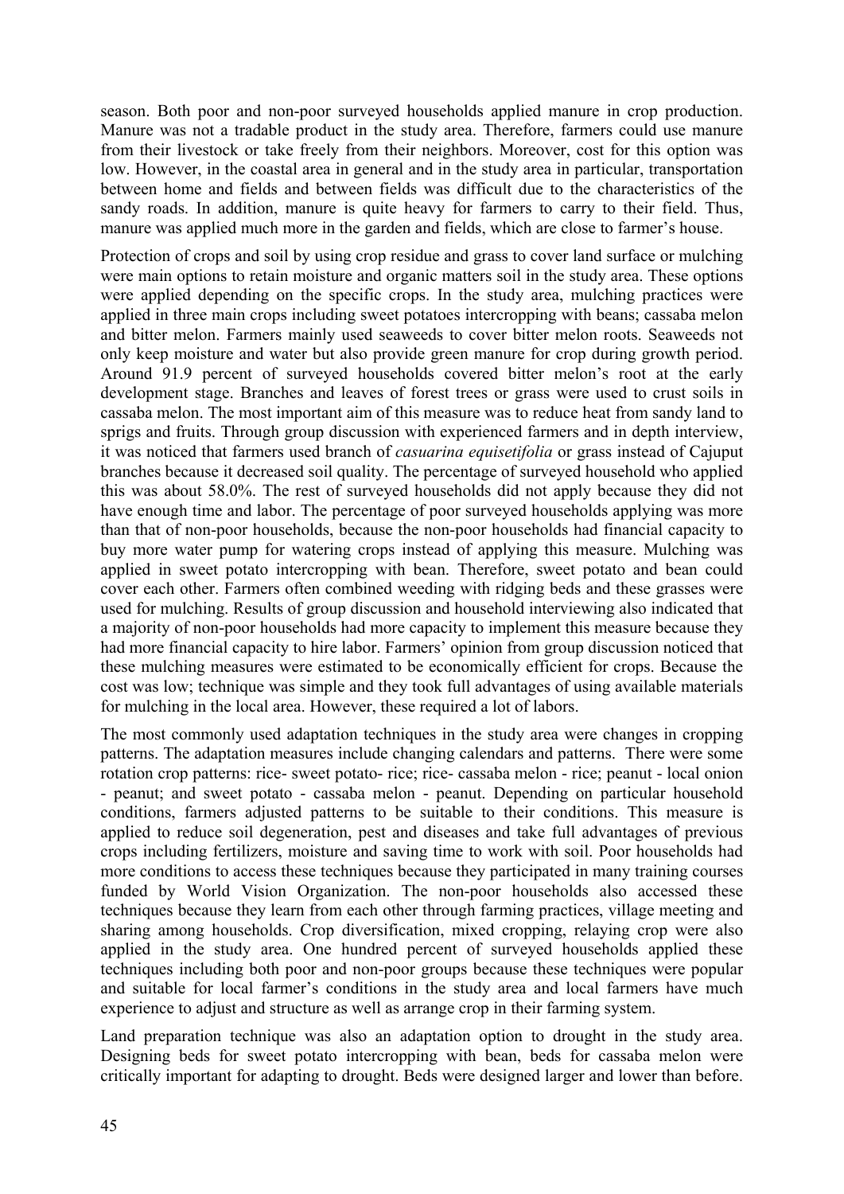season. Both poor and non-poor surveyed households applied manure in crop production. Manure was not a tradable product in the study area. Therefore, farmers could use manure from their livestock or take freely from their neighbors. Moreover, cost for this option was low. However, in the coastal area in general and in the study area in particular, transportation between home and fields and between fields was difficult due to the characteristics of the sandy roads. In addition, manure is quite heavy for farmers to carry to their field. Thus, manure was applied much more in the garden and fields, which are close to farmer's house.

Protection of crops and soil by using crop residue and grass to cover land surface or mulching were main options to retain moisture and organic matters soil in the study area. These options were applied depending on the specific crops. In the study area, mulching practices were applied in three main crops including sweet potatoes intercropping with beans; cassaba melon and bitter melon. Farmers mainly used seaweeds to cover bitter melon roots. Seaweeds not only keep moisture and water but also provide green manure for crop during growth period. Around 91.9 percent of surveyed households covered bitter melon's root at the early development stage. Branches and leaves of forest trees or grass were used to crust soils in cassaba melon. The most important aim of this measure was to reduce heat from sandy land to sprigs and fruits. Through group discussion with experienced farmers and in depth interview, it was noticed that farmers used branch of *casuarina equisetifolia* or grass instead of Cajuput branches because it decreased soil quality. The percentage of surveyed household who applied this was about 58.0%. The rest of surveyed households did not apply because they did not have enough time and labor. The percentage of poor surveyed households applying was more than that of non-poor households, because the non-poor households had financial capacity to buy more water pump for watering crops instead of applying this measure. Mulching was applied in sweet potato intercropping with bean. Therefore, sweet potato and bean could cover each other. Farmers often combined weeding with ridging beds and these grasses were used for mulching. Results of group discussion and household interviewing also indicated that a majority of non-poor households had more capacity to implement this measure because they had more financial capacity to hire labor. Farmers' opinion from group discussion noticed that these mulching measures were estimated to be economically efficient for crops. Because the cost was low; technique was simple and they took full advantages of using available materials for mulching in the local area. However, these required a lot of labors.

The most commonly used adaptation techniques in the study area were changes in cropping patterns. The adaptation measures include changing calendars and patterns. There were some rotation crop patterns: rice- sweet potato- rice; rice- cassaba melon - rice; peanut - local onion - peanut; and sweet potato - cassaba melon - peanut. Depending on particular household conditions, farmers adjusted patterns to be suitable to their conditions. This measure is applied to reduce soil degeneration, pest and diseases and take full advantages of previous crops including fertilizers, moisture and saving time to work with soil. Poor households had more conditions to access these techniques because they participated in many training courses funded by World Vision Organization. The non-poor households also accessed these techniques because they learn from each other through farming practices, village meeting and sharing among households. Crop diversification, mixed cropping, relaying crop were also applied in the study area. One hundred percent of surveyed households applied these techniques including both poor and non-poor groups because these techniques were popular and suitable for local farmer's conditions in the study area and local farmers have much experience to adjust and structure as well as arrange crop in their farming system.

Land preparation technique was also an adaptation option to drought in the study area. Designing beds for sweet potato intercropping with bean, beds for cassaba melon were critically important for adapting to drought. Beds were designed larger and lower than before.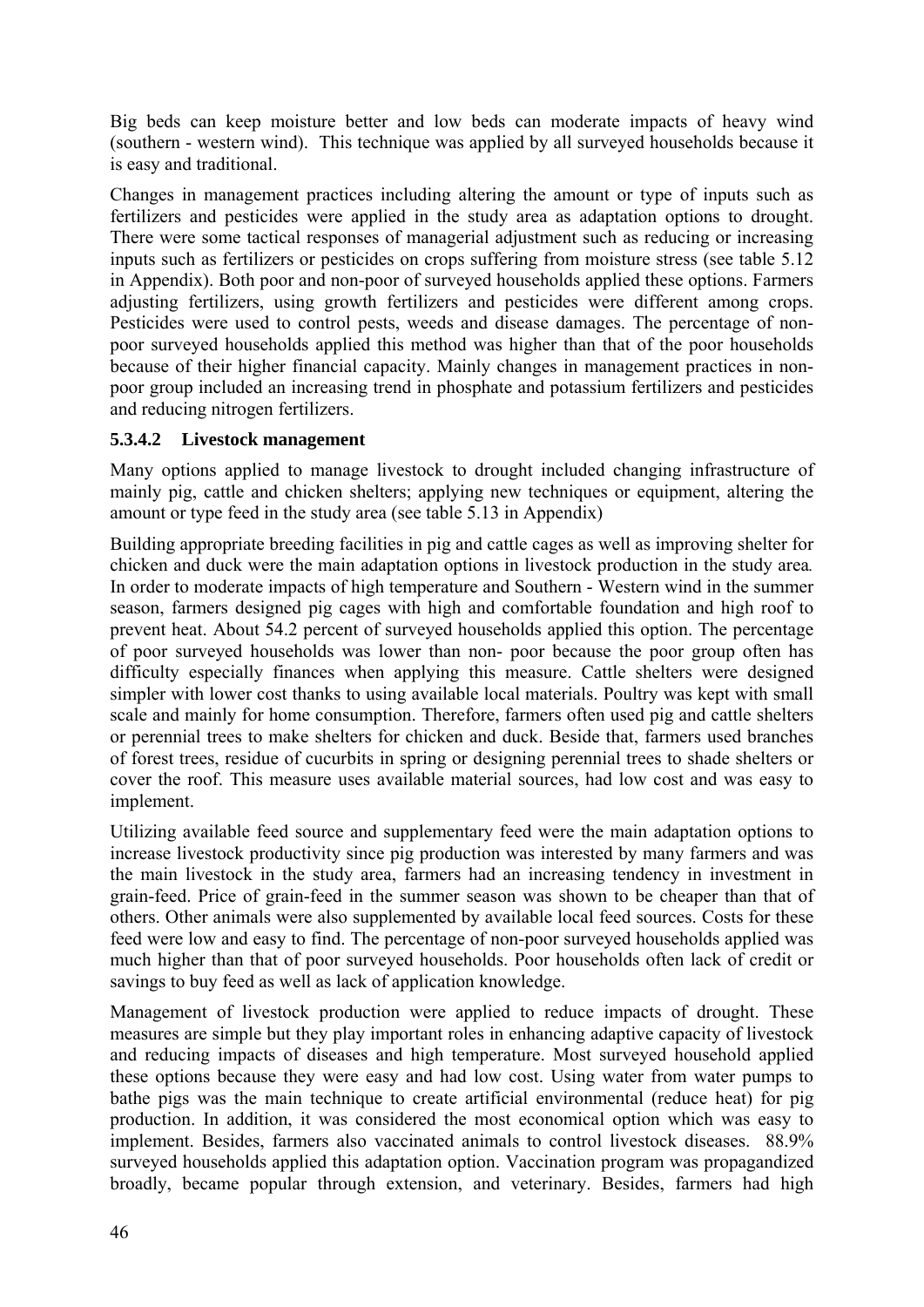Big beds can keep moisture better and low beds can moderate impacts of heavy wind (southern - western wind). This technique was applied by all surveyed households because it is easy and traditional.

Changes in management practices including altering the amount or type of inputs such as fertilizers and pesticides were applied in the study area as adaptation options to drought. There were some tactical responses of managerial adjustment such as reducing or increasing inputs such as fertilizers or pesticides on crops suffering from moisture stress (see table 5.12 in Appendix). Both poor and non-poor of surveyed households applied these options. Farmers adjusting fertilizers, using growth fertilizers and pesticides were different among crops. Pesticides were used to control pests, weeds and disease damages. The percentage of non-poor surveyed households applied this method was higher than that of the poor households because of their higher financial capacity. Mainly changes in management practices in non-poor group included an increasing trend in phosphate and potassium fertilizers and pesticides and reducing nitrogen fertilizers.

#### 5.3.4.2 Livestock management

Many options applied to manage livestock to drought included changing infrastructure of mainly pig, cattle and chicken shelters; applying new techniques or equipment, altering the amount or type feed in the study area (see table 5.13 in Appendix)

Building appropriate breeding facilities in pig and cattle cages as well as improving shelter for chicken and duck were the main adaptation options in livestock production in the study area. In order to moderate impacts of high temperature and Southern - Western wind in the summer season, farmers designed pig cages with high and comfortable foundation and high roof to prevent heat. About 54.2 percent of surveyed households applied this option. The percentage of poor surveyed households was lower than non- poor because the poor group often has difficulty especially finances when applying this measure. Cattle shelters were designed simpler with lower cost thanks to using available local materials. Poultry was kept with small scale and mainly for home consumption. Therefore, farmers often used pig and cattle shelters or perennial trees to make shelters for chicken and duck. Beside that, farmers used branches of forest trees, residue of cucurbits in spring or designing perennial trees to shade shelters or cover the roof. This measure uses available material sources, had low cost and was easy to implement.

Utilizing available feed source and supplementary feed were the main adaptation options to increase livestock productivity since pig production was interested by many farmers and was the main livestock in the study area, farmers had an increasing tendency in investment in grain-feed. Price of grain-feed in the summer season was shown to be cheaper than that of others. Other animals were also supplemented by available local feed sources. Costs for these feed were low and easy to find. The percentage of non-poor surveyed households applied was much higher than that of poor surveyed households. Poor households often lack of credit or savings to buy feed as well as lack of application knowledge.

Management of livestock production were applied to reduce impacts of drought. These measures are simple but they play important roles in enhancing adaptive capacity of livestock and reducing impacts of diseases and high temperature. Most surveyed household applied these options because they were easy and had low cost. Using water from water pumps to bathe pigs was the main technique to create artificial environmental (reduce heat) for pig production. In addition, it was considered the most economical option which was easy to implement. Besides, farmers also vaccinated animals to control livestock diseases. 88.9% surveyed households applied this adaptation option. Vaccination program was propagandized broadly, became popular through extension, and veterinary. Besides, farmers had high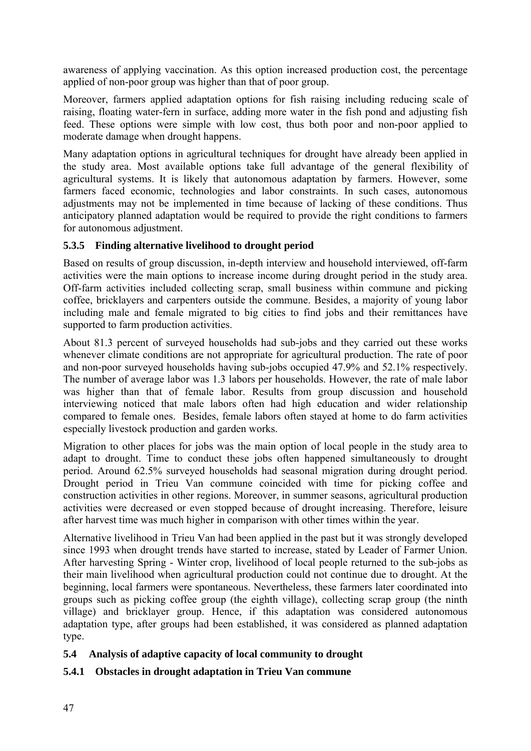awareness of applying vaccination. As this option increased production cost, the percentage applied of non-poor group was higher than that of poor group.

Moreover, farmers applied adaptation options for fish raising including reducing scale of raising, floating water-fern in surface, adding more water in the fish pond and adjusting fish feed. These options were simple with low cost, thus both poor and non-poor applied to moderate damage when drought happens.

Many adaptation options in agricultural techniques for drought have already been applied in the study area. Most available options take full advantage of the general flexibility of agricultural systems. It is likely that autonomous adaptation by farmers. However, some farmers faced economic, technologies and labor constraints. In such cases, autonomous adjustments may not be implemented in time because of lacking of these conditions. Thus anticipatory planned adaptation would be required to provide the right conditions to farmers for autonomous adjustment.

### 5.3.5 Finding alternative livelihood to drought period

Based on results of group discussion, in-depth interview and household interviewed, off-farm activities were the main options to increase income during drought period in the study area. Off-farm activities included collecting scrap, small business within commune and picking coffee, bricklayers and carpenters outside the commune. Besides, a majority of young labor including male and female migrated to big cities to find jobs and their remittances have supported to farm production activities.

About 81.3 percent of surveyed households had sub-jobs and they carried out these works whenever climate conditions are not appropriate for agricultural production. The rate of poor and non-poor surveyed households having sub-jobs occupied 47.9% and 52.1% respectively. The number of average labor was 1.3 labors per households. However, the rate of male labor was higher than that of female labor. Results from group discussion and household interviewing noticed that male labors often had high education and wider relationship compared to female ones. Besides, female labors often stayed at home to do farm activities especially livestock production and garden works.

Migration to other places for jobs was the main option of local people in the study area to adapt to drought. Time to conduct these jobs often happened simultaneously to drought period. Around 62.5% surveyed households had seasonal migration during drought period. Drought period in Trieu Van commune coincided with time for picking coffee and construction activities in other regions. Moreover, in summer seasons, agricultural production activities were decreased or even stopped because of drought increasing. Therefore, leisure after harvest time was much higher in comparison with other times within the year.

Alternative livelihood in Trieu Van had been applied in the past but it was strongly developed since 1993 when drought trends have started to increase, stated by Leader of Farmer Union. After harvesting Spring - Winter crop, livelihood of local people returned to the sub-jobs as their main livelihood when agricultural production could not continue due to drought. At the beginning, local farmers were spontaneous. Nevertheless, these farmers later coordinated into groups such as picking coffee group (the eighth village), collecting scrap group (the ninth village) and bricklayer group. Hence, if this adaptation was considered autonomous adaptation type, after groups had been established, it was considered as planned adaptation type.

## 5.4 Analysis of adaptive capacity of local community to drought

### 5.4.1 Obstacles in drought adaptation in Trieu Van commune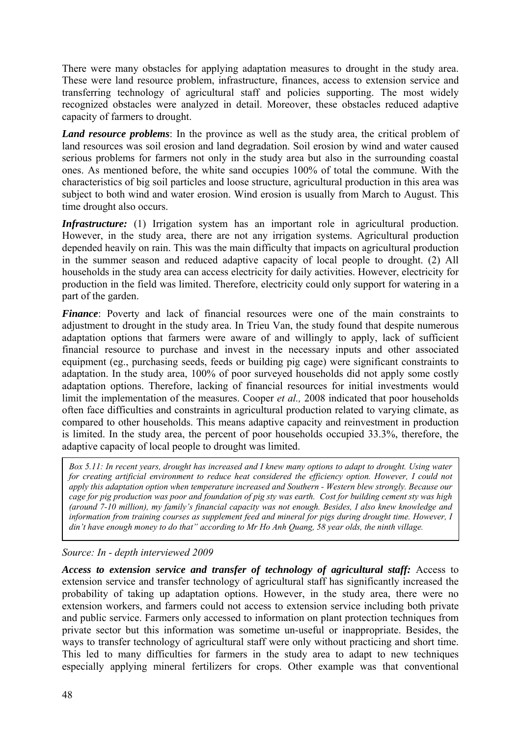There were many obstacles for applying adaptation measures to drought in the study area. These were land resource problem, infrastructure, finances, access to extension service and transferring technology of agricultural staff and policies supporting. The most widely recognized obstacles were analyzed in detail. Moreover, these obstacles reduced adaptive capacity of farmers to drought.

***Land resource problems***: In the province as well as the study area, the critical problem of land resources was soil erosion and land degradation. Soil erosion by wind and water caused serious problems for farmers not only in the study area but also in the surrounding coastal ones. As mentioned before, the white sand occupies 100% of total the commune. With the characteristics of big soil particles and loose structure, agricultural production in this area was subject to both wind and water erosion. Wind erosion is usually from March to August. This time drought also occurs.

***Infrastructure:*** (1) Irrigation system has an important role in agricultural production. However, in the study area, there are not any irrigation systems. Agricultural production depended heavily on rain. This was the main difficulty that impacts on agricultural production in the summer season and reduced adaptive capacity of local people to drought. (2) All households in the study area can access electricity for daily activities. However, electricity for production in the field was limited. Therefore, electricity could only support for watering in a part of the garden.

***Finance***: Poverty and lack of financial resources were one of the main constraints to adjustment to drought in the study area. In Trieu Van, the study found that despite numerous adaptation options that farmers were aware of and willingly to apply, lack of sufficient financial resource to purchase and invest in the necessary inputs and other associated equipment (eg., purchasing seeds, feeds or building pig cage) were significant constraints to adaptation. In the study area, 100% of poor surveyed households did not apply some costly adaptation options. Therefore, lacking of financial resources for initial investments would limit the implementation of the measures. Cooper *et al.,* 2008 indicated that poor households often face difficulties and constraints in agricultural production related to varying climate, as compared to other households. This means adaptive capacity and reinvestment in production is limited. In the study area, the percent of poor households occupied 33.3%, therefore, the adaptive capacity of local people to drought was limited.

> *Box 5.11: In recent years, drought has increased and I knew many options to adapt to drought. Using water for creating artificial environment to reduce heat considered the efficiency option. However, I could not apply this adaptation option when temperature increased and Southern - Western blew strongly. Because our cage for pig production was poor and foundation of pig sty was earth. Cost for building cement sty was high (around 7-10 million), my family's financial capacity was not enough. Besides, I also knew knowledge and information from training courses as supplement feed and mineral for pigs during drought time. However, I din't have enough money to do that" according to Mr Ho Anh Quang, 58 year olds, the ninth village.*

*Source: In - depth interviewed 2009*

***Access to extension service and transfer of technology of agricultural staff:*** Access to extension service and transfer technology of agricultural staff has significantly increased the probability of taking up adaptation options. However, in the study area, there were no extension workers, and farmers could not access to extension service including both private and public service. Farmers only accessed to information on plant protection techniques from private sector but this information was sometime un-useful or inappropriate. Besides, the ways to transfer technology of agricultural staff were only without practicing and short time. This led to many difficulties for farmers in the study area to adapt to new techniques especially applying mineral fertilizers for crops. Other example was that conventional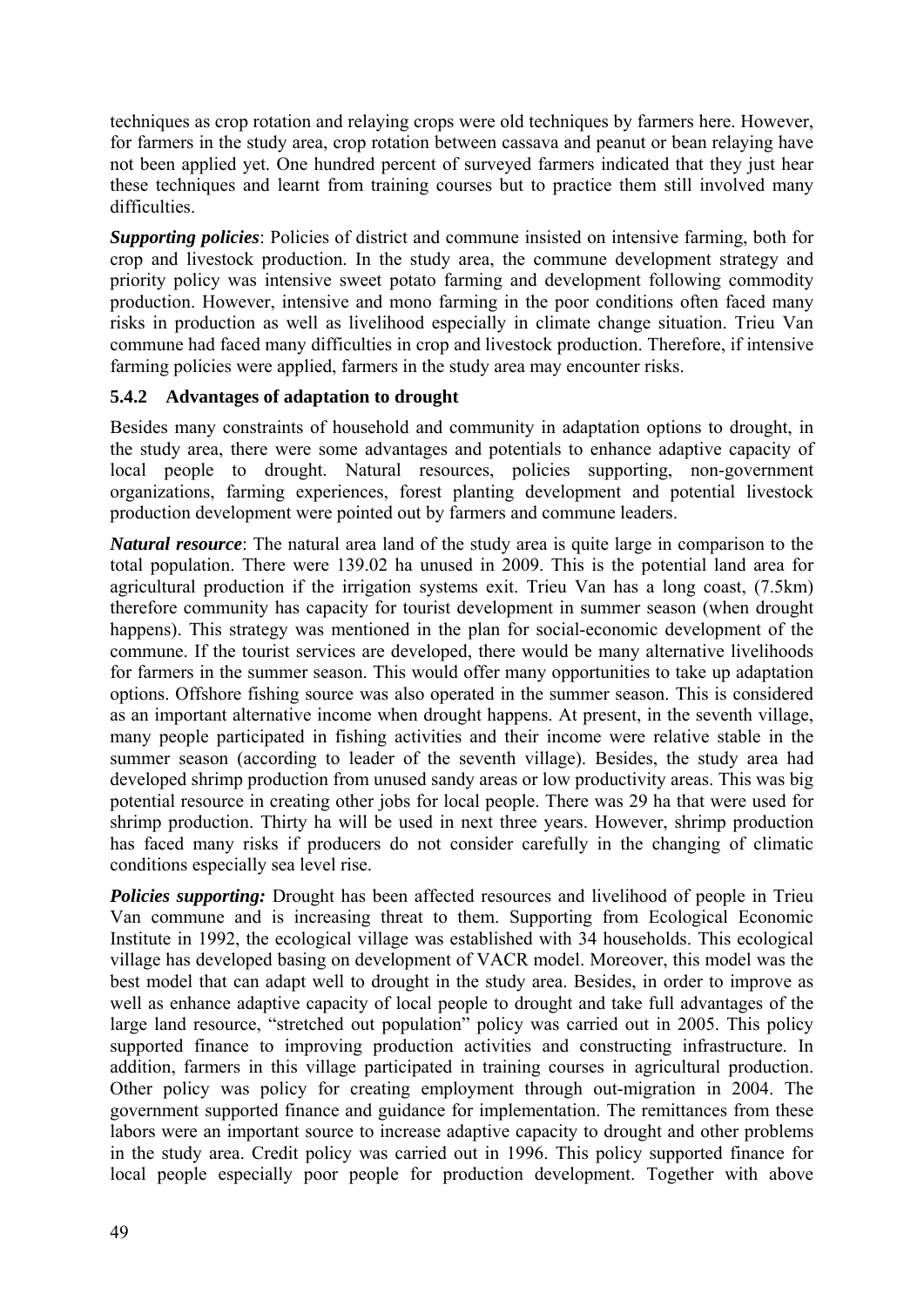techniques as crop rotation and relaying crops were old techniques by farmers here. However, for farmers in the study area, crop rotation between cassava and peanut or bean relaying have not been applied yet. One hundred percent of surveyed farmers indicated that they just hear these techniques and learnt from training courses but to practice them still involved many difficulties.

***Supporting policies***: Policies of district and commune insisted on intensive farming, both for crop and livestock production. In the study area, the commune development strategy and priority policy was intensive sweet potato farming and development following commodity production. However, intensive and mono farming in the poor conditions often faced many risks in production as well as livelihood especially in climate change situation. Trieu Van commune had faced many difficulties in crop and livestock production. Therefore, if intensive farming policies were applied, farmers in the study area may encounter risks.

### 5.4.2 Advantages of adaptation to drought

Besides many constraints of household and community in adaptation options to drought, in the study area, there were some advantages and potentials to enhance adaptive capacity of local people to drought. Natural resources, policies supporting, non-government organizations, farming experiences, forest planting development and potential livestock production development were pointed out by farmers and commune leaders.

***Natural resource***: The natural area land of the study area is quite large in comparison to the total population. There were 139.02 ha unused in 2009. This is the potential land area for agricultural production if the irrigation systems exit. Trieu Van has a long coast, (7.5km) therefore community has capacity for tourist development in summer season (when drought happens). This strategy was mentioned in the plan for social-economic development of the commune. If the tourist services are developed, there would be many alternative livelihoods for farmers in the summer season. This would offer many opportunities to take up adaptation options. Offshore fishing source was also operated in the summer season. This is considered as an important alternative income when drought happens. At present, in the seventh village, many people participated in fishing activities and their income were relative stable in the summer season (according to leader of the seventh village). Besides, the study area had developed shrimp production from unused sandy areas or low productivity areas. This was big potential resource in creating other jobs for local people. There was 29 ha that were used for shrimp production. Thirty ha will be used in next three years. However, shrimp production has faced many risks if producers do not consider carefully in the changing of climatic conditions especially sea level rise.

***Policies supporting:*** Drought has been affected resources and livelihood of people in Trieu Van commune and is increasing threat to them. Supporting from Ecological Economic Institute in 1992, the ecological village was established with 34 households. This ecological village has developed basing on development of VACR model. Moreover, this model was the best model that can adapt well to drought in the study area. Besides, in order to improve as well as enhance adaptive capacity of local people to drought and take full advantages of the large land resource, "stretched out population" policy was carried out in 2005. This policy supported finance to improving production activities and constructing infrastructure. In addition, farmers in this village participated in training courses in agricultural production. Other policy was policy for creating employment through out-migration in 2004. The government supported finance and guidance for implementation. The remittances from these labors were an important source to increase adaptive capacity to drought and other problems in the study area. Credit policy was carried out in 1996. This policy supported finance for local people especially poor people for production development. Together with above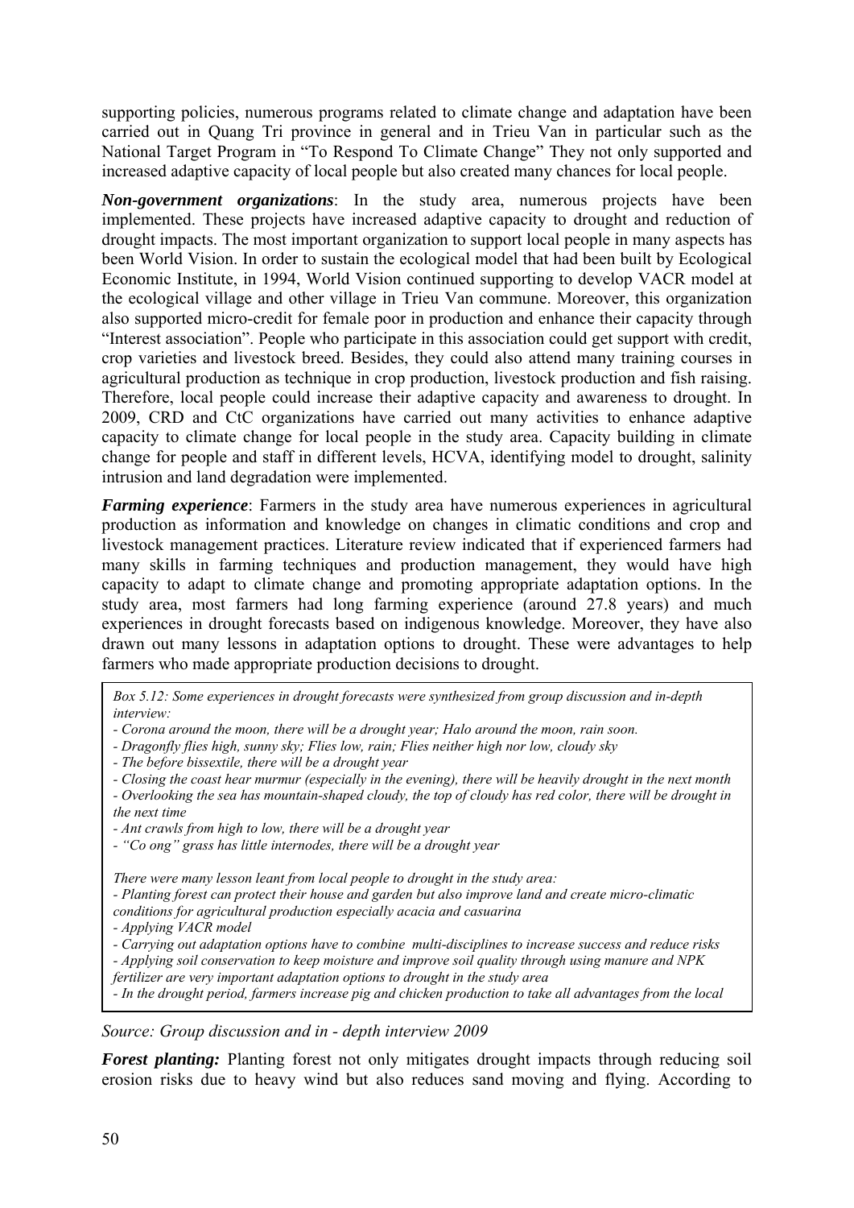supporting policies, numerous programs related to climate change and adaptation have been carried out in Quang Tri province in general and in Trieu Van in particular such as the National Target Program in "To Respond To Climate Change" They not only supported and increased adaptive capacity of local people but also created many chances for local people.

***Non-government organizations***: In the study area, numerous projects have been implemented. These projects have increased adaptive capacity to drought and reduction of drought impacts. The most important organization to support local people in many aspects has been World Vision. In order to sustain the ecological model that had been built by Ecological Economic Institute, in 1994, World Vision continued supporting to develop VACR model at the ecological village and other village in Trieu Van commune. Moreover, this organization also supported micro-credit for female poor in production and enhance their capacity through "Interest association". People who participate in this association could get support with credit, crop varieties and livestock breed. Besides, they could also attend many training courses in agricultural production as technique in crop production, livestock production and fish raising. Therefore, local people could increase their adaptive capacity and awareness to drought. In 2009, CRD and CtC organizations have carried out many activities to enhance adaptive capacity to climate change for local people in the study area. Capacity building in climate change for people and staff in different levels, HCVA, identifying model to drought, salinity intrusion and land degradation were implemented.

***Farming experience***: Farmers in the study area have numerous experiences in agricultural production as information and knowledge on changes in climatic conditions and crop and livestock management practices. Literature review indicated that if experienced farmers had many skills in farming techniques and production management, they would have high capacity to adapt to climate change and promoting appropriate adaptation options. In the study area, most farmers had long farming experience (around 27.8 years) and much experiences in drought forecasts based on indigenous knowledge. Moreover, they have also drawn out many lessons in adaptation options to drought. These were advantages to help farmers who made appropriate production decisions to drought.

*Box 5.12: Some experiences in drought forecasts were synthesized from group discussion and in-depth interview:*

*- Corona around the moon, there will be a drought year; Halo around the moon, rain soon.*
*- Dragonfly flies high, sunny sky; Flies low, rain; Flies neither high nor low, cloudy sky*
*- The before bissextile, there will be a drought year*
*- Closing the coast hear murmur (especially in the evening), there will be heavily drought in the next month*
*- Overlooking the sea has mountain-shaped cloudy, the top of cloudy has red color, there will be drought in the next time*
*- Ant crawls from high to low, there will be a drought year*
*- "Co ong" grass has little internodes, there will be a drought year*

*There were many lesson leant from local people to drought in the study area:*
*- Planting forest can protect their house and garden but also improve land and create micro-climatic conditions for agricultural production especially acacia and casuarina*
*- Applying VACR model*
*- Carrying out adaptation options have to combine multi-disciplines to increase success and reduce risks*
*- Applying soil conservation to keep moisture and improve soil quality through using manure and NPK fertilizer are very important adaptation options to drought in the study area*
*- In the drought period, farmers increase pig and chicken production to take all advantages from the local*

*Source: Group discussion and in - depth interview 2009*

***Forest planting:*** Planting forest not only mitigates drought impacts through reducing soil erosion risks due to heavy wind but also reduces sand moving and flying. According to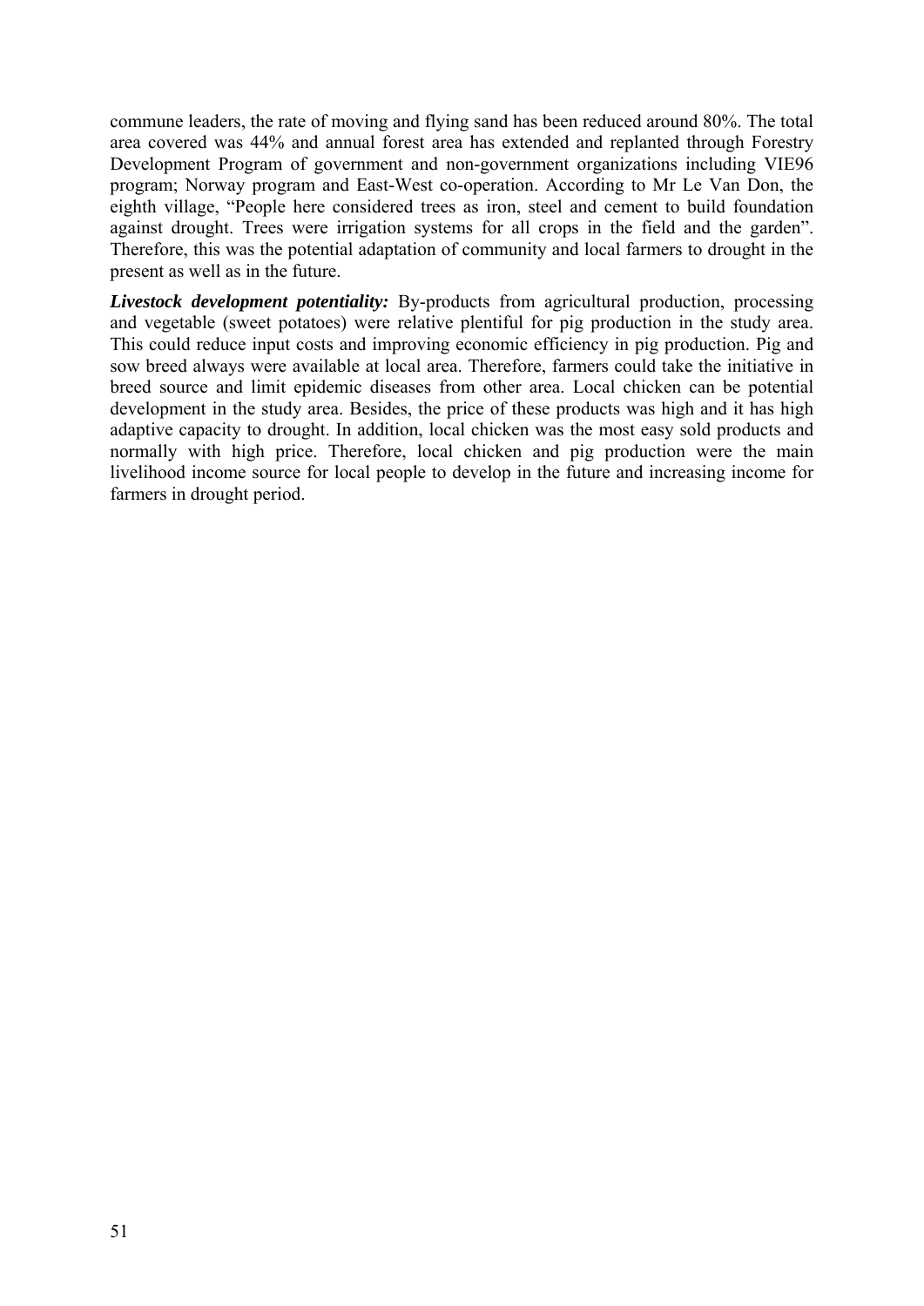commune leaders, the rate of moving and flying sand has been reduced around 80%. The total area covered was 44% and annual forest area has extended and replanted through Forestry Development Program of government and non-government organizations including VIE96 program; Norway program and East-West co-operation. According to Mr Le Van Don, the eighth village, "People here considered trees as iron, steel and cement to build foundation against drought. Trees were irrigation systems for all crops in the field and the garden". Therefore, this was the potential adaptation of community and local farmers to drought in the present as well as in the future.

***Livestock development potentiality:*** By-products from agricultural production, processing and vegetable (sweet potatoes) were relative plentiful for pig production in the study area. This could reduce input costs and improving economic efficiency in pig production. Pig and sow breed always were available at local area. Therefore, farmers could take the initiative in breed source and limit epidemic diseases from other area. Local chicken can be potential development in the study area. Besides, the price of these products was high and it has high adaptive capacity to drought. In addition, local chicken was the most easy sold products and normally with high price. Therefore, local chicken and pig production were the main livelihood income source for local people to develop in the future and increasing income for farmers in drought period.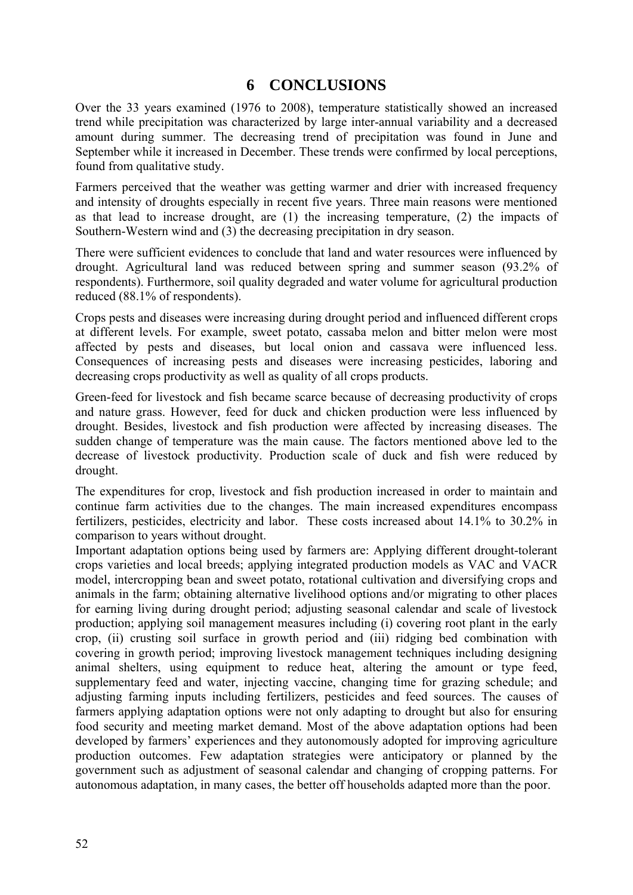# 6 CONCLUSIONS

Over the 33 years examined (1976 to 2008), temperature statistically showed an increased trend while precipitation was characterized by large inter-annual variability and a decreased amount during summer. The decreasing trend of precipitation was found in June and September while it increased in December. These trends were confirmed by local perceptions, found from qualitative study.

Farmers perceived that the weather was getting warmer and drier with increased frequency and intensity of droughts especially in recent five years. Three main reasons were mentioned as that lead to increase drought, are (1) the increasing temperature, (2) the impacts of Southern-Western wind and (3) the decreasing precipitation in dry season.

There were sufficient evidences to conclude that land and water resources were influenced by drought. Agricultural land was reduced between spring and summer season (93.2% of respondents). Furthermore, soil quality degraded and water volume for agricultural production reduced (88.1% of respondents).

Crops pests and diseases were increasing during drought period and influenced different crops at different levels. For example, sweet potato, cassaba melon and bitter melon were most affected by pests and diseases, but local onion and cassava were influenced less. Consequences of increasing pests and diseases were increasing pesticides, laboring and decreasing crops productivity as well as quality of all crops products.

Green-feed for livestock and fish became scarce because of decreasing productivity of crops and nature grass. However, feed for duck and chicken production were less influenced by drought. Besides, livestock and fish production were affected by increasing diseases. The sudden change of temperature was the main cause. The factors mentioned above led to the decrease of livestock productivity. Production scale of duck and fish were reduced by drought.

The expenditures for crop, livestock and fish production increased in order to maintain and continue farm activities due to the changes. The main increased expenditures encompass fertilizers, pesticides, electricity and labor. These costs increased about 14.1% to 30.2% in comparison to years without drought.

Important adaptation options being used by farmers are: Applying different drought-tolerant crops varieties and local breeds; applying integrated production models as VAC and VACR model, intercropping bean and sweet potato, rotational cultivation and diversifying crops and animals in the farm; obtaining alternative livelihood options and/or migrating to other places for earning living during drought period; adjusting seasonal calendar and scale of livestock production; applying soil management measures including (i) covering root plant in the early crop, (ii) crusting soil surface in growth period and (iii) ridging bed combination with covering in growth period; improving livestock management techniques including designing animal shelters, using equipment to reduce heat, altering the amount or type feed, supplementary feed and water, injecting vaccine, changing time for grazing schedule; and adjusting farming inputs including fertilizers, pesticides and feed sources. The causes of farmers applying adaptation options were not only adapting to drought but also for ensuring food security and meeting market demand. Most of the above adaptation options had been developed by farmers' experiences and they autonomously adopted for improving agriculture production outcomes. Few adaptation strategies were anticipatory or planned by the government such as adjustment of seasonal calendar and changing of cropping patterns. For autonomous adaptation, in many cases, the better off households adapted more than the poor.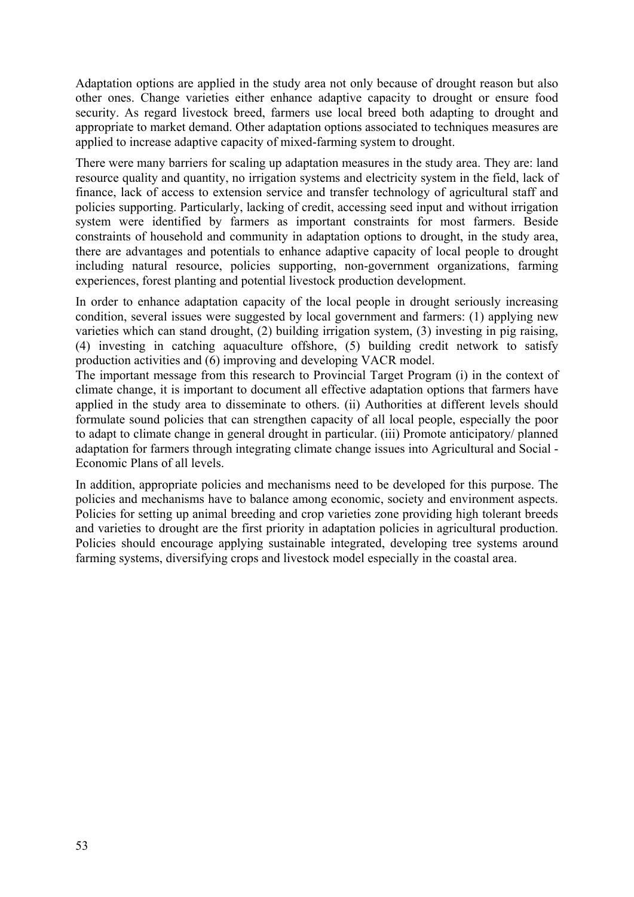Adaptation options are applied in the study area not only because of drought reason but also other ones. Change varieties either enhance adaptive capacity to drought or ensure food security. As regard livestock breed, farmers use local breed both adapting to drought and appropriate to market demand. Other adaptation options associated to techniques measures are applied to increase adaptive capacity of mixed-farming system to drought.

There were many barriers for scaling up adaptation measures in the study area. They are: land resource quality and quantity, no irrigation systems and electricity system in the field, lack of finance, lack of access to extension service and transfer technology of agricultural staff and policies supporting. Particularly, lacking of credit, accessing seed input and without irrigation system were identified by farmers as important constraints for most farmers. Beside constraints of household and community in adaptation options to drought, in the study area, there are advantages and potentials to enhance adaptive capacity of local people to drought including natural resource, policies supporting, non-government organizations, farming experiences, forest planting and potential livestock production development.

In order to enhance adaptation capacity of the local people in drought seriously increasing condition, several issues were suggested by local government and farmers: (1) applying new varieties which can stand drought, (2) building irrigation system, (3) investing in pig raising, (4) investing in catching aquaculture offshore, (5) building credit network to satisfy production activities and (6) improving and developing VACR model.

The important message from this research to Provincial Target Program (i) in the context of climate change, it is important to document all effective adaptation options that farmers have applied in the study area to disseminate to others. (ii) Authorities at different levels should formulate sound policies that can strengthen capacity of all local people, especially the poor to adapt to climate change in general drought in particular. (iii) Promote anticipatory/ planned adaptation for farmers through integrating climate change issues into Agricultural and Social - Economic Plans of all levels.

In addition, appropriate policies and mechanisms need to be developed for this purpose. The policies and mechanisms have to balance among economic, society and environment aspects. Policies for setting up animal breeding and crop varieties zone providing high tolerant breeds and varieties to drought are the first priority in adaptation policies in agricultural production. Policies should encourage applying sustainable integrated, developing tree systems around farming systems, diversifying crops and livestock model especially in the coastal area.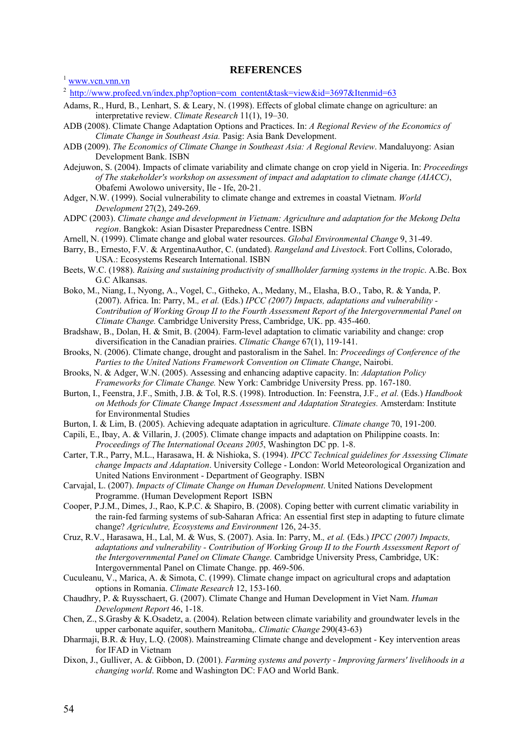# REFERENCES

[1] www.vcn.vnn.vn

[2] http://www.profeed.vn/index.php?option=com_content&task=view&id=3697&Itemid=63

Adams, R., Hurd, B., Lenhart, S. & Leary, N. (1998). Effects of global climate change on agriculture: an interpretative review. *Climate Research* 11(1), 19–30.

ADB (2008). Climate Change Adaptation Options and Practices. In: *A Regional Review of the Economics of Climate Change in Southeast Asia.* Pasig: Asia Bank Development.

ADB (2009). *The Economics of Climate Change in Southeast Asia: A Regional Review*. Mandaluyong: Asian Development Bank. ISBN

Adejuwon, S. (2004). Impacts of climate variability and climate change on crop yield in Nigeria. In: *Proceedings of The stakeholder's workshop on assessment of impact and adaptation to climate change (AIACC)*, Obafemi Awolowo university, Ile - Ife, 20-21.

Adger, N.W. (1999). Social vulnerability to climate change and extremes in coastal Vietnam. *World Development* 27(2), 249-269.

ADPC (2003). *Climate change and development in Vietnam: Agriculture and adaptation for the Mekong Delta region*. Bangkok: Asian Disaster Preparedness Centre. ISBN

Arnell, N. (1999). Climate change and global water resources. *Global Environmental Change* 9, 31-49.

Barry, B., Ernesto, F.V. & ArgentinaAuthor, C. (undated). *Rangeland and Livestock*. Fort Collins, Colorado, USA.: Ecosystems Research International. ISBN

Beets, W.C. (1988). *Raising and sustaining productivity of smallholder farming systems in the tropic*. A.Bc. Box G.C Alkansas.

Boko, M., Niang, I., Nyong, A., Vogel, C., Githeko, A., Medany, M., Elasha, B.O., Tabo, R. & Yanda, P. (2007). Africa. In: Parry, M.*, et al.* (Eds.) *IPCC (2007) Impacts, adaptations and vulnerability - Contribution of Working Group II to the Fourth Assessment Report of the Intergovernmental Panel on Climate Change.* Cambridge University Press, Cambridge, UK. pp. 435-460.

Bradshaw, B., Dolan, H. & Smit, B. (2004). Farm-level adaptation to climatic variability and change: crop diversification in the Canadian prairies. *Climatic Change* 67(1), 119-141.

Brooks, N. (2006). Climate change, drought and pastoralism in the Sahel. In: *Proceedings of Conference of the Parties to the United Nations Framework Convention on Climate Change*, Nairobi.

Brooks, N. & Adger, W.N. (2005). Assessing and enhancing adaptive capacity. In: *Adaptation Policy Frameworks for Climate Change.* New York: Cambridge University Press. pp. 167-180.

Burton, I., Feenstra, J.F., Smith, J.B. & Tol, R.S. (1998). Introduction. In: Feenstra, J.F.*, et al.* (Eds.) *Handbook on Methods for Climate Change Impact Assessment and Adaptation Strategies.* Amsterdam: Institute for Environmental Studies

Burton, I. & Lim, B. (2005). Achieving adequate adaptation in agriculture. *Climate change* 70, 191-200.

Capili, E., Ibay, A. & Villarin, J. (2005). Climate change impacts and adaptation on Philippine coasts. In: *Proceedings of The International Oceans 2005*, Washington DC pp. 1-8.

Carter, T.R., Parry, M.L., Harasawa, H. & Nishioka, S. (1994). *IPCC Technical guidelines for Assessing Climate change Impacts and Adaptation*. University College - London: World Meteorological Organization and United Nations Environment - Department of Geography. ISBN

Carvajal, L. (2007). *Impacts of Climate Change on Human Development*. United Nations Development Programme. (Human Development Report ISBN

Cooper, P.J.M., Dimes, J., Rao, K.P.C. & Shapiro, B. (2008). Coping better with current climatic variability in the rain-fed farming systems of sub-Saharan Africa: An essential first step in adapting to future climate change? *Agriculutre, Ecosystems and Environment* 126, 24-35.

Cruz, R.V., Harasawa, H., Lal, M. & Wus, S. (2007). Asia. In: Parry, M.*, et al.* (Eds.) *IPCC (2007) Impacts, adaptations and vulnerability - Contribution of Working Group II to the Fourth Assessment Report of the Intergovernmental Panel on Climate Change.* Cambridge University Press, Cambridge, UK: Intergovernmental Panel on Climate Change. pp. 469-506.

Cuculeanu, V., Marica, A. & Simota, C. (1999). Climate change impact on agricultural crops and adaptation options in Romania. *Climate Research* 12, 153-160.

Chaudhry, P. & Ruysschaert, G. (2007). Climate Change and Human Development in Viet Nam. *Human Development Report* 46, 1-18.

Chen, Z., S.Grasby & K.Osadetz, a. (2004). Relation between climate variability and groundwater levels in the upper carbonate aquifer, southern Manitoba,. *Climatic Change* 290(43-63)

Dharmaji, B.R. & Huy, L.Q. (2008). Mainstreaming Climate change and development - Key intervention areas for IFAD in Vietnam

Dixon, J., Gulliver, A. & Gibbon, D. (2001). *Farming systems and poverty - Improving farmers' livelihoods in a changing world*. Rome and Washington DC: FAO and World Bank.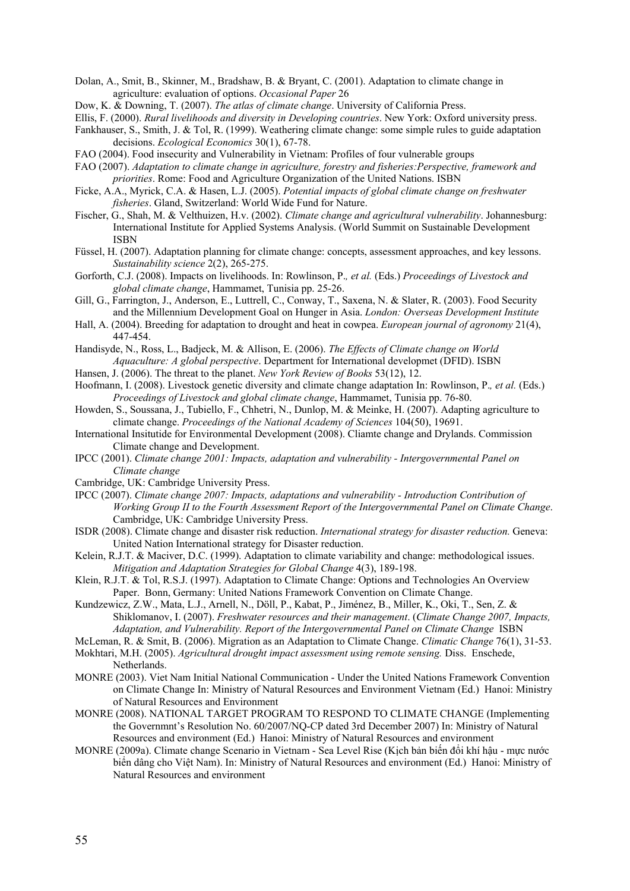Dolan, A., Smit, B., Skinner, M., Bradshaw, B. & Bryant, C. (2001). Adaptation to climate change in agriculture: evaluation of options. *Occasional Paper* 26

Dow, K. & Downing, T. (2007). *The atlas of climate change*. University of California Press.

Ellis, F. (2000). *Rural livelihoods and diversity in Developing countries*. New York: Oxford university press.

Fankhauser, S., Smith, J. & Tol, R. (1999). Weathering climate change: some simple rules to guide adaptation decisions. *Ecological Economics* 30(1), 67-78.

FAO (2004). Food insecurity and Vulnerability in Vietnam: Profiles of four vulnerable groups

FAO (2007). *Adaptation to climate change in agriculture, forestry and fisheries:Perspective, framework and priorities*. Rome: Food and Agriculture Organization of the United Nations. ISBN

Ficke, A.A., Myrick, C.A. & Hasen, L.J. (2005). *Potential impacts of global climate change on freshwater fisheries*. Gland, Switzerland: World Wide Fund for Nature.

Fischer, G., Shah, M. & Velthuizen, H.v. (2002). *Climate change and agricultural vulnerability*. Johannesburg: International Institute for Applied Systems Analysis. (World Summit on Sustainable Development ISBN

Füssel, H. (2007). Adaptation planning for climate change: concepts, assessment approaches, and key lessons. *Sustainability science* 2(2), 265-275.

Gorforth, C.J. (2008). Impacts on livelihoods. In: Rowlinson, P.*, et al.* (Eds.) *Proceedings of Livestock and global climate change*, Hammamet, Tunisia pp. 25-26.

Gill, G., Farrington, J., Anderson, E., Luttrell, C., Conway, T., Saxena, N. & Slater, R. (2003). Food Security and the Millennium Development Goal on Hunger in Asia. *London: Overseas Development Institute*

Hall, A. (2004). Breeding for adaptation to drought and heat in cowpea. *European journal of agronomy* 21(4), 447-454.

Handisyde, N., Ross, L., Badjeck, M. & Allison, E. (2006). *The Effects of Climate change on World Aquaculture: A global perspective*. Department for International developmet (DFID). ISBN

Hansen, J. (2006). The threat to the planet. *New York Review of Books* 53(12), 12.

Hoofmann, I. (2008). Livestock genetic diversity and climate change adaptation In: Rowlinson, P.*, et al.* (Eds.) *Proceedings of Livestock and global climate change*, Hammamet, Tunisia pp. 76-80.

Howden, S., Soussana, J., Tubiello, F., Chhetri, N., Dunlop, M. & Meinke, H. (2007). Adapting agriculture to climate change. *Proceedings of the National Academy of Sciences* 104(50), 19691.

International Insitutide for Environmental Development (2008). Cliamte change and Drylands. Commission Climate change and Development.

IPCC (2001). *Climate change 2001: Impacts, adaptation and vulnerability - Intergovernmental Panel on Climate change*

Cambridge, UK: Cambridge University Press.

IPCC (2007). *Climate change 2007: Impacts, adaptations and vulnerability - Introduction Contribution of Working Group II to the Fourth Assessment Report of the Intergovernmental Panel on Climate Change*. Cambridge, UK: Cambridge University Press.

ISDR (2008). Climate change and disaster risk reduction. *International strategy for disaster reduction.* Geneva: United Nation International strategy for Disaster reduction.

Kelein, R.J.T. & Maciver, D.C. (1999). Adaptation to climate variability and change: methodological issues. *Mitigation and Adaptation Strategies for Global Change* 4(3), 189-198.

Klein, R.J.T. & Tol, R.S.J. (1997). Adaptation to Climate Change: Options and Technologies An Overview Paper. Bonn, Germany: United Nations Framework Convention on Climate Change.

Kundzewicz, Z.W., Mata, L.J., Arnell, N., Döll, P., Kabat, P., Jiménez, B., Miller, K., Oki, T., Sen, Z. & Shiklomanov, I. (2007). *Freshwater resources and their management*. (*Climate Change 2007, Impacts, Adaptation, and Vulnerability. Report of the Intergovernmental Panel on Climate Change* ISBN

McLeman, R. & Smit, B. (2006). Migration as an Adaptation to Climate Change. *Climatic Change* 76(1), 31-53.

Mokhtari, M.H. (2005). *Agricultural drought impact assessment using remote sensing.* Diss. Enschede, Netherlands.

MONRE (2003). Viet Nam Initial National Communication - Under the United Nations Framework Convention on Climate Change In: Ministry of Natural Resources and Environment Vietnam (Ed.) Hanoi: Ministry of Natural Resources and Environment

MONRE (2008). NATIONAL TARGET PROGRAM TO RESPOND TO CLIMATE CHANGE (Implementing the Governmnt's Resolution No. 60/2007/NQ-CP dated 3rd December 2007) In: Ministry of Natural Resources and environment (Ed.) Hanoi: Ministry of Natural Resources and environment

MONRE (2009a). Climate change Scenario in Vietnam - Sea Level Rise (Kịch bản biến đổi khí hậu - mực nước biển dâng cho Việt Nam). In: Ministry of Natural Resources and environment (Ed.) Hanoi: Ministry of Natural Resources and environment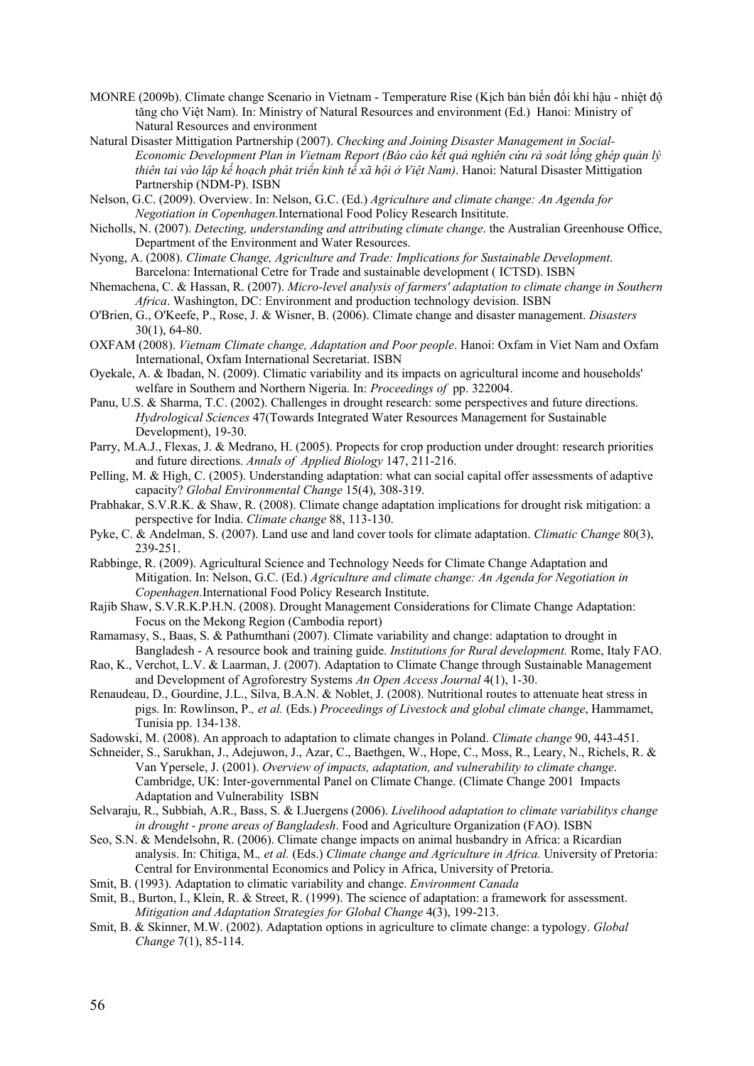MONRE (2009b). Climate change Scenario in Vietnam - Temperature Rise (Kịch bản biến đổi khí hậu - nhiệt độ tăng cho Việt Nam). In: Ministry of Natural Resources and environment (Ed.) Hanoi: Ministry of Natural Resources and environment

Natural Disaster Mittigation Partnership (2007). *Checking and Joining Disaster Management in Social-Economic Development Plan in Vietnam Report (Báo cáo kết quả nghiên cứu rà soát lồng ghép quản lý thiên tai vào lập kế hoạch phát triển kinh tế xã hội ở Việt Nam)*. Hanoi: Natural Disaster Mittigation Partnership (NDM-P). ISBN

Nelson, G.C. (2009). Overview. In: Nelson, G.C. (Ed.) *Agriculture and climate change: An Agenda for Negotiation in Copenhagen.*International Food Policy Research Insititute.

Nicholls, N. (2007). *Detecting, understanding and attributing climate change*. the Australian Greenhouse Office, Department of the Environment and Water Resources.

Nyong, A. (2008). *Climate Change, Agriculture and Trade: Implications for Sustainable Development*. Barcelona: International Cetre for Trade and sustainable development ( ICTSD). ISBN

Nhemachena, C. & Hassan, R. (2007). *Micro-level analysis of farmers' adaptation to climate change in Southern Africa*. Washington, DC: Environment and production technology devision. ISBN

O'Brien, G., O'Keefe, P., Rose, J. & Wisner, B. (2006). Climate change and disaster management. *Disasters* 30(1), 64-80.

OXFAM (2008). *Vietnam Climate change, Adaptation and Poor people*. Hanoi: Oxfam in Viet Nam and Oxfam International, Oxfam International Secretariat. ISBN

Oyekale, A. & Ibadan, N. (2009). Climatic variability and its impacts on agricultural income and households' welfare in Southern and Northern Nigeria. In: *Proceedings of* pp. 322004.

Panu, U.S. & Sharma, T.C. (2002). Challenges in drought research: some perspectives and future directions. *Hydrological Sciences* 47(Towards Integrated Water Resources Management for Sustainable Development), 19-30.

Parry, M.A.J., Flexas, J. & Medrano, H. (2005). Propects for crop production under drought: research priorities and future directions. *Annals of Applied Biology* 147, 211-216.

Pelling, M. & High, C. (2005). Understanding adaptation: what can social capital offer assessments of adaptive capacity? *Global Environmental Change* 15(4), 308-319.

Prabhakar, S.V.R.K. & Shaw, R. (2008). Climate change adaptation implications for drought risk mitigation: a perspective for India. *Climate change* 88, 113-130.

Pyke, C. & Andelman, S. (2007). Land use and land cover tools for climate adaptation. *Climatic Change* 80(3), 239-251.

Rabbinge, R. (2009). Agricultural Science and Technology Needs for Climate Change Adaptation and Mitigation. In: Nelson, G.C. (Ed.) *Agriculture and climate change: An Agenda for Negotiation in Copenhagen.*International Food Policy Research Institute.

Rajib Shaw, S.V.R.K.P.H.N. (2008). Drought Management Considerations for Climate Change Adaptation: Focus on the Mekong Region (Cambodia report)

Ramamasy, S., Baas, S. & Pathumthani (2007). Climate variability and change: adaptation to drought in Bangladesh - A resource book and training guide. *Institutions for Rural development.* Rome, Italy FAO.

Rao, K., Verchot, L.V. & Laarman, J. (2007). Adaptation to Climate Change through Sustainable Management and Development of Agroforestry Systems *An Open Access Journal* 4(1), 1-30.

Renaudeau, D., Gourdine, J.L., Silva, B.A.N. & Noblet, J. (2008). Nutritional routes to attenuate heat stress in pigs. In: Rowlinson, P*., et al.* (Eds.) *Proceedings of Livestock and global climate change*, Hammamet, Tunisia pp. 134-138.

Sadowski, M. (2008). An approach to adaptation to climate changes in Poland. *Climate change* 90, 443-451.

Schneider, S., Sarukhan, J., Adejuwon, J., Azar, C., Baethgen, W., Hope, C., Moss, R., Leary, N., Richels, R. & Van Ypersele, J. (2001). *Overview of impacts, adaptation, and vulnerability to climate change*. Cambridge, UK: Inter-governmental Panel on Climate Change. (Climate Change 2001 Impacts Adaptation and Vulnerability ISBN

Selvaraju, R., Subbiah, A.R., Bass, S. & I.Juergens (2006). *Livelihood adaptation to climate variabilitys change in drought - prone areas of Bangladesh*. Food and Agriculture Organization (FAO). ISBN

Seo, S.N. & Mendelsohn, R. (2006). Climate change impacts on animal husbandry in Africa: a Ricardian analysis. In: Chitiga, M*., et al.* (Eds.) *Climate change and Agriculture in Africa.* University of Pretoria: Central for Environmental Economics and Policy in Africa, University of Pretoria.

Smit, B. (1993). Adaptation to climatic variability and change. *Environment Canada*

Smit, B., Burton, I., Klein, R. & Street, R. (1999). The science of adaptation: a framework for assessment. *Mitigation and Adaptation Strategies for Global Change* 4(3), 199-213.

Smit, B. & Skinner, M.W. (2002). Adaptation options in agriculture to climate change: a typology. *Global Change* 7(1), 85-114.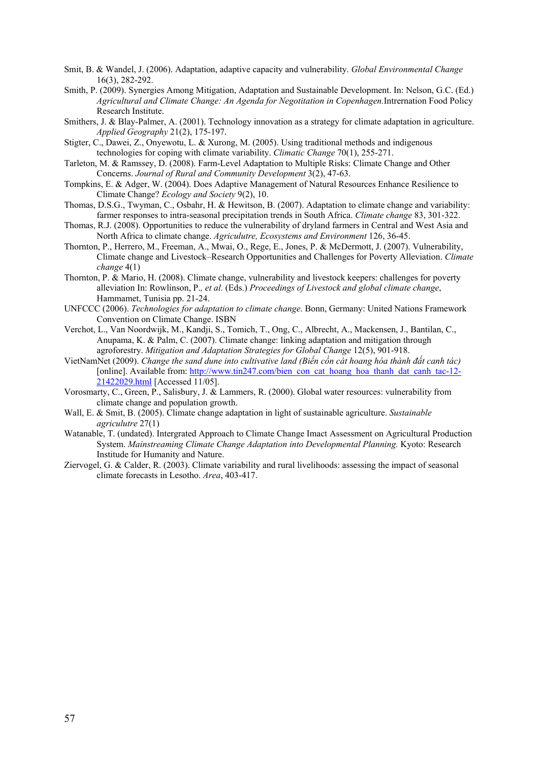Smit, B. & Wandel, J. (2006). Adaptation, adaptive capacity and vulnerability. *Global Environmental Change* 16(3), 282-292.

Smith, P. (2009). Synergies Among Mitigation, Adaptation and Sustainable Development. In: Nelson, G.C. (Ed.) *Agricultural and Climate Change: An Agenda for Negotitation in Copenhagen.*Intrernation Food Policy Research Institute.

Smithers, J. & Blay-Palmer, A. (2001). Technology innovation as a strategy for climate adaptation in agriculture. *Applied Geography* 21(2), 175-197.

Stigter, C., Dawei, Z., Onyewotu, L. & Xurong, M. (2005). Using traditional methods and indigenous technologies for coping with climate variability. *Climatic Change* 70(1), 255-271.

Tarleton, M. & Ramssey, D. (2008). Farm-Level Adaptation to Multiple Risks: Climate Change and Other Concerns. *Journal of Rural and Community Development* 3(2), 47-63.

Tompkins, E. & Adger, W. (2004). Does Adaptive Management of Natural Resources Enhance Resilience to Climate Change? *Ecology and Society* 9(2), 10.

Thomas, D.S.G., Twyman, C., Osbahr, H. & Hewitson, B. (2007). Adaptation to climate change and variability: farmer responses to intra-seasonal precipitation trends in South Africa. *Climate change* 83, 301-322.

Thomas, R.J. (2008). Opportunities to reduce the vulnerability of dryland farmers in Central and West Asia and North Africa to climate change. *Agriculutre, Ecosystems and Environment* 126, 36-45.

Thornton, P., Herrero, M., Freeman, A., Mwai, O., Rege, E., Jones, P. & McDermott, J. (2007). Vulnerability, Climate change and Livestock–Research Opportunities and Challenges for Poverty Alleviation. *Climate change* 4(1)

Thornton, P. & Mario, H. (2008). Climate change, vulnerability and livestock keepers: challenges for poverty alleviation In: Rowlinson, P.*, et al.* (Eds.) *Proceedings of Livestock and global climate change*, Hammamet, Tunisia pp. 21-24.

UNFCCC (2006). *Technologies for adaptation to climate change*. Bonn, Germany: United Nations Framework Convention on Climate Change. ISBN

Verchot, L., Van Noordwijk, M., Kandji, S., Tomich, T., Ong, C., Albrecht, A., Mackensen, J., Bantilan, C., Anupama, K. & Palm, C. (2007). Climate change: linking adaptation and mitigation through agroforestry. *Mitigation and Adaptation Strategies for Global Change* 12(5), 901-918.

VietNamNet (2009). *Change the sand dune into cultivative land (Biến cồn cát hoang hóa thành đất canh tác)* [online]. Available from: http://www.tin247.com/bien_con_cat_hoang_hoa_thanh_dat_canh_tac-12-21422029.html [Accessed 11/05].

Vorosmarty, C., Green, P., Salisbury, J. & Lammers, R. (2000). Global water resources: vulnerability from climate change and population growth.

Wall, E. & Smit, B. (2005). Climate change adaptation in light of sustainable agriculture. *Sustainable agriculutre* 27(1)

Watanable, T. (undated). Intergrated Approach to Climate Change Imact Assessment on Agricultural Production System. *Mainstreaming Climate Change Adaptation into Developmental Planning.* Kyoto: Research Institude for Humanity and Nature.

Ziervogel, G. & Calder, R. (2003). Climate variability and rural livelihoods: assessing the impact of seasonal climate forecasts in Lesotho. *Area*, 403-417.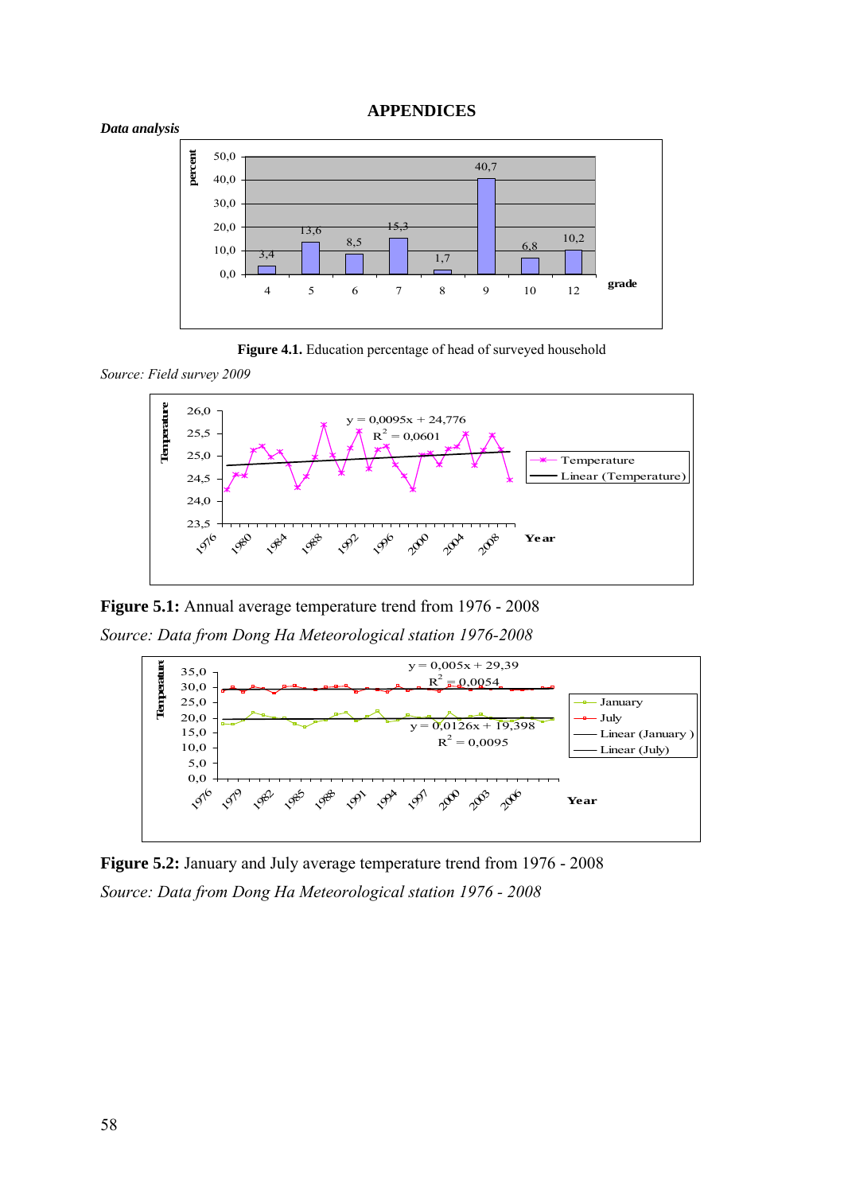# APPENDICES

***Data analysis***

**Figure 4.1.** Education percentage of head of surveyed household

*Source: Field survey 2009*

**Figure 5.1:** Annual average temperature trend from 1976 - 2008

*Source: Data from Dong Ha Meteorological station 1976-2008*

**Figure 5.2:** January and July average temperature trend from 1976 - 2008

*Source: Data from Dong Ha Meteorological station 1976 - 2008*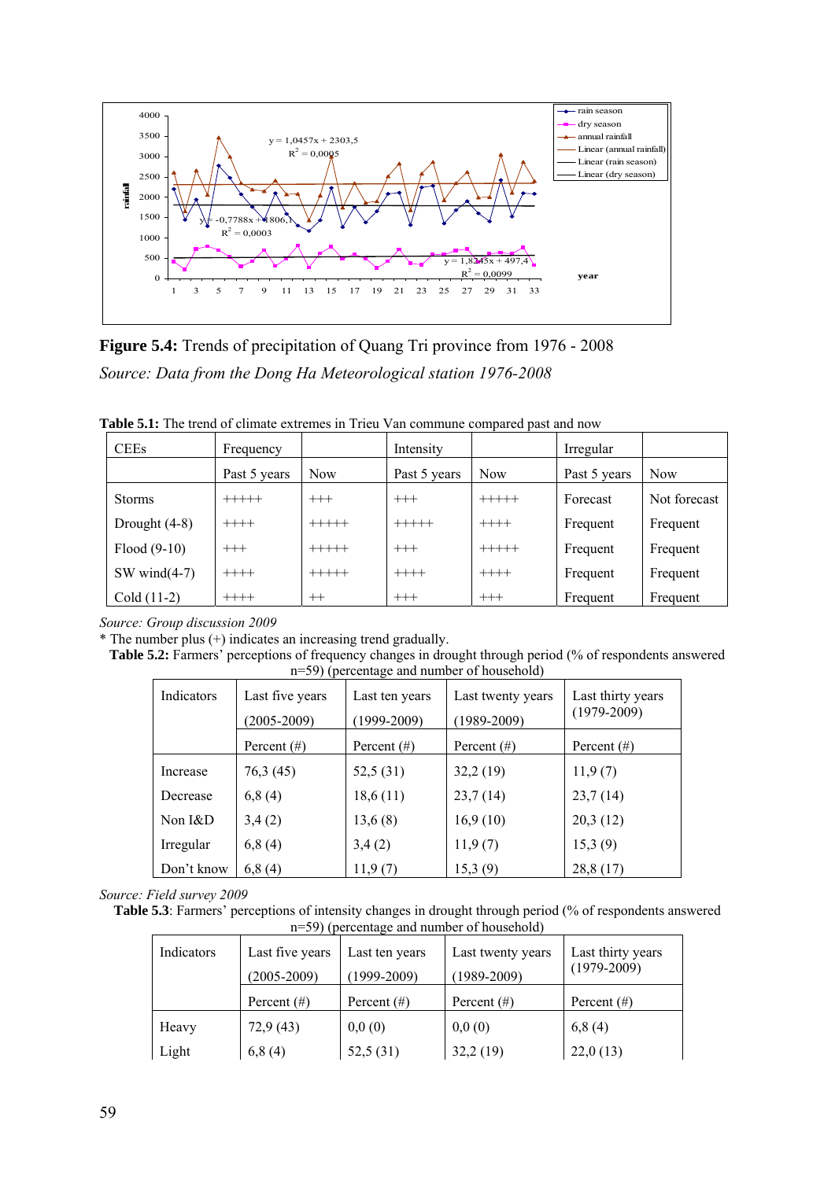**Figure 5.4:** Trends of precipitation of Quang Tri province from 1976 - 2008

*Source: Data from the Dong Ha Meteorological station 1976-2008*

**Table 5.1:** The trend of climate extremes in Trieu Van commune compared past and now

| CEEs | Frequency | | Intensity | | Irregular | |
|---|---|---|---|---|---|---|
| | Past 5 years | Now | Past 5 years | Now | Past 5 years | Now |
| Storms | +++++ | +++ | +++ | +++++ | Forecast | Not forecast |
| Drought (4-8) | ++++ | +++++ | +++++ | ++++ | Frequent | Frequent |
| Flood (9-10) | +++ | +++++ | +++ | +++++ | Frequent | Frequent |
| SW wind(4-7) | ++++ | +++++ | ++++ | ++++ | Frequent | Frequent |
| Cold (11-2) | ++++ | ++ | +++ | +++ | Frequent | Frequent |

*Source: Group discussion 2009*

* The number plus (+) indicates an increasing trend gradually.

**Table 5.2:** Farmers' perceptions of frequency changes in drought through period (% of respondents answered n=59) (percentage and number of household)

| Indicators | Last five years (2005-2009) | Last ten years (1999-2009) | Last twenty years (1989-2009) | Last thirty years (1979-2009) |
|---|---|---|---|---|
| | Percent (#) | Percent (#) | Percent (#) | Percent (#) |
| Increase | 76,3 (45) | 52,5 (31) | 32,2 (19) | 11,9 (7) |
| Decrease | 6,8 (4) | 18,6 (11) | 23,7 (14) | 23,7 (14) |
| Non I&D | 3,4 (2) | 13,6 (8) | 16,9 (10) | 20,3 (12) |
| Irregular | 6,8 (4) | 3,4 (2) | 11,9 (7) | 15,3 (9) |
| Don't know | 6,8 (4) | 11,9 (7) | 15,3 (9) | 28,8 (17) |

*Source: Field survey 2009*

**Table 5.3**: Farmers' perceptions of intensity changes in drought through period (% of respondents answered n=59) (percentage and number of household)

| Indicators | Last five years (2005-2009) | Last ten years (1999-2009) | Last twenty years (1989-2009) | Last thirty years (1979-2009) |
|---|---|---|---|---|
| | Percent (#) | Percent (#) | Percent (#) | Percent (#) |
| Heavy | 72,9 (43) | 0,0 (0) | 0,0 (0) | 6,8 (4) |
| Light | 6,8 (4) | 52,5 (31) | 32,2 (19) | 22,0 (13) |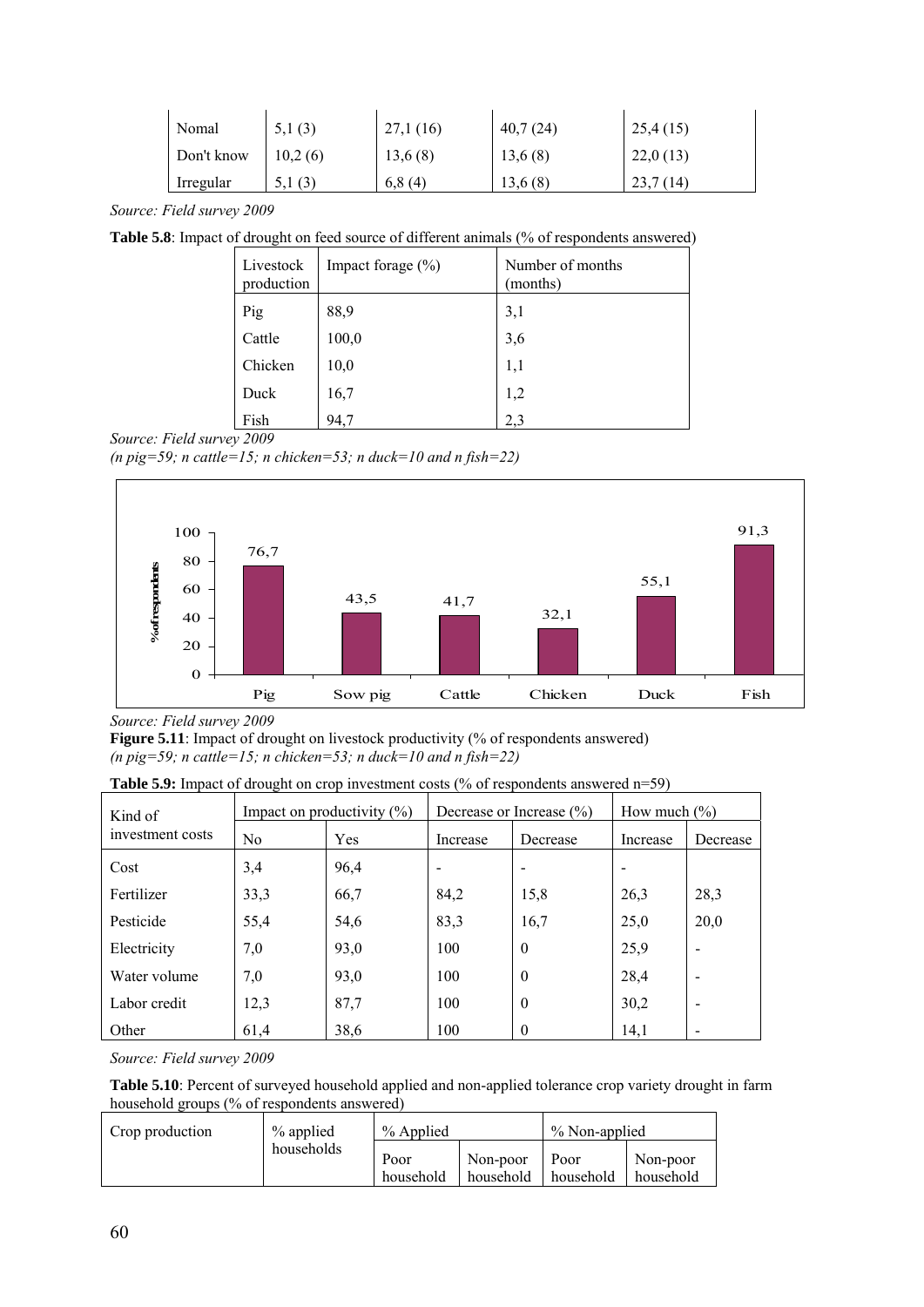| Nomal | 5,1 (3) | 27,1 (16) | 40,7 (24) | 25,4 (15) |
|---|---|---|---|---|
| Don't know | 10,2 (6) | 13,6 (8) | 13,6 (8) | 22,0 (13) |
| Irregular | 5,1 (3) | 6,8 (4) | 13,6 (8) | 23,7 (14) |

*Source: Field survey 2009*

**Table 5.8**: Impact of drought on feed source of different animals (% of respondents answered)

| Livestock production | Impact forage (%) | Number of months (months) |
|---|---|---|
| Pig | 88,9 | 3,1 |
| Cattle | 100,0 | 3,6 |
| Chicken | 10,0 | 1,1 |
| Duck | 16,7 | 1,2 |
| Fish | 94,7 | 2,3 |

*Source: Field survey 2009*

*(n pig=59; n cattle=15; n chicken=53; n duck=10 and n fish=22)*

| | Pig | Sow pig | Cattle | Chicken | Duck | Fish |
|---|---|---|---|---|---|---|
| % of respondents | 76,7 | 43,5 | 41,7 | 32,1 | 55,1 | 91,3 |

*Source: Field survey 2009*

**Figure 5.11**: Impact of drought on livestock productivity (% of respondents answered)

*(n pig=59; n cattle=15; n chicken=53; n duck=10 and n fish=22)*

**Table 5.9:** Impact of drought on crop investment costs (% of respondents answered n=59)

| Kind of investment costs | Impact on productivity (%) | | Decrease or Increase (%) | | How much (%) | |
|---|---|---|---|---|---|---|
| | No | Yes | Increase | Decrease | Increase | Decrease |
| Cost | 3,4 | 96,4 | - | - | - | |
| Fertilizer | 33,3 | 66,7 | 84,2 | 15,8 | 26,3 | 28,3 |
| Pesticide | 55,4 | 54,6 | 83,3 | 16,7 | 25,0 | 20,0 |
| Electricity | 7,0 | 93,0 | 100 | 0 | 25,9 | - |
| Water volume | 7,0 | 93,0 | 100 | 0 | 28,4 | - |
| Labor credit | 12,3 | 87,7 | 100 | 0 | 30,2 | - |
| Other | 61,4 | 38,6 | 100 | 0 | 14,1 | - |

*Source: Field survey 2009*

**Table 5.10**: Percent of surveyed household applied and non-applied tolerance crop variety drought in farm household groups (% of respondents answered)

| Crop production | % applied households | % Applied | | % Non-applied | |
|---|---|---|---|---|---|
| | | Poor household | Non-poor household | Poor household | Non-poor household |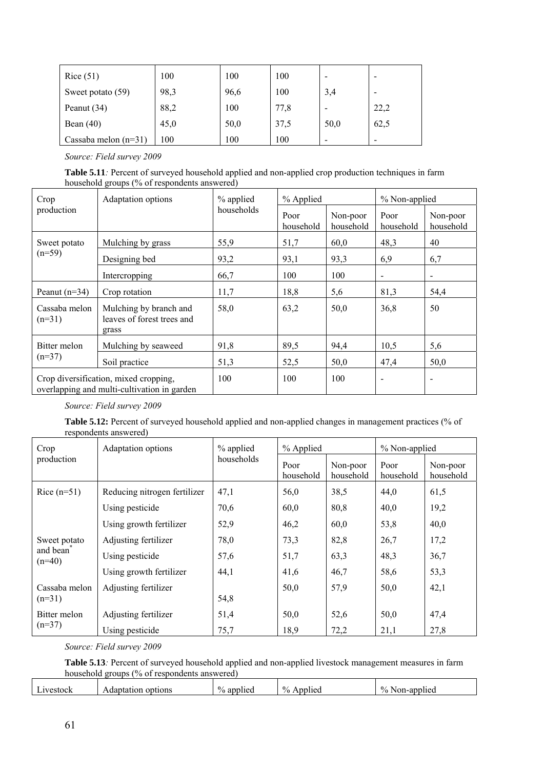| Rice (51) | 100 | 100 | 100 | - | - |
|---|---|---|---|---|---|
| Sweet potato (59) | 98,3 | 96,6 | 100 | 3,4 | - |
| Peanut (34) | 88,2 | 100 | 77,8 | - | 22,2 |
| Bean (40) | 45,0 | 50,0 | 37,5 | 50,0 | 62,5 |
| Cassaba melon (n=31) | 100 | 100 | 100 | - | - |

*Source: Field survey 2009*

**Table 5.11***:* Percent of surveyed household applied and non-applied crop production techniques in farm household groups (% of respondents answered)

| Crop production | Adaptation options | % applied households | % Applied | | % Non-applied | |
|---|---|---|---|---|---|---|
| | | | Poor household | Non-poor household | Poor household | Non-poor household |
| Sweet potato (n=59) | Mulching by grass | 55,9 | 51,7 | 60,0 | 48,3 | 40 |
| | Designing bed | 93,2 | 93,1 | 93,3 | 6,9 | 6,7 |
| | Intercropping | 66,7 | 100 | 100 | - | - |
| Peanut (n=34) | Crop rotation | 11,7 | 18,8 | 5,6 | 81,3 | 54,4 |
| Cassaba melon (n=31) | Mulching by branch and leaves of forest trees and grass | 58,0 | 63,2 | 50,0 | 36,8 | 50 |
| Bitter melon (n=37) | Mulching by seaweed | 91,8 | 89,5 | 94,4 | 10,5 | 5,6 |
| | Soil practice | 51,3 | 52,5 | 50,0 | 47,4 | 50,0 |
| Crop diversification, mixed cropping, overlapping and multi-cultivation in garden | | 100 | 100 | 100 | - | - |

*Source: Field survey 2009*

**Table 5.12:** Percent of surveyed household applied and non-applied changes in management practices (% of respondents answered)

| Crop production | Adaptation options | % applied households | % Applied | | % Non-applied | |
|---|---|---|---|---|---|---|
| | | | Poor household | Non-poor household | Poor household | Non-poor household |
| Rice (n=51) | Reducing nitrogen fertilizer | 47,1 | 56,0 | 38,5 | 44,0 | 61,5 |
| | Using pesticide | 70,6 | 60,0 | 80,8 | 40,0 | 19,2 |
| | Using growth fertilizer | 52,9 | 46,2 | 60,0 | 53,8 | 40,0 |
| Sweet potato and bean* (n=40) | Adjusting fertilizer | 78,0 | 73,3 | 82,8 | 26,7 | 17,2 |
| | Using pesticide | 57,6 | 51,7 | 63,3 | 48,3 | 36,7 |
| | Using growth fertilizer | 44,1 | 41,6 | 46,7 | 58,6 | 53,3 |
| Cassaba melon (n=31) | Adjusting fertilizer | 54,8 | 50,0 | 57,9 | 50,0 | 42,1 |
| Bitter melon (n=37) | Adjusting fertilizer | 51,4 | 50,0 | 52,6 | 50,0 | 47,4 |
| | Using pesticide | 75,7 | 18,9 | 72,2 | 21,1 | 27,8 |

*Source: Field survey 2009*

**Table 5.13***:* Percent of surveyed household applied and non-applied livestock management measures in farm household groups (% of respondents answered)

| Livestock | Adaptation options | % applied | % Applied | | % Non-applied | |
|---|---|---|---|---|---|---|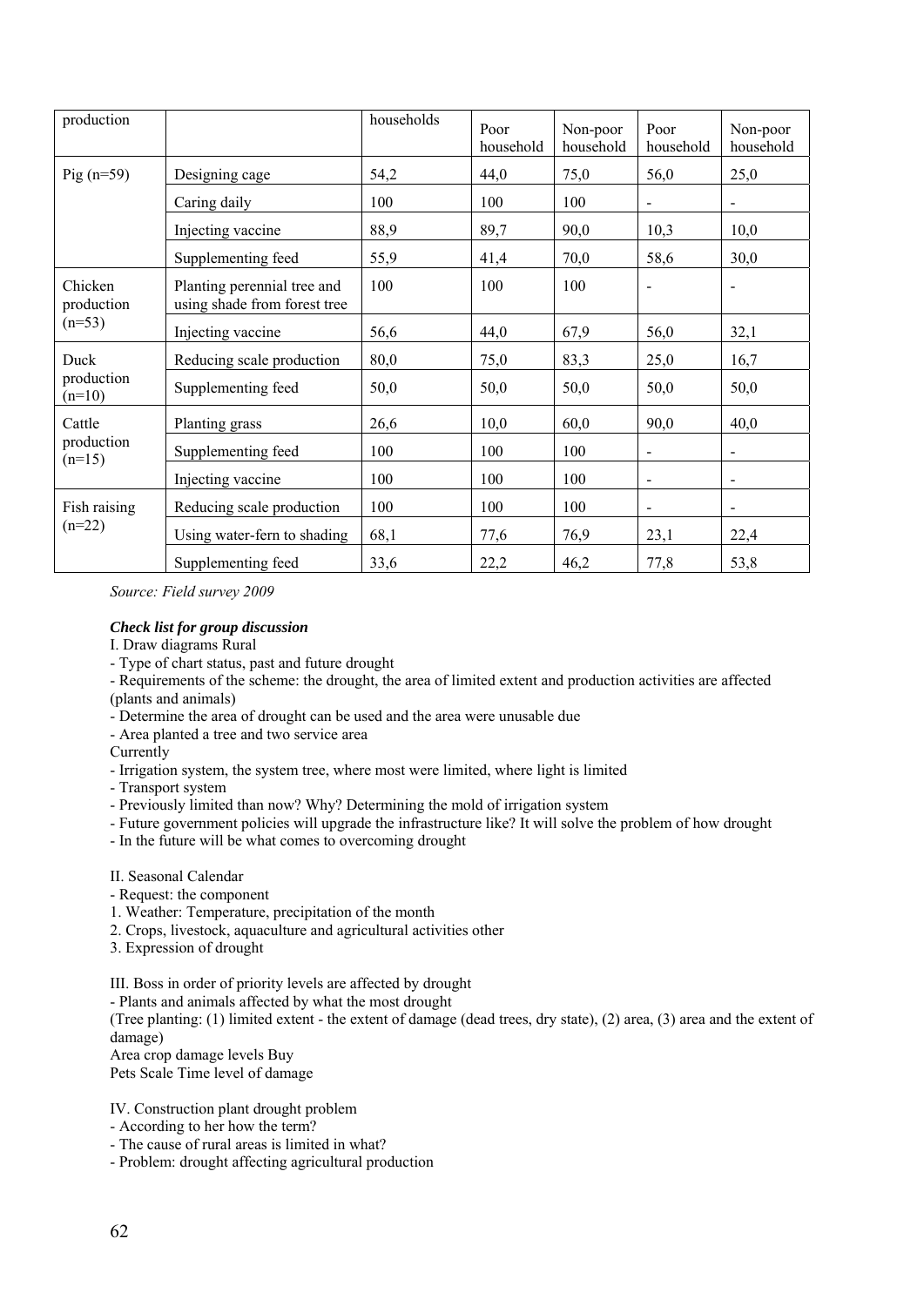| production | | households | Poor household | Non-poor household | Poor household | Non-poor household |
|---|---|---|---|---|---|---|
| Pig (n=59) | Designing cage | 54,2 | 44,0 | 75,0 | 56,0 | 25,0 |
| | Caring daily | 100 | 100 | 100 | - | - |
| | Injecting vaccine | 88,9 | 89,7 | 90,0 | 10,3 | 10,0 |
| | Supplementing feed | 55,9 | 41,4 | 70,0 | 58,6 | 30,0 |
| Chicken production (n=53) | Planting perennial tree and using shade from forest tree | 100 | 100 | 100 | - | - |
| | Injecting vaccine | 56,6 | 44,0 | 67,9 | 56,0 | 32,1 |
| Duck production (n=10) | Reducing scale production | 80,0 | 75,0 | 83,3 | 25,0 | 16,7 |
| | Supplementing feed | 50,0 | 50,0 | 50,0 | 50,0 | 50,0 |
| Cattle production (n=15) | Planting grass | 26,6 | 10,0 | 60,0 | 90,0 | 40,0 |
| | Supplementing feed | 100 | 100 | 100 | - | - |
| | Injecting vaccine | 100 | 100 | 100 | - | - |
| Fish raising (n=22) | Reducing scale production | 100 | 100 | 100 | - | - |
| | Using water-fern to shading | 68,1 | 77,6 | 76,9 | 23,1 | 22,4 |
| | Supplementing feed | 33,6 | 22,2 | 46,2 | 77,8 | 53,8 |

*Source: Field survey 2009*

***Check list for group discussion***

I. Draw diagrams Rural

- Type of chart status, past and future drought
- Requirements of the scheme: the drought, the area of limited extent and production activities are affected (plants and animals)
- Determine the area of drought can be used and the area were unusable due
- Area planted a tree and two service area

Currently

- Irrigation system, the system tree, where most were limited, where light is limited
- Transport system
- Previously limited than now? Why? Determining the mold of irrigation system
- Future government policies will upgrade the infrastructure like? It will solve the problem of how drought
- In the future will be what comes to overcoming drought

II. Seasonal Calendar

- Request: the component

1. Weather: Temperature, precipitation of the month
2. Crops, livestock, aquaculture and agricultural activities other
3. Expression of drought

III. Boss in order of priority levels are affected by drought

- Plants and animals affected by what the most drought

(Tree planting: (1) limited extent - the extent of damage (dead trees, dry state), (2) area, (3) area and the extent of damage)

Area crop damage levels Buy

Pets Scale Time level of damage

IV. Construction plant drought problem

- According to her how the term?
- The cause of rural areas is limited in what?
- Problem: drought affecting agricultural production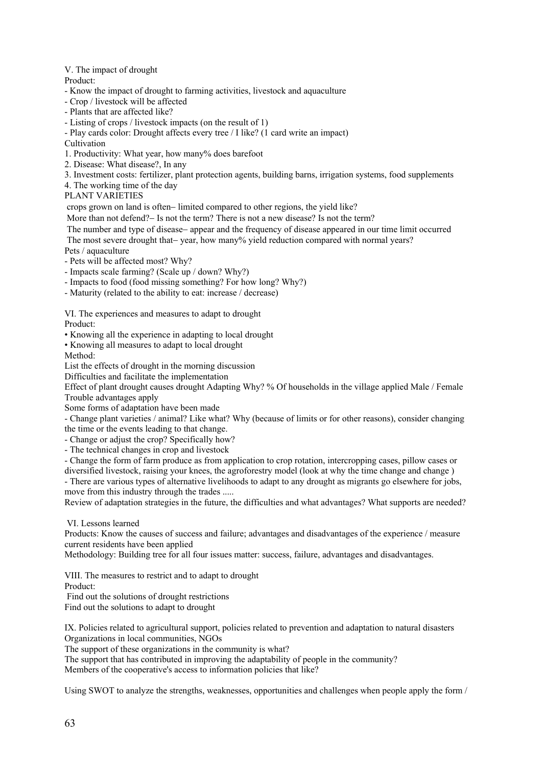V. The impact of drought

Product:

- Know the impact of drought to farming activities, livestock and aquaculture
- Crop / livestock will be affected
- Plants that are affected like?
- Listing of crops / livestock impacts (on the result of 1)
- Play cards color: Drought affects every tree / I like? (1 card write an impact)

Cultivation

1. Productivity: What year, how many% does barefoot
2. Disease: What disease?, In any
3. Investment costs: fertilizer, plant protection agents, building barns, irrigation systems, food supplements
4. The working time of the day

PLANT VARIETIES

crops grown on land is often– limited compared to other regions, the yield like?

More than not defend?– Is not the term? There is not a new disease? Is not the term?

The number and type of disease– appear and the frequency of disease appeared in our time limit occurred

The most severe drought that– year, how many% yield reduction compared with normal years?

Pets / aquaculture

- Pets will be affected most? Why?
- Impacts scale farming? (Scale up / down? Why?)
- Impacts to food (food missing something? For how long? Why?)
- Maturity (related to the ability to eat: increase / decrease)

VI. The experiences and measures to adapt to drought

Product:

• Knowing all the experience in adapting to local drought
• Knowing all measures to adapt to local drought

Method:

List the effects of drought in the morning discussion

Difficulties and facilitate the implementation

Effect of plant drought causes drought Adapting Why? % Of households in the village applied Male / Female Trouble advantages apply

Some forms of adaptation have been made

- Change plant varieties / animal? Like what? Why (because of limits or for other reasons), consider changing the time or the events leading to that change.
- Change or adjust the crop? Specifically how?
- The technical changes in crop and livestock
- Change the form of farm produce as from application to crop rotation, intercropping cases, pillow cases or diversified livestock, raising your knees, the agroforestry model (look at why the time change and change )
- There are various types of alternative livelihoods to adapt to any drought as migrants go elsewhere for jobs, move from this industry through the trades .....

Review of adaptation strategies in the future, the difficulties and what advantages? What supports are needed?

VI. Lessons learned

Products: Know the causes of success and failure; advantages and disadvantages of the experience / measure current residents have been applied

Methodology: Building tree for all four issues matter: success, failure, advantages and disadvantages.

VIII. The measures to restrict and to adapt to drought

Product:

Find out the solutions of drought restrictions

Find out the solutions to adapt to drought

IX. Policies related to agricultural support, policies related to prevention and adaptation to natural disasters

Organizations in local communities, NGOs

The support of these organizations in the community is what?

The support that has contributed in improving the adaptability of people in the community?

Members of the cooperative's access to information policies that like?

Using SWOT to analyze the strengths, weaknesses, opportunities and challenges when people apply the form /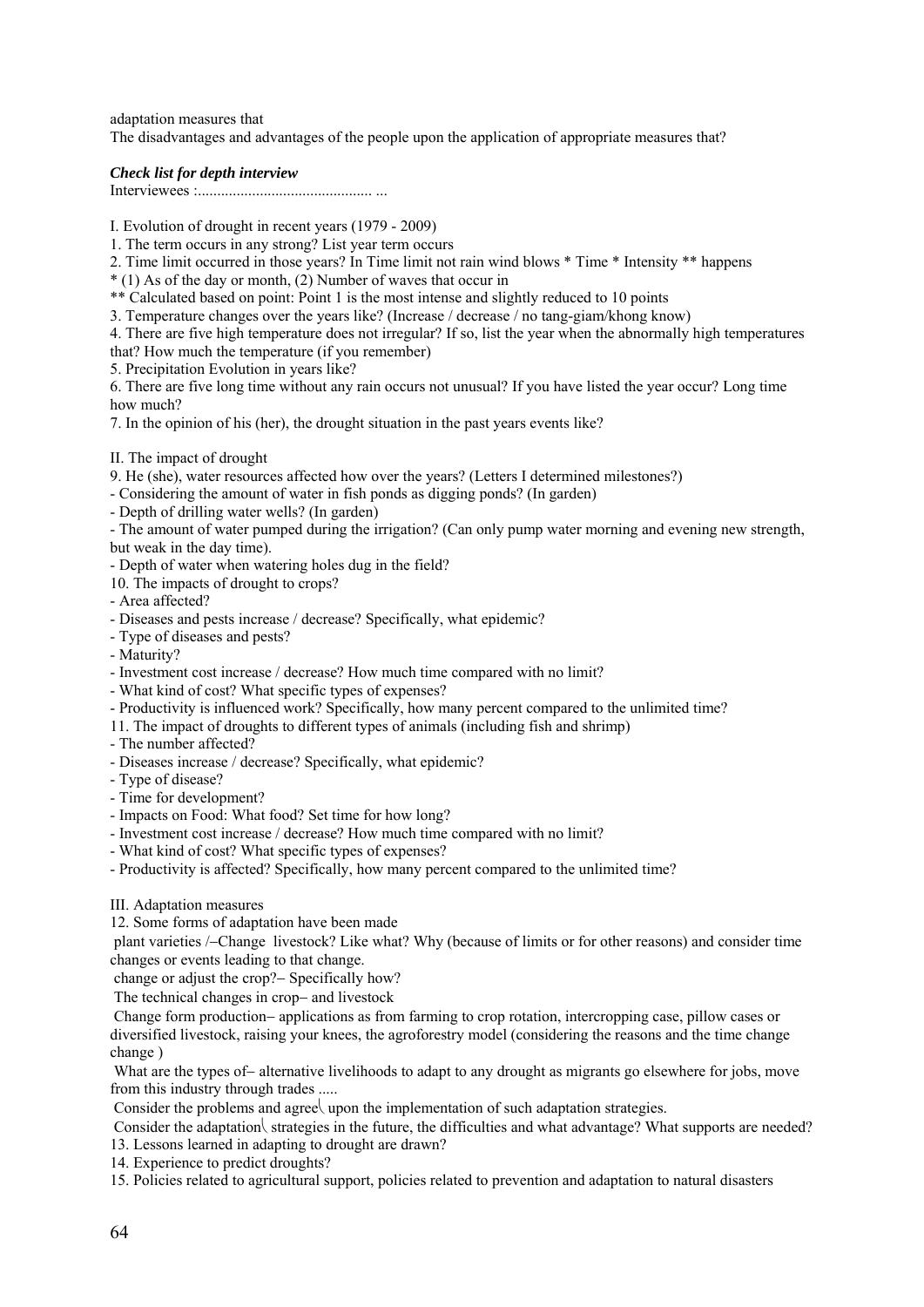adaptation measures that

The disadvantages and advantages of the people upon the application of appropriate measures that?

***Check list for depth interview***

Interviewees :............................................. ...

I. Evolution of drought in recent years (1979 - 2009)

1. The term occurs in any strong? List year term occurs
2. Time limit occurred in those years? In Time limit not rain wind blows * Time * Intensity ** happens

\* (1) As of the day or month, (2) Number of waves that occur in

\*\* Calculated based on point: Point 1 is the most intense and slightly reduced to 10 points

3. Temperature changes over the years like? (Increase / decrease / no tang-giam/khong know)
4. There are five high temperature does not irregular? If so, list the year when the abnormally high temperatures that? How much the temperature (if you remember)
5. Precipitation Evolution in years like?
6. There are five long time without any rain occurs not unusual? If you have listed the year occur? Long time how much?
7. In the opinion of his (her), the drought situation in the past years events like?

II. The impact of drought

9. He (she), water resources affected how over the years? (Letters I determined milestones?)

- Considering the amount of water in fish ponds as digging ponds? (In garden)
- Depth of drilling water wells? (In garden)
- The amount of water pumped during the irrigation? (Can only pump water morning and evening new strength, but weak in the day time).
- Depth of water when watering holes dug in the field?

10. The impacts of drought to crops?

- Area affected?
- Diseases and pests increase / decrease? Specifically, what epidemic?
- Type of diseases and pests?
- Maturity?
- Investment cost increase / decrease? How much time compared with no limit?
- What kind of cost? What specific types of expenses?
- Productivity is influenced work? Specifically, how many percent compared to the unlimited time?

11. The impact of droughts to different types of animals (including fish and shrimp)

- The number affected?
- Diseases increase / decrease? Specifically, what epidemic?
- Type of disease?
- Time for development?
- Impacts on Food: What food? Set time for how long?
- Investment cost increase / decrease? How much time compared with no limit?
- What kind of cost? What specific types of expenses?
- Productivity is affected? Specifically, how many percent compared to the unlimited time?

III. Adaptation measures

12. Some forms of adaptation have been made

plant varieties /–Change livestock? Like what? Why (because of limits or for other reasons) and consider time changes or events leading to that change.

change or adjust the crop?– Specifically how?

The technical changes in crop– and livestock

Change form production– applications as from farming to crop rotation, intercropping case, pillow cases or diversified livestock, raising your knees, the agroforestry model (considering the reasons and the time change change )

What are the types of– alternative livelihoods to adapt to any drought as migrants go elsewhere for jobs, move from this industry through trades .....

Consider the problems and agree upon the implementation of such adaptation strategies.

Consider the adaptation strategies in the future, the difficulties and what advantage? What supports are needed?

13. Lessons learned in adapting to drought are drawn?
14. Experience to predict droughts?
15. Policies related to agricultural support, policies related to prevention and adaptation to natural disasters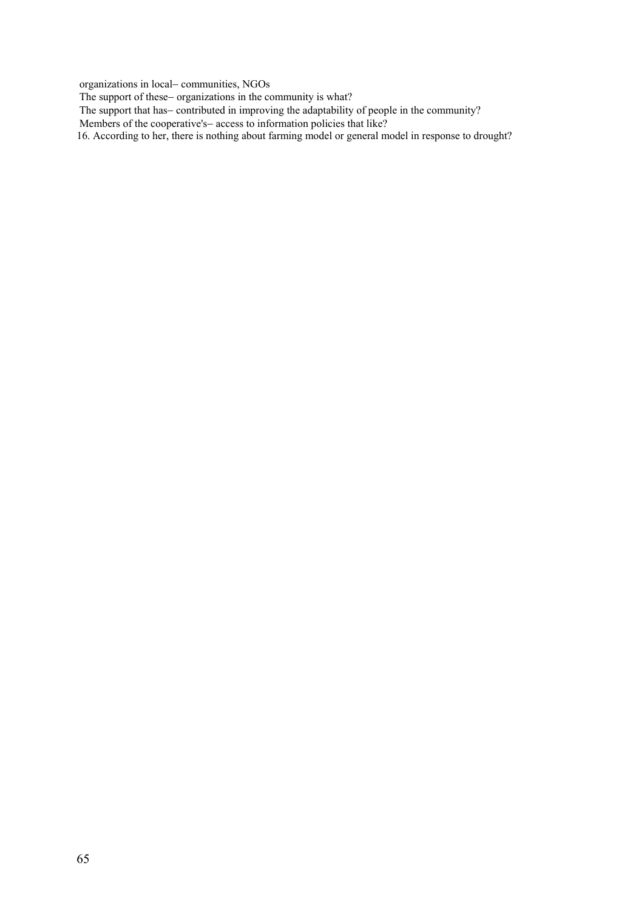organizations in local– communities, NGOs

The support of these– organizations in the community is what?

The support that has– contributed in improving the adaptability of people in the community?

Members of the cooperative's– access to information policies that like?

16. According to her, there is nothing about farming model or general model in response to drought?